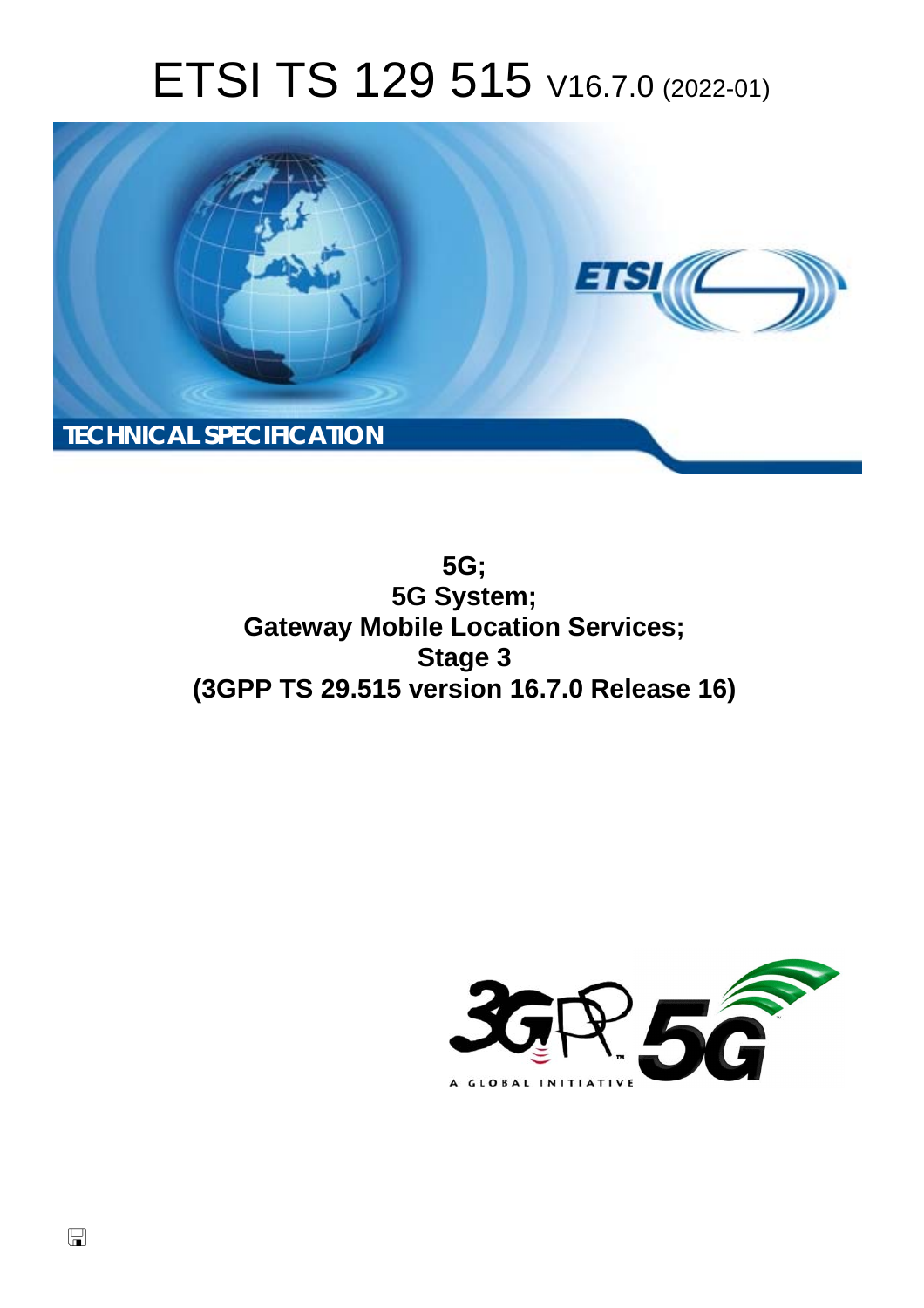# ETSI TS 129 515 V16.7.0 (2022-01)

TECHNICAL SPECIFICATION

**5G;**
**5G System;**
**Gateway Mobile Location Services;**
**Stage 3**
**(3GPP TS 29.515 version 16.7.0 Release 16)**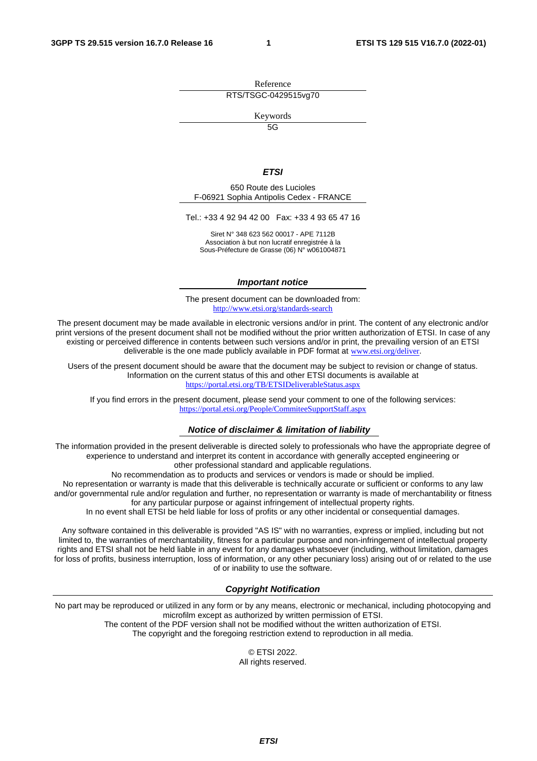Reference

RTS/TSGC-0429515vg70

Keywords

5G

***ETSI***

650 Route des Lucioles
F-06921 Sophia Antipolis Cedex - FRANCE

Tel.: +33 4 92 94 42 00   Fax: +33 4 93 65 47 16

Siret N° 348 623 562 00017 - APE 7112B
Association à but non lucratif enregistrée à la
Sous-Préfecture de Grasse (06) N° w061004871

***Important notice***

The present document can be downloaded from:
http://www.etsi.org/standards-search

The present document may be made available in electronic versions and/or in print. The content of any electronic and/or print versions of the present document shall not be modified without the prior written authorization of ETSI. In case of any existing or perceived difference in contents between such versions and/or in print, the prevailing version of an ETSI deliverable is the one made publicly available in PDF format at www.etsi.org/deliver.

Users of the present document should be aware that the document may be subject to revision or change of status. Information on the current status of this and other ETSI documents is available at
https://portal.etsi.org/TB/ETSIDeliverableStatus.aspx

If you find errors in the present document, please send your comment to one of the following services:
https://portal.etsi.org/People/CommiteeSupportStaff.aspx

***Notice of disclaimer & limitation of liability***

The information provided in the present deliverable is directed solely to professionals who have the appropriate degree of experience to understand and interpret its content in accordance with generally accepted engineering or other professional standard and applicable regulations.
No recommendation as to products and services or vendors is made or should be implied.
No representation or warranty is made that this deliverable is technically accurate or sufficient or conforms to any law and/or governmental rule and/or regulation and further, no representation or warranty is made of merchantability or fitness for any particular purpose or against infringement of intellectual property rights.
In no event shall ETSI be held liable for loss of profits or any other incidental or consequential damages.

Any software contained in this deliverable is provided "AS IS" with no warranties, express or implied, including but not limited to, the warranties of merchantability, fitness for a particular purpose and non-infringement of intellectual property rights and ETSI shall not be held liable in any event for any damages whatsoever (including, without limitation, damages for loss of profits, business interruption, loss of information, or any other pecuniary loss) arising out of or related to the use of or inability to use the software.

***Copyright Notification***

No part may be reproduced or utilized in any form or by any means, electronic or mechanical, including photocopying and microfilm except as authorized by written permission of ETSI.
The content of the PDF version shall not be modified without the written authorization of ETSI.
The copyright and the foregoing restriction extend to reproduction in all media.

© ETSI 2022.
All rights reserved.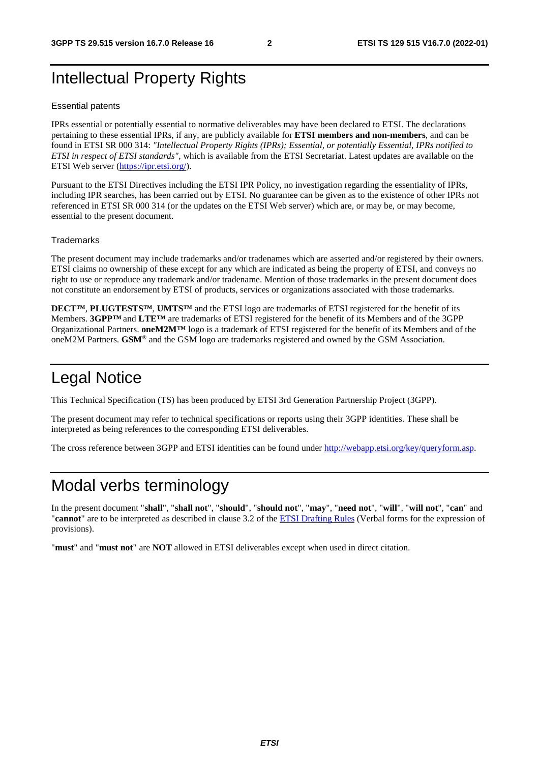# Intellectual Property Rights

## Essential patents

IPRs essential or potentially essential to normative deliverables may have been declared to ETSI. The declarations pertaining to these essential IPRs, if any, are publicly available for **ETSI members and non-members**, and can be found in ETSI SR 000 314: *"Intellectual Property Rights (IPRs); Essential, or potentially Essential, IPRs notified to ETSI in respect of ETSI standards"*, which is available from the ETSI Secretariat. Latest updates are available on the ETSI Web server (https://ipr.etsi.org/).

Pursuant to the ETSI Directives including the ETSI IPR Policy, no investigation regarding the essentiality of IPRs, including IPR searches, has been carried out by ETSI. No guarantee can be given as to the existence of other IPRs not referenced in ETSI SR 000 314 (or the updates on the ETSI Web server) which are, or may be, or may become, essential to the present document.

## Trademarks

The present document may include trademarks and/or tradenames which are asserted and/or registered by their owners. ETSI claims no ownership of these except for any which are indicated as being the property of ETSI, and conveys no right to use or reproduce any trademark and/or tradename. Mention of those trademarks in the present document does not constitute an endorsement by ETSI of products, services or organizations associated with those trademarks.

**DECT™**, **PLUGTESTS™**, **UMTS™** and the ETSI logo are trademarks of ETSI registered for the benefit of its Members. **3GPP™** and **LTE™** are trademarks of ETSI registered for the benefit of its Members and of the 3GPP Organizational Partners. **oneM2M™** logo is a trademark of ETSI registered for the benefit of its Members and of the oneM2M Partners. **GSM**® and the GSM logo are trademarks registered and owned by the GSM Association.

# Legal Notice

This Technical Specification (TS) has been produced by ETSI 3rd Generation Partnership Project (3GPP).

The present document may refer to technical specifications or reports using their 3GPP identities. These shall be interpreted as being references to the corresponding ETSI deliverables.

The cross reference between 3GPP and ETSI identities can be found under http://webapp.etsi.org/key/queryform.asp.

# Modal verbs terminology

In the present document "**shall**", "**shall not**", "**should**", "**should not**", "**may**", "**need not**", "**will**", "**will not**", "**can**" and "**cannot**" are to be interpreted as described in clause 3.2 of the ETSI Drafting Rules (Verbal forms for the expression of provisions).

"**must**" and "**must not**" are **NOT** allowed in ETSI deliverables except when used in direct citation.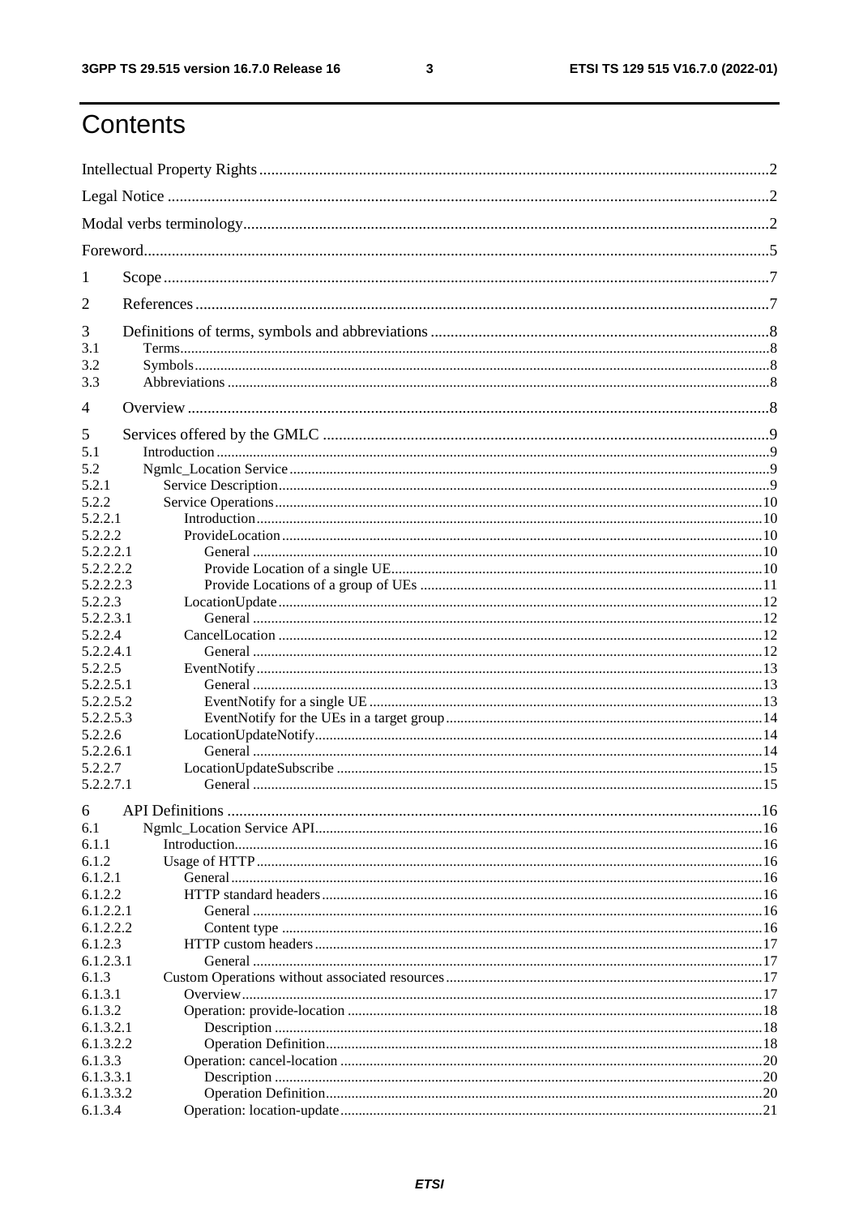# Contents

Intellectual Property Rights ..... 2

Legal Notice ..... 2

Modal verbs terminology ..... 2

Foreword ..... 5

1 Scope ..... 7

2 References ..... 7

3 Definitions of terms, symbols and abbreviations ..... 8
- 3.1 Terms ..... 8
- 3.2 Symbols ..... 8
- 3.3 Abbreviations ..... 8

4 Overview ..... 8

5 Services offered by the GMLC ..... 9
- 5.1 Introduction ..... 9
- 5.2 Ngmlc_Location Service ..... 9
- 5.2.1 Service Description ..... 9
- 5.2.2 Service Operations ..... 10
- 5.2.2.1 Introduction ..... 10
- 5.2.2.2 ProvideLocation ..... 10
- 5.2.2.2.1 General ..... 10
- 5.2.2.2.2 Provide Location of a single UE ..... 10
- 5.2.2.2.3 Provide Locations of a group of UEs ..... 11
- 5.2.2.3 LocationUpdate ..... 12
- 5.2.2.3.1 General ..... 12
- 5.2.2.4 CancelLocation ..... 12
- 5.2.2.4.1 General ..... 12
- 5.2.2.5 EventNotify ..... 13
- 5.2.2.5.1 General ..... 13
- 5.2.2.5.2 EventNotify for a single UE ..... 13
- 5.2.2.5.3 EventNotify for the UEs in a target group ..... 14
- 5.2.2.6 LocationUpdateNotify ..... 14
- 5.2.2.6.1 General ..... 14
- 5.2.2.7 LocationUpdateSubscribe ..... 15
- 5.2.2.7.1 General ..... 15

6 API Definitions ..... 16
- 6.1 Ngmlc_Location Service API ..... 16
- 6.1.1 Introduction ..... 16
- 6.1.2 Usage of HTTP ..... 16
- 6.1.2.1 General ..... 16
- 6.1.2.2 HTTP standard headers ..... 16
- 6.1.2.2.1 General ..... 16
- 6.1.2.2.2 Content type ..... 16
- 6.1.2.3 HTTP custom headers ..... 17
- 6.1.2.3.1 General ..... 17
- 6.1.3 Custom Operations without associated resources ..... 17
- 6.1.3.1 Overview ..... 17
- 6.1.3.2 Operation: provide-location ..... 18
- 6.1.3.2.1 Description ..... 18
- 6.1.3.2.2 Operation Definition ..... 18
- 6.1.3.3 Operation: cancel-location ..... 20
- 6.1.3.3.1 Description ..... 20
- 6.1.3.3.2 Operation Definition ..... 20
- 6.1.3.4 Operation: location-update ..... 21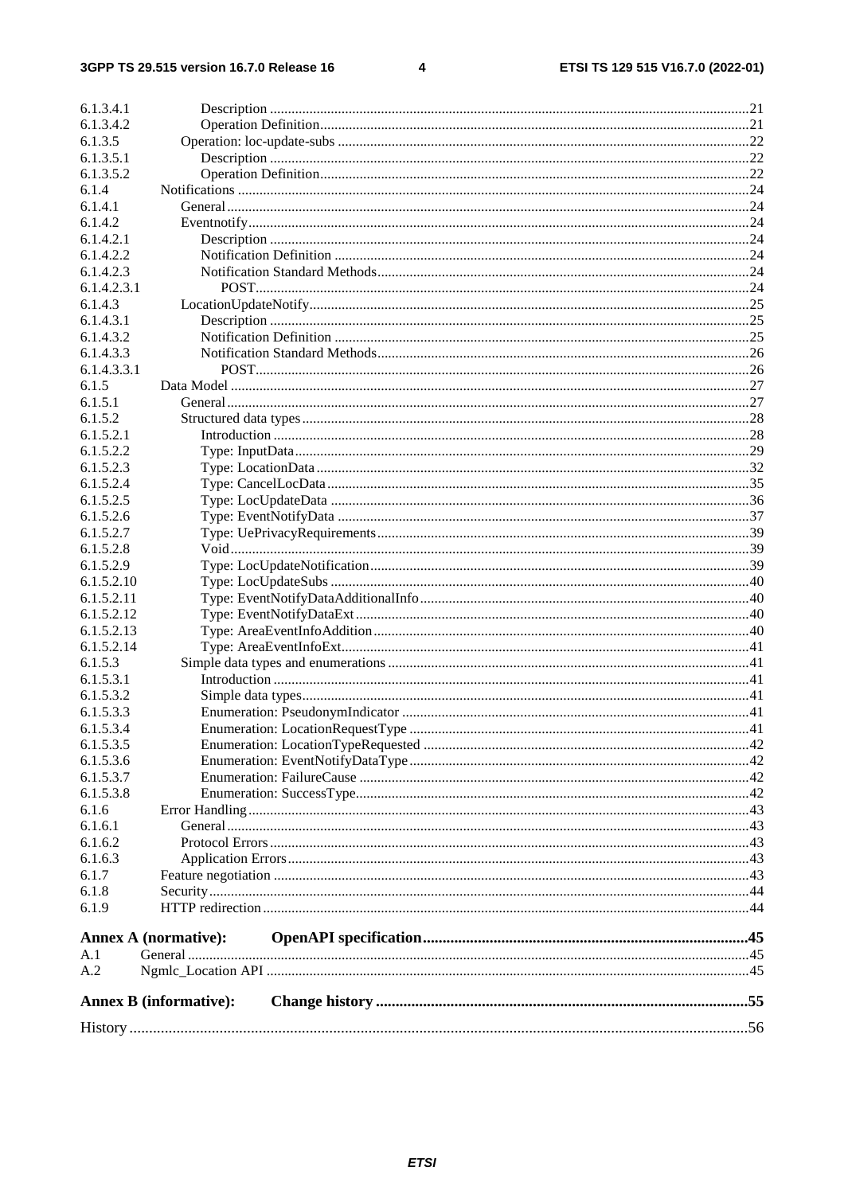6.1.3.4.1 Description ....................................................................................................................................21
6.1.3.4.2 Operation Definition......................................................................................................................21
6.1.3.5 Operation: loc-update-subs .................................................................................................................22
6.1.3.5.1 Description ....................................................................................................................................22
6.1.3.5.2 Operation Definition......................................................................................................................22
6.1.4 Notifications .............................................................................................................................................24
6.1.4.1 General................................................................................................................................................24
6.1.4.2 Eventnotify..........................................................................................................................................24
6.1.4.2.1 Description ....................................................................................................................................24
6.1.4.2.2 Notification Definition ..................................................................................................................24
6.1.4.2.3 Notification Standard Methods......................................................................................................24
6.1.4.2.3.1 POST........................................................................................................................................24
6.1.4.3 LocationUpdateNotify.........................................................................................................................25
6.1.4.3.1 Description ....................................................................................................................................25
6.1.4.3.2 Notification Definition ..................................................................................................................25
6.1.4.3.3 Notification Standard Methods......................................................................................................26
6.1.4.3.3.1 POST........................................................................................................................................26
6.1.5 Data Model ...............................................................................................................................................27
6.1.5.1 General................................................................................................................................................27
6.1.5.2 Structured data types...........................................................................................................................28
6.1.5.2.1 Introduction ...................................................................................................................................28
6.1.5.2.2 Type: InputData.............................................................................................................................29
6.1.5.2.3 Type: LocationData .......................................................................................................................32
6.1.5.2.4 Type: CancelLocData ....................................................................................................................35
6.1.5.2.5 Type: LocUpdateData ...................................................................................................................36
6.1.5.2.6 Type: EventNotifyData ..................................................................................................................37
6.1.5.2.7 Type: UePrivacyRequirements.......................................................................................................39
6.1.5.2.8 Void...............................................................................................................................................39
6.1.5.2.9 Type: LocUpdateNotification.........................................................................................................39
6.1.5.2.10 Type: LocUpdateSubs ...................................................................................................................40
6.1.5.2.11 Type: EventNotifyDataAdditionalInfo...........................................................................................40
6.1.5.2.12 Type: EventNotifyDataExt............................................................................................................40
6.1.5.2.13 Type: AreaEventInfoAddition........................................................................................................40
6.1.5.2.14 Type: AreaEventInfoExt................................................................................................................41
6.1.5.3 Simple data types and enumerations ...................................................................................................41
6.1.5.3.1 Introduction ...................................................................................................................................41
6.1.5.3.2 Simple data types...........................................................................................................................41
6.1.5.3.3 Enumeration: PseudonymIndicator ...............................................................................................41
6.1.5.3.4 Enumeration: LocationRequestType .............................................................................................41
6.1.5.3.5 Enumeration: LocationTypeRequested ..........................................................................................42
6.1.5.3.6 Enumeration: EventNotifyDataType..............................................................................................42
6.1.5.3.7 Enumeration: FailureCause ...........................................................................................................42
6.1.5.3.8 Enumeration: SuccessType............................................................................................................42
6.1.6 Error Handling..........................................................................................................................................43
6.1.6.1 General................................................................................................................................................43
6.1.6.2 Protocol Errors....................................................................................................................................43
6.1.6.3 Application Errors...............................................................................................................................43
6.1.7 Feature negotiation ...................................................................................................................................43
6.1.8 Security.....................................................................................................................................................44
6.1.9 HTTP redirection......................................................................................................................................44

**Annex A (normative): OpenAPI specification..................................................................................45**

A.1 General ..........................................................................................................................................45
A.2 Ngmlc_Location API ....................................................................................................................45

**Annex B (informative): Change history .............................................................................................55**

History ..............................................................................................................................................................56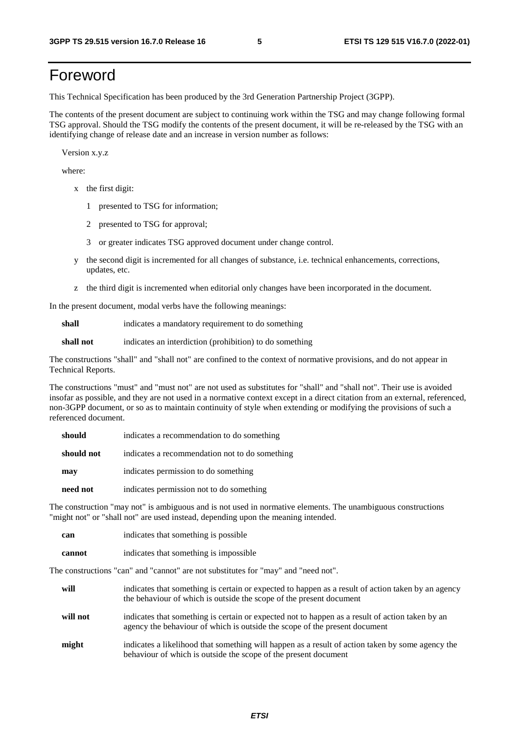# Foreword

This Technical Specification has been produced by the 3rd Generation Partnership Project (3GPP).

The contents of the present document are subject to continuing work within the TSG and may change following formal TSG approval. Should the TSG modify the contents of the present document, it will be re-released by the TSG with an identifying change of release date and an increase in version number as follows:

Version x.y.z

where:

- x the first digit:
  - 1 presented to TSG for information;
  - 2 presented to TSG for approval;
  - 3 or greater indicates TSG approved document under change control.
- y the second digit is incremented for all changes of substance, i.e. technical enhancements, corrections, updates, etc.
- z the third digit is incremented when editorial only changes have been incorporated in the document.

In the present document, modal verbs have the following meanings:

**shall** indicates a mandatory requirement to do something

**shall not** indicates an interdiction (prohibition) to do something

The constructions "shall" and "shall not" are confined to the context of normative provisions, and do not appear in Technical Reports.

The constructions "must" and "must not" are not used as substitutes for "shall" and "shall not". Their use is avoided insofar as possible, and they are not used in a normative context except in a direct citation from an external, referenced, non-3GPP document, or so as to maintain continuity of style when extending or modifying the provisions of such a referenced document.

**should** indicates a recommendation to do something

**should not** indicates a recommendation not to do something

**may** indicates permission to do something

**need not** indicates permission not to do something

The construction "may not" is ambiguous and is not used in normative elements. The unambiguous constructions "might not" or "shall not" are used instead, depending upon the meaning intended.

**can** indicates that something is possible

**cannot** indicates that something is impossible

The constructions "can" and "cannot" are not substitutes for "may" and "need not".

**will** indicates that something is certain or expected to happen as a result of action taken by an agency the behaviour of which is outside the scope of the present document

**will not** indicates that something is certain or expected not to happen as a result of action taken by an agency the behaviour of which is outside the scope of the present document

**might** indicates a likelihood that something will happen as a result of action taken by some agency the behaviour of which is outside the scope of the present document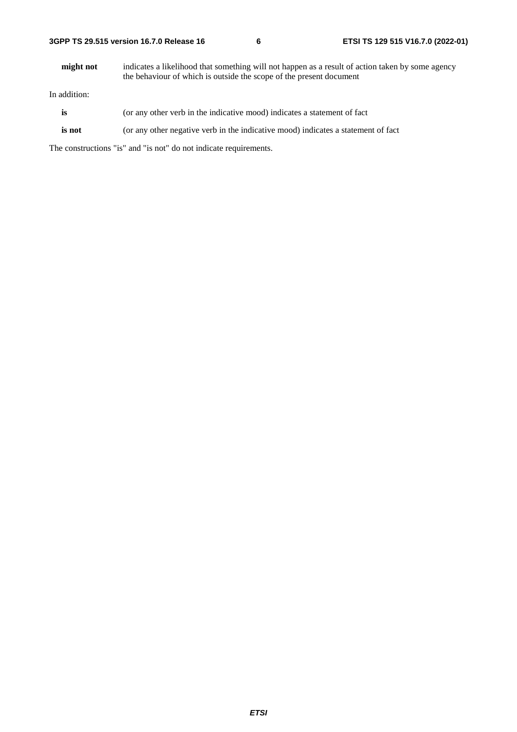**might not** indicates a likelihood that something will not happen as a result of action taken by some agency the behaviour of which is outside the scope of the present document

In addition:

**is** (or any other verb in the indicative mood) indicates a statement of fact

**is not** (or any other negative verb in the indicative mood) indicates a statement of fact

The constructions "is" and "is not" do not indicate requirements.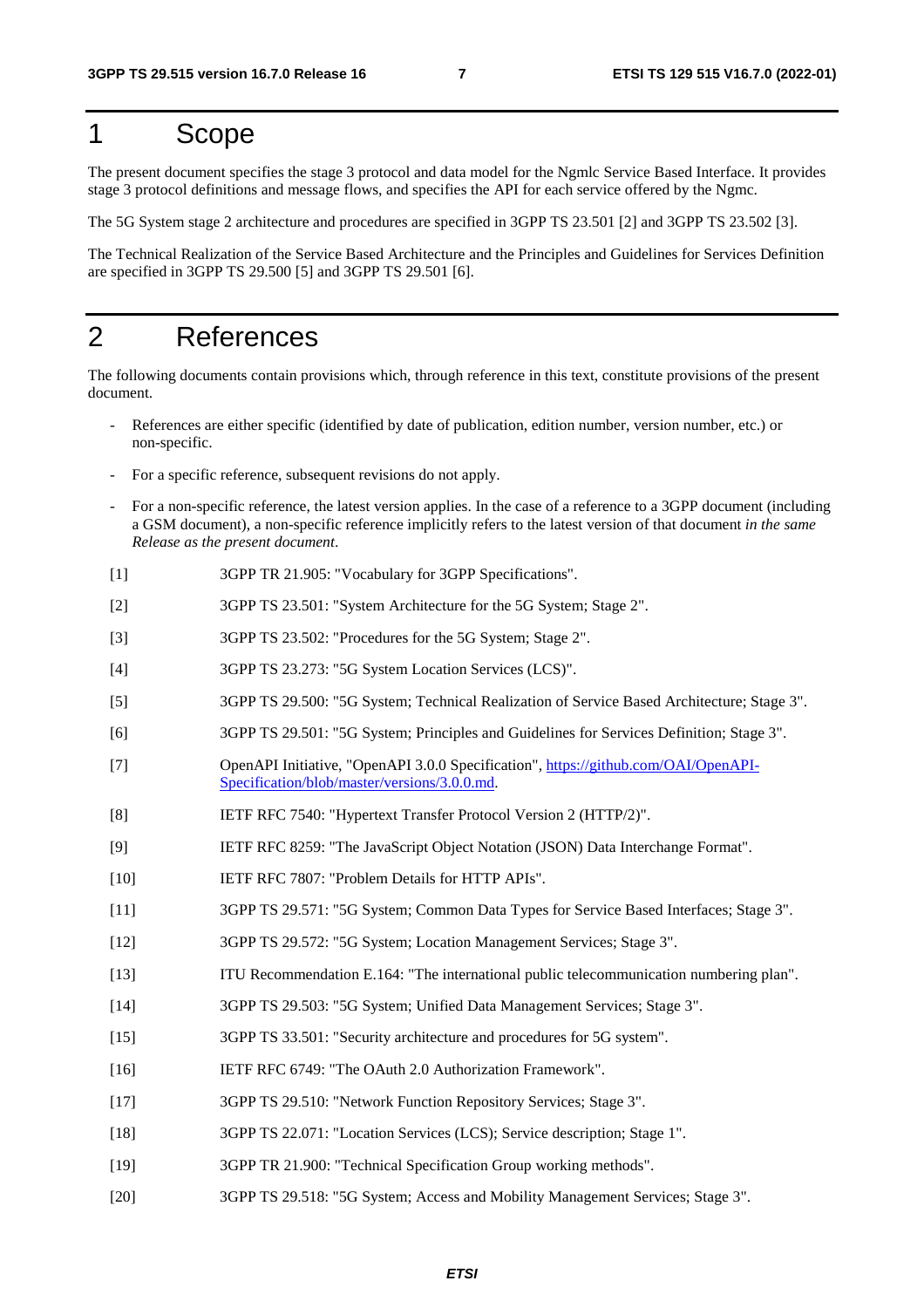# 1 Scope

The present document specifies the stage 3 protocol and data model for the Ngmlc Service Based Interface. It provides stage 3 protocol definitions and message flows, and specifies the API for each service offered by the Ngmc.

The 5G System stage 2 architecture and procedures are specified in 3GPP TS 23.501 [2] and 3GPP TS 23.502 [3].

The Technical Realization of the Service Based Architecture and the Principles and Guidelines for Services Definition are specified in 3GPP TS 29.500 [5] and 3GPP TS 29.501 [6].

# 2 References

The following documents contain provisions which, through reference in this text, constitute provisions of the present document.

- References are either specific (identified by date of publication, edition number, version number, etc.) or non-specific.
- For a specific reference, subsequent revisions do not apply.
- For a non-specific reference, the latest version applies. In the case of a reference to a 3GPP document (including a GSM document), a non-specific reference implicitly refers to the latest version of that document *in the same Release as the present document*.

[1] 3GPP TR 21.905: "Vocabulary for 3GPP Specifications".

[2] 3GPP TS 23.501: "System Architecture for the 5G System; Stage 2".

[3] 3GPP TS 23.502: "Procedures for the 5G System; Stage 2".

[4] 3GPP TS 23.273: "5G System Location Services (LCS)".

[5] 3GPP TS 29.500: "5G System; Technical Realization of Service Based Architecture; Stage 3".

[6] 3GPP TS 29.501: "5G System; Principles and Guidelines for Services Definition; Stage 3".

[7] OpenAPI Initiative, "OpenAPI 3.0.0 Specification", https://github.com/OAI/OpenAPI-Specification/blob/master/versions/3.0.0.md.

[8] IETF RFC 7540: "Hypertext Transfer Protocol Version 2 (HTTP/2)".

[9] IETF RFC 8259: "The JavaScript Object Notation (JSON) Data Interchange Format".

[10] IETF RFC 7807: "Problem Details for HTTP APIs".

[11] 3GPP TS 29.571: "5G System; Common Data Types for Service Based Interfaces; Stage 3".

[12] 3GPP TS 29.572: "5G System; Location Management Services; Stage 3".

[13] ITU Recommendation E.164: "The international public telecommunication numbering plan".

[14] 3GPP TS 29.503: "5G System; Unified Data Management Services; Stage 3".

[15] 3GPP TS 33.501: "Security architecture and procedures for 5G system".

[16] IETF RFC 6749: "The OAuth 2.0 Authorization Framework".

[17] 3GPP TS 29.510: "Network Function Repository Services; Stage 3".

[18] 3GPP TS 22.071: "Location Services (LCS); Service description; Stage 1".

[19] 3GPP TR 21.900: "Technical Specification Group working methods".

[20] 3GPP TS 29.518: "5G System; Access and Mobility Management Services; Stage 3".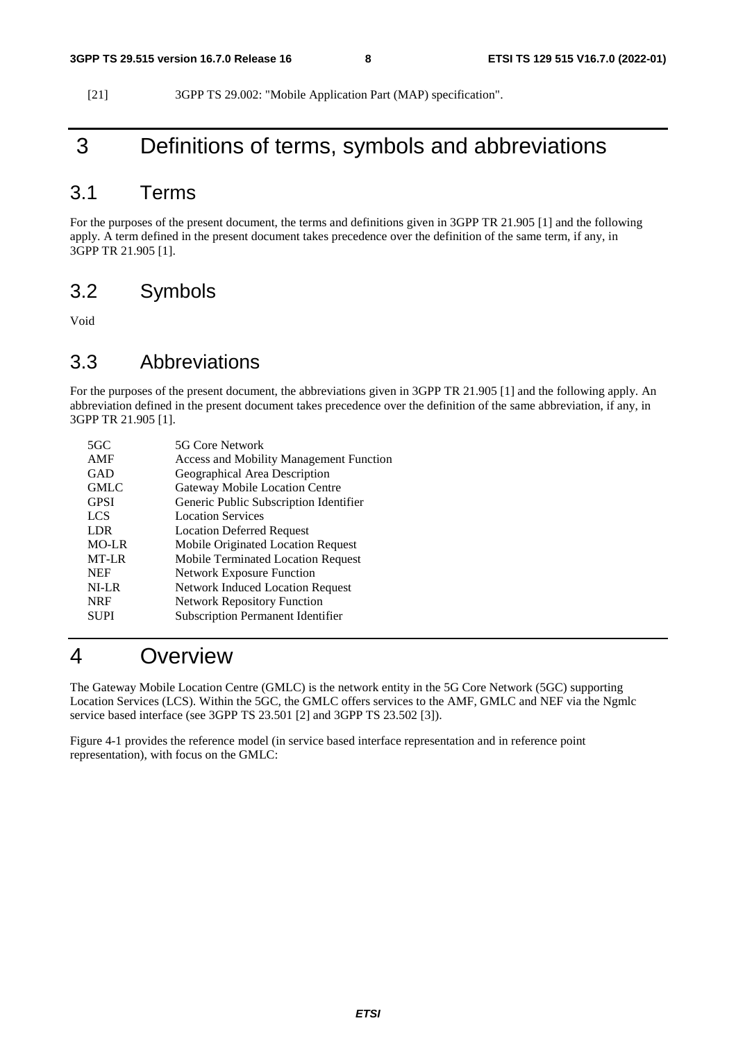[21] 3GPP TS 29.002: "Mobile Application Part (MAP) specification".

# 3 Definitions of terms, symbols and abbreviations

## 3.1 Terms

For the purposes of the present document, the terms and definitions given in 3GPP TR 21.905 [1] and the following apply. A term defined in the present document takes precedence over the definition of the same term, if any, in 3GPP TR 21.905 [1].

## 3.2 Symbols

Void

## 3.3 Abbreviations

For the purposes of the present document, the abbreviations given in 3GPP TR 21.905 [1] and the following apply. An abbreviation defined in the present document takes precedence over the definition of the same abbreviation, if any, in 3GPP TR 21.905 [1].

| | |
|---|---|
| 5GC | 5G Core Network |
| AMF | Access and Mobility Management Function |
| GAD | Geographical Area Description |
| GMLC | Gateway Mobile Location Centre |
| GPSI | Generic Public Subscription Identifier |
| LCS | Location Services |
| LDR | Location Deferred Request |
| MO-LR | Mobile Originated Location Request |
| MT-LR | Mobile Terminated Location Request |
| NEF | Network Exposure Function |
| NI-LR | Network Induced Location Request |
| NRF | Network Repository Function |
| SUPI | Subscription Permanent Identifier |

# 4 Overview

The Gateway Mobile Location Centre (GMLC) is the network entity in the 5G Core Network (5GC) supporting Location Services (LCS). Within the 5GC, the GMLC offers services to the AMF, GMLC and NEF via the Ngmlc service based interface (see 3GPP TS 23.501 [2] and 3GPP TS 23.502 [3]).

Figure 4-1 provides the reference model (in service based interface representation and in reference point representation), with focus on the GMLC: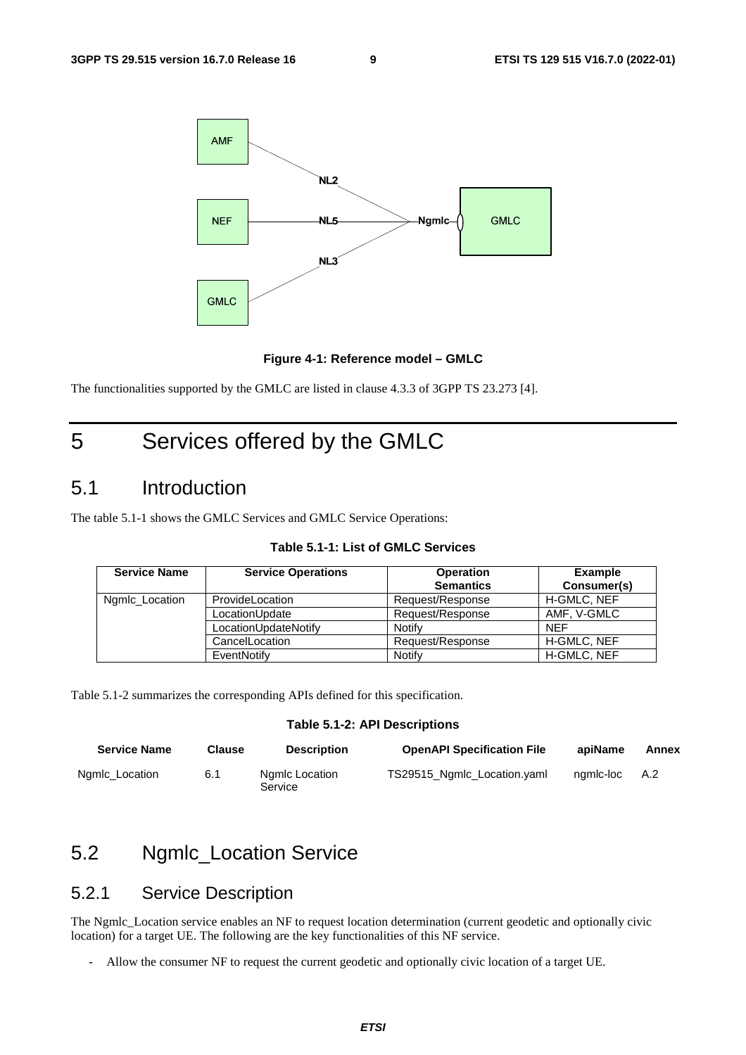Figure 4-1: Reference model – GMLC

The functionalities supported by the GMLC are listed in clause 4.3.3 of 3GPP TS 23.273 [4].

# 5 Services offered by the GMLC

## 5.1 Introduction

The table 5.1-1 shows the GMLC Services and GMLC Service Operations:

**Table 5.1-1: List of GMLC Services**

| Service Name | Service Operations | Operation Semantics | Example Consumer(s) |
|---|---|---|---|
| Ngmlc_Location | ProvideLocation | Request/Response | H-GMLC, NEF |
| | LocationUpdate | Request/Response | AMF, V-GMLC |
| | LocationUpdateNotify | Notify | NEF |
| | CancelLocation | Request/Response | H-GMLC, NEF |
| | EventNotify | Notify | H-GMLC, NEF |

Table 5.1-2 summarizes the corresponding APIs defined for this specification.

**Table 5.1-2: API Descriptions**

| Service Name | Clause | Description | OpenAPI Specification File | apiName | Annex |
|---|---|---|---|---|---|
| Ngmlc_Location | 6.1 | Ngmlc Location Service | TS29515_Ngmlc_Location.yaml | ngmlc-loc | A.2 |

## 5.2 Ngmlc_Location Service

### 5.2.1 Service Description

The Ngmlc_Location service enables an NF to request location determination (current geodetic and optionally civic location) for a target UE. The following are the key functionalities of this NF service.

- Allow the consumer NF to request the current geodetic and optionally civic location of a target UE.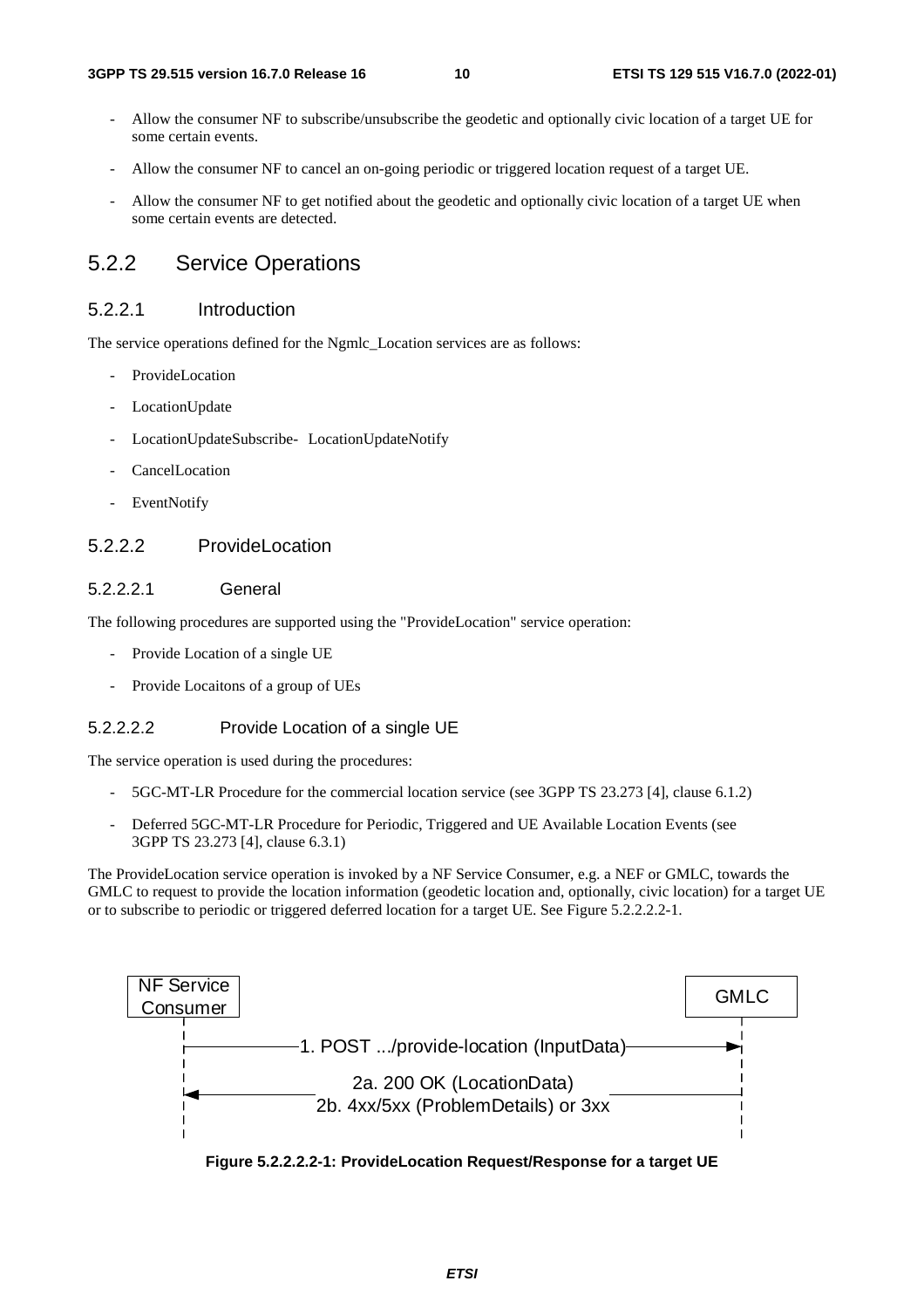- Allow the consumer NF to subscribe/unsubscribe the geodetic and optionally civic location of a target UE for some certain events.

- Allow the consumer NF to cancel an on-going periodic or triggered location request of a target UE.

- Allow the consumer NF to get notified about the geodetic and optionally civic location of a target UE when some certain events are detected.

## 5.2.2 Service Operations

### 5.2.2.1 Introduction

The service operations defined for the Ngmlc_Location services are as follows:

- ProvideLocation

- LocationUpdate

- LocationUpdateSubscribe- LocationUpdateNotify

- CancelLocation

- EventNotify

### 5.2.2.2 ProvideLocation

#### 5.2.2.2.1 General

The following procedures are supported using the "ProvideLocation" service operation:

- Provide Location of a single UE

- Provide Locaitons of a group of UEs

#### 5.2.2.2.2 Provide Location of a single UE

The service operation is used during the procedures:

- 5GC-MT-LR Procedure for the commercial location service (see 3GPP TS 23.273 [4], clause 6.1.2)

- Deferred 5GC-MT-LR Procedure for Periodic, Triggered and UE Available Location Events (see 3GPP TS 23.273 [4], clause 6.3.1)

The ProvideLocation service operation is invoked by a NF Service Consumer, e.g. a NEF or GMLC, towards the GMLC to request to provide the location information (geodetic location and, optionally, civic location) for a target UE or to subscribe to periodic or triggered deferred location for a target UE. See Figure 5.2.2.2.2-1.

NF Service Consumer | GMLC

1. POST .../provide-location (InputData)

2a. 200 OK (LocationData)
2b. 4xx/5xx (ProblemDetails) or 3xx

**Figure 5.2.2.2.2-1: ProvideLocation Request/Response for a target UE**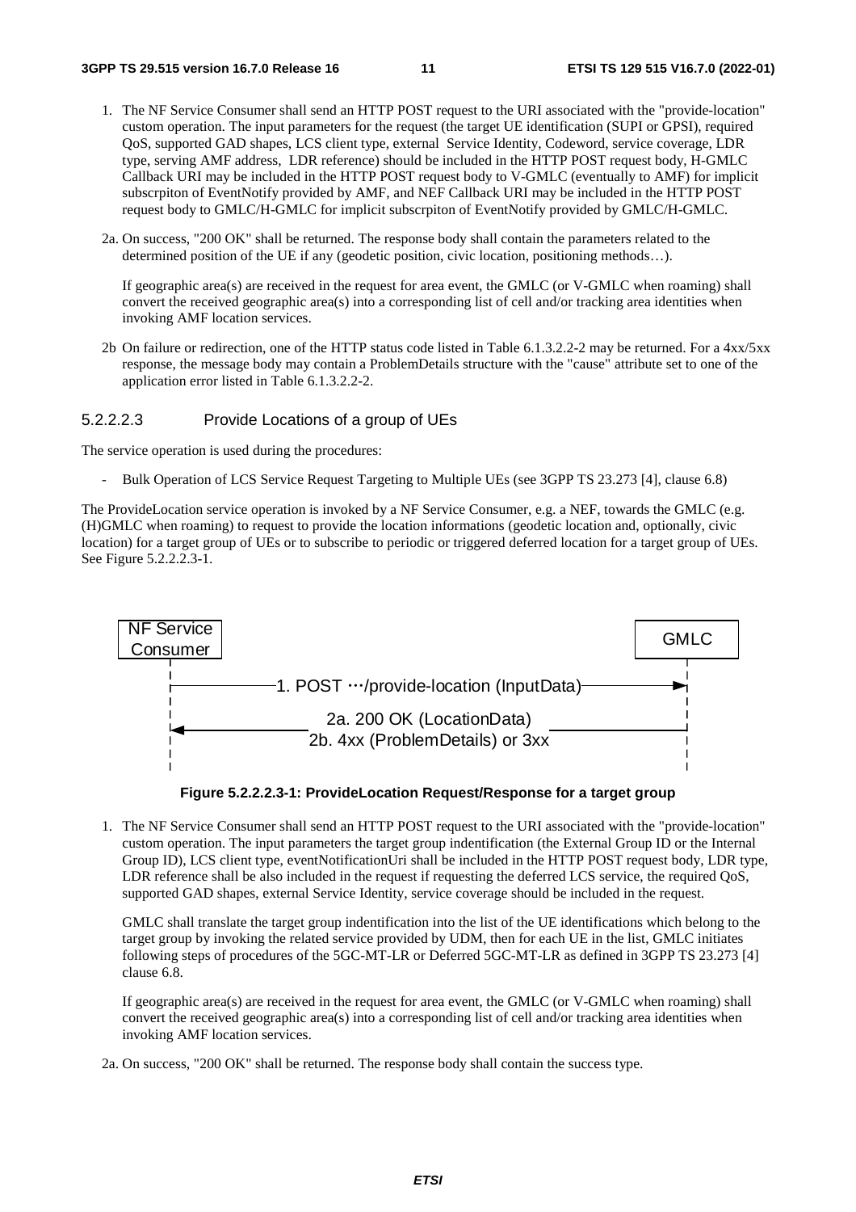1. The NF Service Consumer shall send an HTTP POST request to the URI associated with the "provide-location" custom operation. The input parameters for the request (the target UE identification (SUPI or GPSI), required QoS, supported GAD shapes, LCS client type, external Service Identity, Codeword, service coverage, LDR type, serving AMF address, LDR reference) should be included in the HTTP POST request body, H-GMLC Callback URI may be included in the HTTP POST request body to V-GMLC (eventually to AMF) for implicit subscrpiton of EventNotify provided by AMF, and NEF Callback URI may be included in the HTTP POST request body to GMLC/H-GMLC for implicit subscrpiton of EventNotify provided by GMLC/H-GMLC.

2a. On success, "200 OK" shall be returned. The response body shall contain the parameters related to the determined position of the UE if any (geodetic position, civic location, positioning methods…).

If geographic area(s) are received in the request for area event, the GMLC (or V-GMLC when roaming) shall convert the received geographic area(s) into a corresponding list of cell and/or tracking area identities when invoking AMF location services.

2b On failure or redirection, one of the HTTP status code listed in Table 6.1.3.2.2-2 may be returned. For a 4xx/5xx response, the message body may contain a ProblemDetails structure with the "cause" attribute set to one of the application error listed in Table 6.1.3.2.2-2.

#### 5.2.2.2.3 Provide Locations of a group of UEs

The service operation is used during the procedures:

- Bulk Operation of LCS Service Request Targeting to Multiple UEs (see 3GPP TS 23.273 [4], clause 6.8)

The ProvideLocation service operation is invoked by a NF Service Consumer, e.g. a NEF, towards the GMLC (e.g. (H)GMLC when roaming) to request to provide the location informations (geodetic location and, optionally, civic location) for a target group of UEs or to subscribe to periodic or triggered deferred location for a target group of UEs. See Figure 5.2.2.2.3-1.

NF Service Consumer — GMLC

1. POST …/provide-location (InputData)

2a. 200 OK (LocationData)
2b. 4xx (ProblemDetails) or 3xx

**Figure 5.2.2.2.3-1: ProvideLocation Request/Response for a target group**

1. The NF Service Consumer shall send an HTTP POST request to the URI associated with the "provide-location" custom operation. The input parameters the target group indentification (the External Group ID or the Internal Group ID), LCS client type, eventNotificationUri shall be included in the HTTP POST request body, LDR type, LDR reference shall be also included in the request if requesting the deferred LCS service, the required QoS, supported GAD shapes, external Service Identity, service coverage should be included in the request.

   GMLC shall translate the target group indentification into the list of the UE identifications which belong to the target group by invoking the related service provided by UDM, then for each UE in the list, GMLC initiates following steps of procedures of the 5GC-MT-LR or Deferred 5GC-MT-LR as defined in 3GPP TS 23.273 [4] clause 6.8.

   If geographic area(s) are received in the request for area event, the GMLC (or V-GMLC when roaming) shall convert the received geographic area(s) into a corresponding list of cell and/or tracking area identities when invoking AMF location services.

2a. On success, "200 OK" shall be returned. The response body shall contain the success type.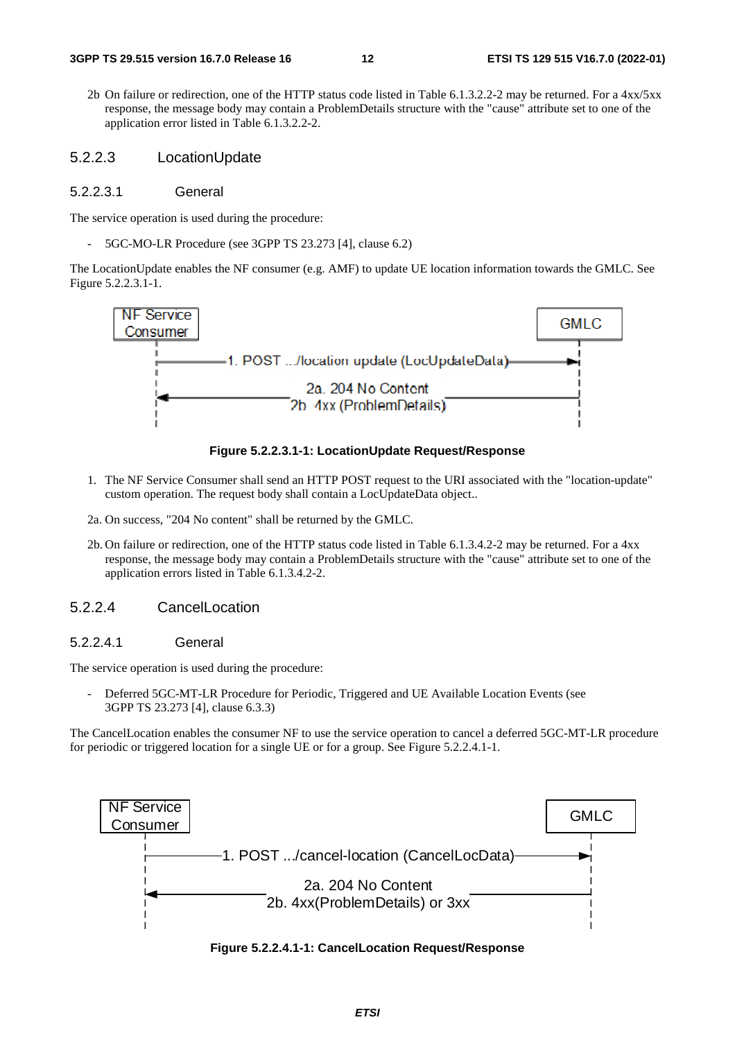2b On failure or redirection, one of the HTTP status code listed in Table 6.1.3.2.2-2 may be returned. For a 4xx/5xx response, the message body may contain a ProblemDetails structure with the "cause" attribute set to one of the application error listed in Table 6.1.3.2.2-2.

### 5.2.2.3 LocationUpdate

#### 5.2.2.3.1 General

The service operation is used during the procedure:

- 5GC-MO-LR Procedure (see 3GPP TS 23.273 [4], clause 6.2)

The LocationUpdate enables the NF consumer (e.g. AMF) to update UE location information towards the GMLC. See Figure 5.2.2.3.1-1.

**Figure 5.2.2.3.1-1: LocationUpdate Request/Response**

1. The NF Service Consumer shall send an HTTP POST request to the URI associated with the "location-update" custom operation. The request body shall contain a LocUpdateData object..

2a. On success, "204 No content" shall be returned by the GMLC.

2b. On failure or redirection, one of the HTTP status code listed in Table 6.1.3.4.2-2 may be returned. For a 4xx response, the message body may contain a ProblemDetails structure with the "cause" attribute set to one of the application errors listed in Table 6.1.3.4.2-2.

### 5.2.2.4 CancelLocation

#### 5.2.2.4.1 General

The service operation is used during the procedure:

- Deferred 5GC-MT-LR Procedure for Periodic, Triggered and UE Available Location Events (see 3GPP TS 23.273 [4], clause 6.3.3)

The CancelLocation enables the consumer NF to use the service operation to cancel a deferred 5GC-MT-LR procedure for periodic or triggered location for a single UE or for a group. See Figure 5.2.2.4.1-1.

**Figure 5.2.2.4.1-1: CancelLocation Request/Response**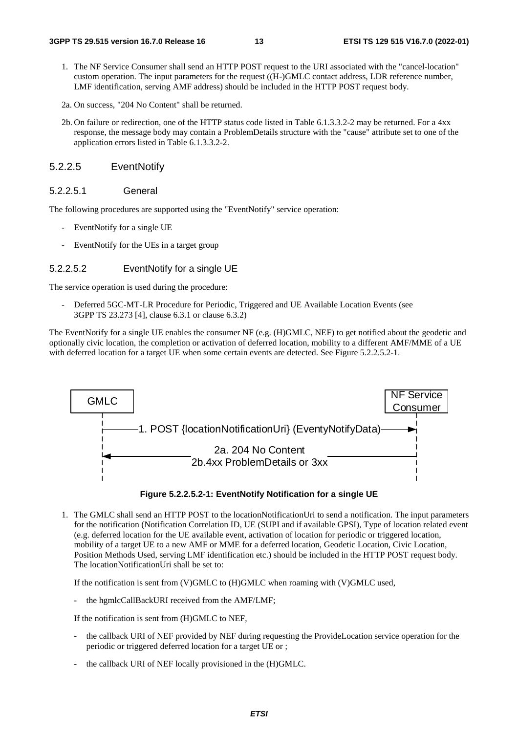1. The NF Service Consumer shall send an HTTP POST request to the URI associated with the "cancel-location" custom operation. The input parameters for the request ((H-)GMLC contact address, LDR reference number, LMF identification, serving AMF address) should be included in the HTTP POST request body.

2a. On success, "204 No Content" shall be returned.

2b. On failure or redirection, one of the HTTP status code listed in Table 6.1.3.3.2-2 may be returned. For a 4xx response, the message body may contain a ProblemDetails structure with the "cause" attribute set to one of the application errors listed in Table 6.1.3.3.2-2.

### 5.2.2.5 EventNotify

#### 5.2.2.5.1 General

The following procedures are supported using the "EventNotify" service operation:

- EventNotify for a single UE
- EventNotify for the UEs in a target group

#### 5.2.2.5.2 EventNotify for a single UE

The service operation is used during the procedure:

- Deferred 5GC-MT-LR Procedure for Periodic, Triggered and UE Available Location Events (see 3GPP TS 23.273 [4], clause 6.3.1 or clause 6.3.2)

The EventNotify for a single UE enables the consumer NF (e.g. (H)GMLC, NEF) to get notified about the geodetic and optionally civic location, the completion or activation of deferred location, mobility to a different AMF/MME of a UE with deferred location for a target UE when some certain events are detected. See Figure 5.2.2.5.2-1.

GMLC | NF Service Consumer

1. POST {locationNotificationUri} (EventyNotifyData)

2a. 204 No Content
2b.4xx ProblemDetails or 3xx

**Figure 5.2.2.5.2-1: EventNotify Notification for a single UE**

1. The GMLC shall send an HTTP POST to the locationNotificationUri to send a notification. The input parameters for the notification (Notification Correlation ID, UE (SUPI and if available GPSI), Type of location related event (e.g. deferred location for the UE available event, activation of location for periodic or triggered location, mobility of a target UE to a new AMF or MME for a deferred location, Geodetic Location, Civic Location, Position Methods Used, serving LMF identification etc.) should be included in the HTTP POST request body. The locationNotificationUri shall be set to:

   If the notification is sent from (V)GMLC to (H)GMLC when roaming with (V)GMLC used,

   - the hgmlcCallBackURI received from the AMF/LMF;

   If the notification is sent from (H)GMLC to NEF,

   - the callback URI of NEF provided by NEF during requesting the ProvideLocation service operation for the periodic or triggered deferred location for a target UE or ;
   - the callback URI of NEF locally provisioned in the (H)GMLC.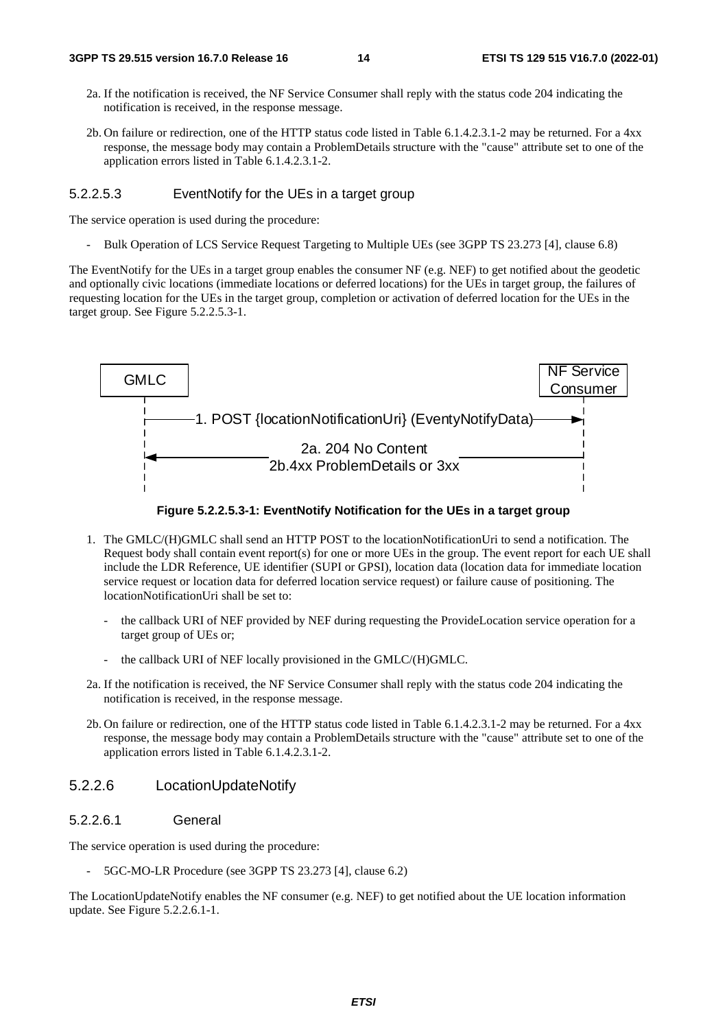2a. If the notification is received, the NF Service Consumer shall reply with the status code 204 indicating the notification is received, in the response message.

2b. On failure or redirection, one of the HTTP status code listed in Table 6.1.4.2.3.1-2 may be returned. For a 4xx response, the message body may contain a ProblemDetails structure with the "cause" attribute set to one of the application errors listed in Table 6.1.4.2.3.1-2.

#### 5.2.2.5.3 EventNotify for the UEs in a target group

The service operation is used during the procedure:

- Bulk Operation of LCS Service Request Targeting to Multiple UEs (see 3GPP TS 23.273 [4], clause 6.8)

The EventNotify for the UEs in a target group enables the consumer NF (e.g. NEF) to get notified about the geodetic and optionally civic locations (immediate locations or deferred locations) for the UEs in target group, the failures of requesting location for the UEs in the target group, completion or activation of deferred location for the UEs in the target group. See Figure 5.2.2.5.3-1.

GMLC | NF Service Consumer

1. POST {locationNotificationUri} (EventyNotifyData)

2a. 204 No Content
2b.4xx ProblemDetails or 3xx

**Figure 5.2.2.5.3-1: EventNotify Notification for the UEs in a target group**

1. The GMLC/(H)GMLC shall send an HTTP POST to the locationNotificationUri to send a notification. The Request body shall contain event report(s) for one or more UEs in the group. The event report for each UE shall include the LDR Reference, UE identifier (SUPI or GPSI), location data (location data for immediate location service request or location data for deferred location service request) or failure cause of positioning. The locationNotificationUri shall be set to:

   - the callback URI of NEF provided by NEF during requesting the ProvideLocation service operation for a target group of UEs or;

   - the callback URI of NEF locally provisioned in the GMLC/(H)GMLC.

2a. If the notification is received, the NF Service Consumer shall reply with the status code 204 indicating the notification is received, in the response message.

2b. On failure or redirection, one of the HTTP status code listed in Table 6.1.4.2.3.1-2 may be returned. For a 4xx response, the message body may contain a ProblemDetails structure with the "cause" attribute set to one of the application errors listed in Table 6.1.4.2.3.1-2.

### 5.2.2.6 LocationUpdateNotify

#### 5.2.2.6.1 General

The service operation is used during the procedure:

- 5GC-MO-LR Procedure (see 3GPP TS 23.273 [4], clause 6.2)

The LocationUpdateNotify enables the NF consumer (e.g. NEF) to get notified about the UE location information update. See Figure 5.2.2.6.1-1.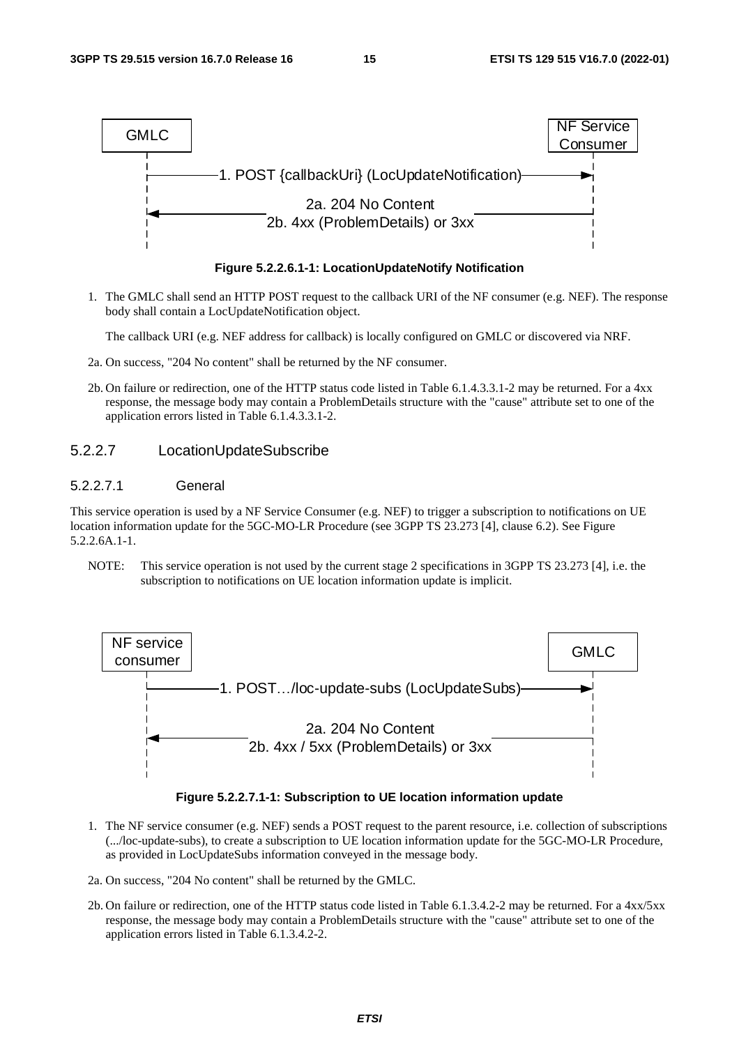GMLC → NF Service Consumer: 1. POST {callbackUri} (LocUpdateNotification)

NF Service Consumer → GMLC: 2a. 204 No Content / 2b. 4xx (ProblemDetails) or 3xx

**Figure 5.2.2.6.1-1: LocationUpdateNotify Notification**

1. The GMLC shall send an HTTP POST request to the callback URI of the NF consumer (e.g. NEF). The response body shall contain a LocUpdateNotification object.

   The callback URI (e.g. NEF address for callback) is locally configured on GMLC or discovered via NRF.

2a. On success, "204 No content" shall be returned by the NF consumer.

2b. On failure or redirection, one of the HTTP status code listed in Table 6.1.4.3.3.1-2 may be returned. For a 4xx response, the message body may contain a ProblemDetails structure with the "cause" attribute set to one of the application errors listed in Table 6.1.4.3.3.1-2.

### 5.2.2.7 LocationUpdateSubscribe

#### 5.2.2.7.1 General

This service operation is used by a NF Service Consumer (e.g. NEF) to trigger a subscription to notifications on UE location information update for the 5GC-MO-LR Procedure (see 3GPP TS 23.273 [4], clause 6.2). See Figure 5.2.2.6A.1-1.

NOTE: This service operation is not used by the current stage 2 specifications in 3GPP TS 23.273 [4], i.e. the subscription to notifications on UE location information update is implicit.

NF service consumer → GMLC: 1. POST…/loc-update-subs (LocUpdateSubs)

GMLC → NF service consumer: 2a. 204 No Content / 2b. 4xx / 5xx (ProblemDetails) or 3xx

**Figure 5.2.2.7.1-1: Subscription to UE location information update**

1. The NF service consumer (e.g. NEF) sends a POST request to the parent resource, i.e. collection of subscriptions (.../loc-update-subs), to create a subscription to UE location information update for the 5GC-MO-LR Procedure, as provided in LocUpdateSubs information conveyed in the message body.

2a. On success, "204 No content" shall be returned by the GMLC.

2b. On failure or redirection, one of the HTTP status code listed in Table 6.1.3.4.2-2 may be returned. For a 4xx/5xx response, the message body may contain a ProblemDetails structure with the "cause" attribute set to one of the application errors listed in Table 6.1.3.4.2-2.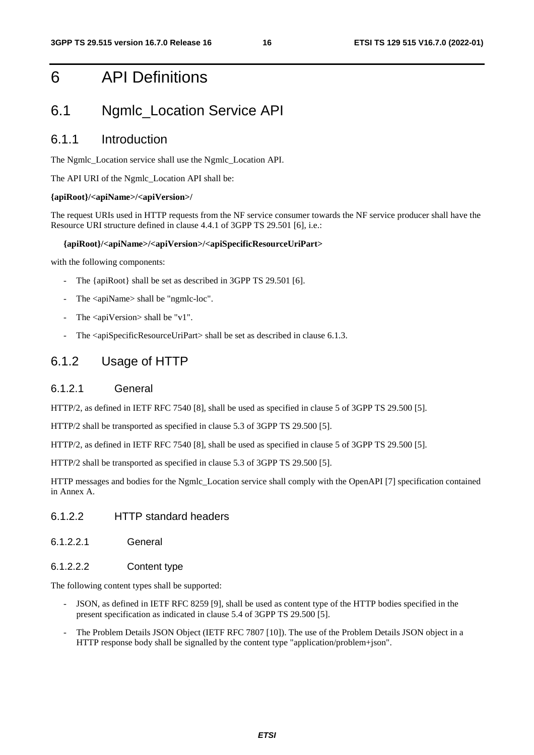# 6 API Definitions

## 6.1 Ngmlc_Location Service API

### 6.1.1 Introduction

The Ngmlc_Location service shall use the Ngmlc_Location API.

The API URI of the Ngmlc_Location API shall be:

**{apiRoot}/<apiName>/<apiVersion>/**

The request URIs used in HTTP requests from the NF service consumer towards the NF service producer shall have the Resource URI structure defined in clause 4.4.1 of 3GPP TS 29.501 [6], i.e.:

**{apiRoot}/<apiName>/<apiVersion>/<apiSpecificResourceUriPart>**

with the following components:

- The {apiRoot} shall be set as described in 3GPP TS 29.501 [6].
- The <apiName> shall be "ngmlc-loc".
- The <apiVersion> shall be "v1".
- The <apiSpecificResourceUriPart> shall be set as described in clause 6.1.3.

### 6.1.2 Usage of HTTP

#### 6.1.2.1 General

HTTP/2, as defined in IETF RFC 7540 [8], shall be used as specified in clause 5 of 3GPP TS 29.500 [5].

HTTP/2 shall be transported as specified in clause 5.3 of 3GPP TS 29.500 [5].

HTTP/2, as defined in IETF RFC 7540 [8], shall be used as specified in clause 5 of 3GPP TS 29.500 [5].

HTTP/2 shall be transported as specified in clause 5.3 of 3GPP TS 29.500 [5].

HTTP messages and bodies for the Ngmlc_Location service shall comply with the OpenAPI [7] specification contained in Annex A.

#### 6.1.2.2 HTTP standard headers

##### 6.1.2.2.1 General

##### 6.1.2.2.2 Content type

The following content types shall be supported:

- JSON, as defined in IETF RFC 8259 [9], shall be used as content type of the HTTP bodies specified in the present specification as indicated in clause 5.4 of 3GPP TS 29.500 [5].
- The Problem Details JSON Object (IETF RFC 7807 [10]). The use of the Problem Details JSON object in a HTTP response body shall be signalled by the content type "application/problem+json".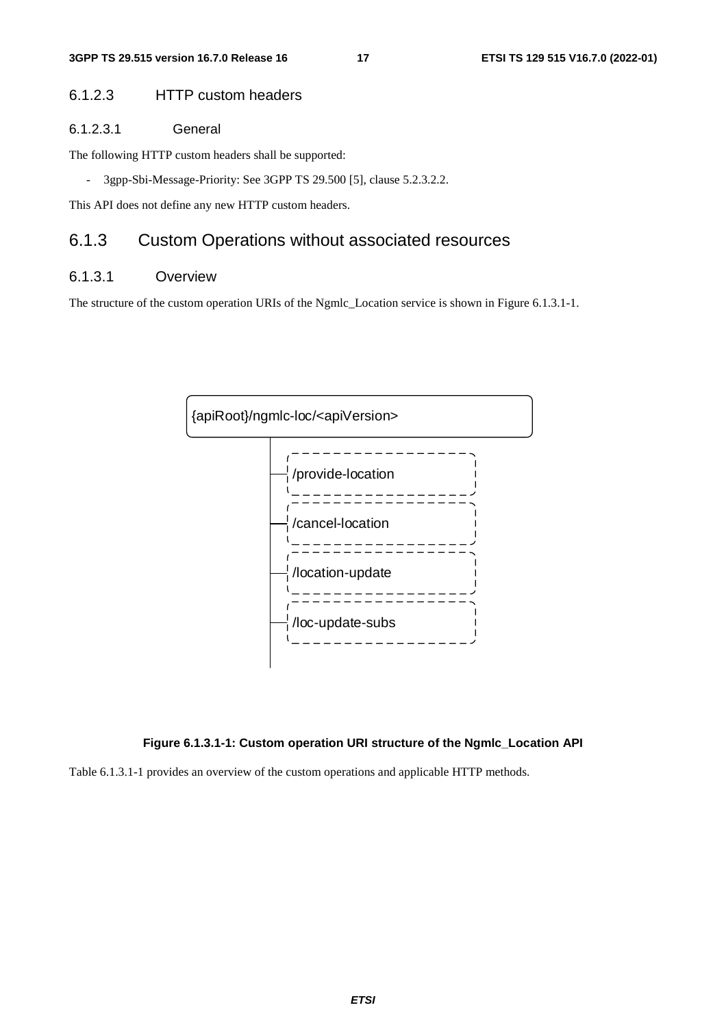#### 6.1.2.3 HTTP custom headers

##### 6.1.2.3.1 General

The following HTTP custom headers shall be supported:

- 3gpp-Sbi-Message-Priority: See 3GPP TS 29.500 [5], clause 5.2.3.2.2.

This API does not define any new HTTP custom headers.

### 6.1.3 Custom Operations without associated resources

#### 6.1.3.1 Overview

The structure of the custom operation URIs of the Ngmlc_Location service is shown in Figure 6.1.3.1-1.

{apiRoot}/ngmlc-loc/<apiVersion>

/provide-location

/cancel-location

/location-update

/loc-update-subs

**Figure 6.1.3.1-1: Custom operation URI structure of the Ngmlc_Location API**

Table 6.1.3.1-1 provides an overview of the custom operations and applicable HTTP methods.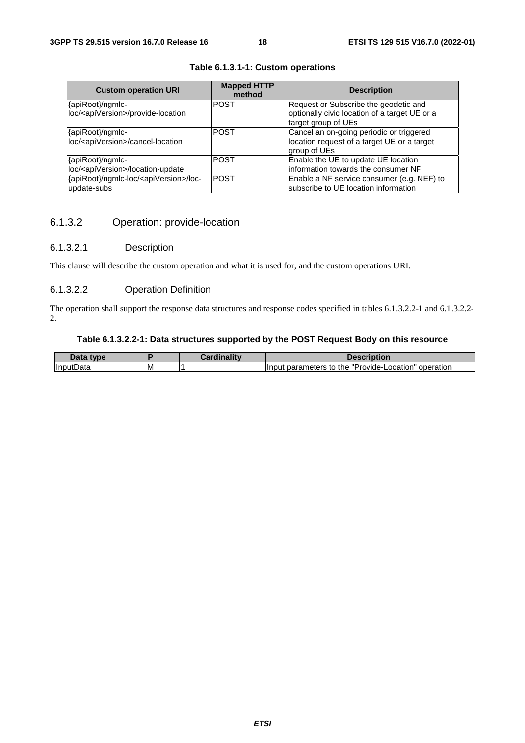**Table 6.1.3.1-1: Custom operations**

| Custom operation URI | Mapped HTTP method | Description |
|---|---|---|
| {apiRoot}/ngmlc-loc/<apiVersion>/provide-location | POST | Request or Subscribe the geodetic and optionally civic location of a target UE or a target group of UEs |
| {apiRoot}/ngmlc-loc/<apiVersion>/cancel-location | POST | Cancel an on-going periodic or triggered location request of a target UE or a target group of UEs |
| {apiRoot}/ngmlc-loc/<apiVersion>/location-update | POST | Enable the UE to update UE location information towards the consumer NF |
| {apiRoot}/ngmlc-loc/<apiVersion>/loc-update-subs | POST | Enable a NF service consumer (e.g. NEF) to subscribe to UE location information |

### 6.1.3.2 Operation: provide-location

#### 6.1.3.2.1 Description

This clause will describe the custom operation and what it is used for, and the custom operations URI.

#### 6.1.3.2.2 Operation Definition

The operation shall support the response data structures and response codes specified in tables 6.1.3.2.2-1 and 6.1.3.2.2-2.

**Table 6.1.3.2.2-1: Data structures supported by the POST Request Body on this resource**

| Data type | P | Cardinality | Description |
|---|---|---|---|
| InputData | M | 1 | Input parameters to the "Provide-Location" operation |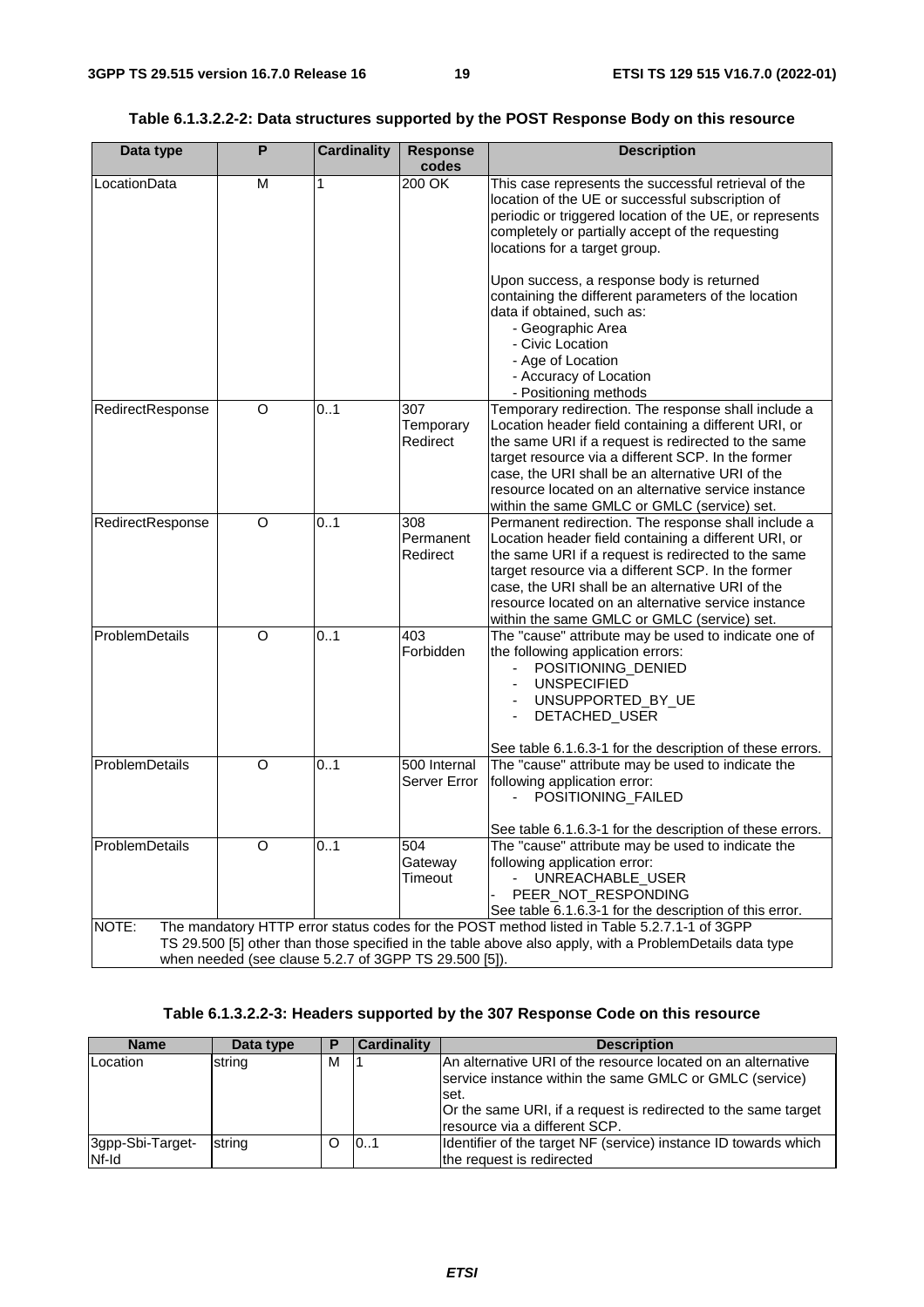**Table 6.1.3.2.2-2: Data structures supported by the POST Response Body on this resource**

| Data type | P | Cardinality | Response codes | Description |
| --- | --- | --- | --- | --- |
| LocationData | M | 1 | 200 OK | This case represents the successful retrieval of the location of the UE or successful subscription of periodic or triggered location of the UE, or represents completely or partially accept of the requesting locations for a target group.<br><br>Upon success, a response body is returned containing the different parameters of the location data if obtained, such as:<br>- Geographic Area<br>- Civic Location<br>- Age of Location<br>- Accuracy of Location<br>- Positioning methods |
| RedirectResponse | O | 0..1 | 307 Temporary Redirect | Temporary redirection. The response shall include a Location header field containing a different URI, or the same URI if a request is redirected to the same target resource via a different SCP. In the former case, the URI shall be an alternative URI of the resource located on an alternative service instance within the same GMLC or GMLC (service) set. |
| RedirectResponse | O | 0..1 | 308 Permanent Redirect | Permanent redirection. The response shall include a Location header field containing a different URI, or the same URI if a request is redirected to the same target resource via a different SCP. In the former case, the URI shall be an alternative URI of the resource located on an alternative service instance within the same GMLC or GMLC (service) set. |
| ProblemDetails | O | 0..1 | 403 Forbidden | The "cause" attribute may be used to indicate one of the following application errors:<br>- POSITIONING_DENIED<br>- UNSPECIFIED<br>- UNSUPPORTED_BY_UE<br>- DETACHED_USER<br><br>See table 6.1.6.3-1 for the description of these errors. |
| ProblemDetails | O | 0..1 | 500 Internal Server Error | The "cause" attribute may be used to indicate the following application error:<br>- POSITIONING_FAILED<br><br>See table 6.1.6.3-1 for the description of these errors. |
| ProblemDetails | O | 0..1 | 504 Gateway Timeout | The "cause" attribute may be used to indicate the following application error:<br>- UNREACHABLE_USER<br>- PEER_NOT_RESPONDING<br>See table 6.1.6.3-1 for the description of this error. |
| NOTE: The mandatory HTTP error status codes for the POST method listed in Table 5.2.7.1-1 of 3GPP TS 29.500 [5] other than those specified in the table above also apply, with a ProblemDetails data type when needed (see clause 5.2.7 of 3GPP TS 29.500 [5]). | | | | |

**Table 6.1.3.2.2-3: Headers supported by the 307 Response Code on this resource**

| Name | Data type | P | Cardinality | Description |
| --- | --- | --- | --- | --- |
| Location | string | M | 1 | An alternative URI of the resource located on an alternative service instance within the same GMLC or GMLC (service) set.<br>Or the same URI, if a request is redirected to the same target resource via a different SCP. |
| 3gpp-Sbi-Target-Nf-Id | string | O | 0..1 | Identifier of the target NF (service) instance ID towards which the request is redirected |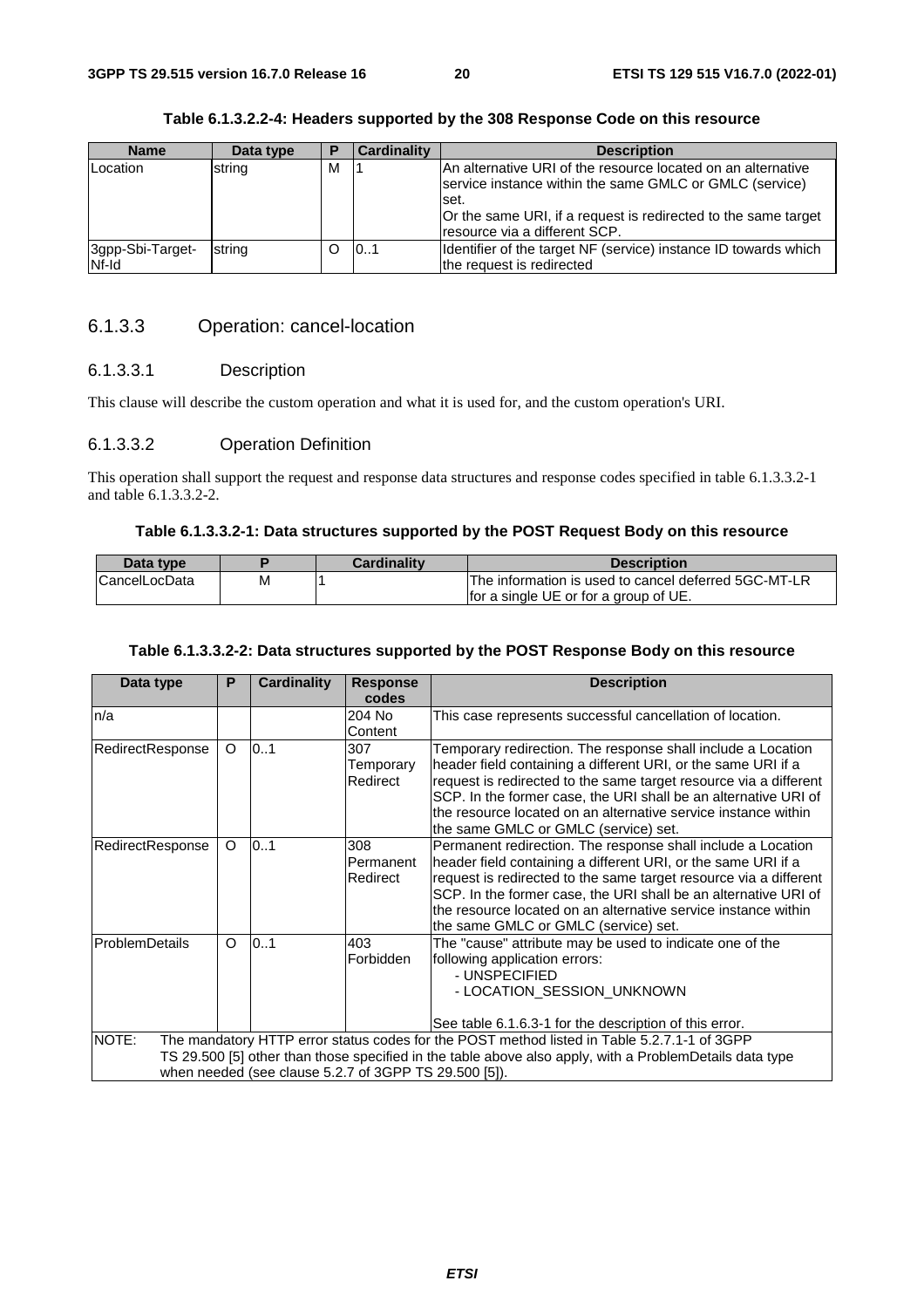**Table 6.1.3.2.2-4: Headers supported by the 308 Response Code on this resource**

| Name | Data type | P | Cardinality | Description |
| --- | --- | --- | --- | --- |
| Location | string | M | 1 | An alternative URI of the resource located on an alternative service instance within the same GMLC or GMLC (service) set.<br>Or the same URI, if a request is redirected to the same target resource via a different SCP. |
| 3gpp-Sbi-Target-Nf-Id | string | O | 0..1 | Identifier of the target NF (service) instance ID towards which the request is redirected |

### 6.1.3.3 Operation: cancel-location

#### 6.1.3.3.1 Description

This clause will describe the custom operation and what it is used for, and the custom operation's URI.

#### 6.1.3.3.2 Operation Definition

This operation shall support the request and response data structures and response codes specified in table 6.1.3.3.2-1 and table 6.1.3.3.2-2.

**Table 6.1.3.3.2-1: Data structures supported by the POST Request Body on this resource**

| Data type | P | Cardinality | Description |
| --- | --- | --- | --- |
| CancelLocData | M | 1 | The information is used to cancel deferred 5GC-MT-LR for a single UE or for a group of UE. |

**Table 6.1.3.3.2-2: Data structures supported by the POST Response Body on this resource**

| Data type | P | Cardinality | Response codes | Description |
| --- | --- | --- | --- | --- |
| n/a | | | 204 No Content | This case represents successful cancellation of location. |
| RedirectResponse | O | 0..1 | 307 Temporary Redirect | Temporary redirection. The response shall include a Location header field containing a different URI, or the same URI if a request is redirected to the same target resource via a different SCP. In the former case, the URI shall be an alternative URI of the resource located on an alternative service instance within the same GMLC or GMLC (service) set. |
| RedirectResponse | O | 0..1 | 308 Permanent Redirect | Permanent redirection. The response shall include a Location header field containing a different URI, or the same URI if a request is redirected to the same target resource via a different SCP. In the former case, the URI shall be an alternative URI of the resource located on an alternative service instance within the same GMLC or GMLC (service) set. |
| ProblemDetails | O | 0..1 | 403 Forbidden | The "cause" attribute may be used to indicate one of the following application errors:<br>- UNSPECIFIED<br>- LOCATION_SESSION_UNKNOWN<br><br>See table 6.1.6.3-1 for the description of this error. |
| NOTE: The mandatory HTTP error status codes for the POST method listed in Table 5.2.7.1-1 of 3GPP TS 29.500 [5] other than those specified in the table above also apply, with a ProblemDetails data type when needed (see clause 5.2.7 of 3GPP TS 29.500 [5]). | | | | |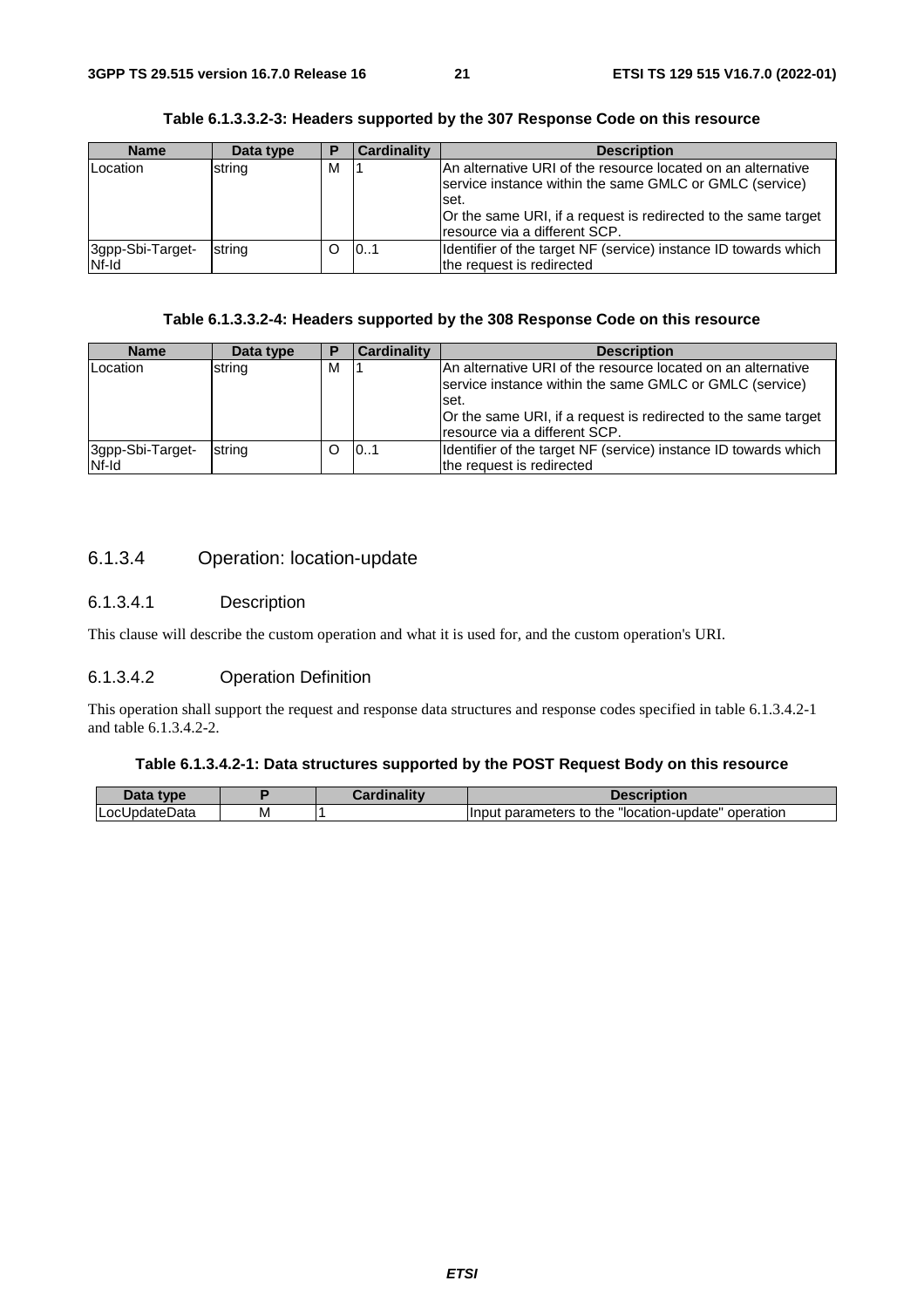**Table 6.1.3.3.2-3: Headers supported by the 307 Response Code on this resource**

| Name | Data type | P | Cardinality | Description |
| --- | --- | --- | --- | --- |
| Location | string | M | 1 | An alternative URI of the resource located on an alternative service instance within the same GMLC or GMLC (service) set.<br>Or the same URI, if a request is redirected to the same target resource via a different SCP. |
| 3gpp-Sbi-Target-Nf-Id | string | O | 0..1 | Identifier of the target NF (service) instance ID towards which the request is redirected |

**Table 6.1.3.3.2-4: Headers supported by the 308 Response Code on this resource**

| Name | Data type | P | Cardinality | Description |
| --- | --- | --- | --- | --- |
| Location | string | M | 1 | An alternative URI of the resource located on an alternative service instance within the same GMLC or GMLC (service) set.<br>Or the same URI, if a request is redirected to the same target resource via a different SCP. |
| 3gpp-Sbi-Target-Nf-Id | string | O | 0..1 | Identifier of the target NF (service) instance ID towards which the request is redirected |

### 6.1.3.4 Operation: location-update

#### 6.1.3.4.1 Description

This clause will describe the custom operation and what it is used for, and the custom operation's URI.

#### 6.1.3.4.2 Operation Definition

This operation shall support the request and response data structures and response codes specified in table 6.1.3.4.2-1 and table 6.1.3.4.2-2.

**Table 6.1.3.4.2-1: Data structures supported by the POST Request Body on this resource**

| Data type | P | Cardinality | Description |
| --- | --- | --- | --- |
| LocUpdateData | M | 1 | Input parameters to the "location-update" operation |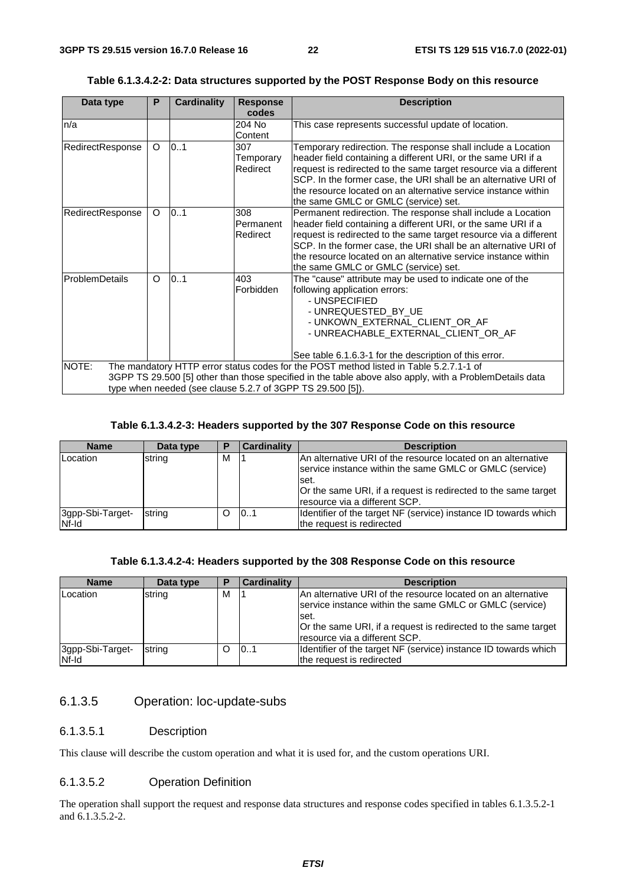**Table 6.1.3.4.2-2: Data structures supported by the POST Response Body on this resource**

| Data type | P | Cardinality | Response codes | Description |
|---|---|---|---|---|
| n/a | | | 204 No Content | This case represents successful update of location. |
| RedirectResponse | O | 0..1 | 307 Temporary Redirect | Temporary redirection. The response shall include a Location header field containing a different URI, or the same URI if a request is redirected to the same target resource via a different SCP. In the former case, the URI shall be an alternative URI of the resource located on an alternative service instance within the same GMLC or GMLC (service) set. |
| RedirectResponse | O | 0..1 | 308 Permanent Redirect | Permanent redirection. The response shall include a Location header field containing a different URI, or the same URI if a request is redirected to the same target resource via a different SCP. In the former case, the URI shall be an alternative URI of the resource located on an alternative service instance within the same GMLC or GMLC (service) set. |
| ProblemDetails | O | 0..1 | 403 Forbidden | The "cause" attribute may be used to indicate one of the following application errors:<br>- UNSPECIFIED<br>- UNREQUESTED_BY_UE<br>- UNKOWN_EXTERNAL_CLIENT_OR_AF<br>- UNREACHABLE_EXTERNAL_CLIENT_OR_AF<br><br>See table 6.1.6.3-1 for the description of this error. |
| NOTE: The mandatory HTTP error status codes for the POST method listed in Table 5.2.7.1-1 of 3GPP TS 29.500 [5] other than those specified in the table above also apply, with a ProblemDetails data type when needed (see clause 5.2.7 of 3GPP TS 29.500 [5]). | | | | |

**Table 6.1.3.4.2-3: Headers supported by the 307 Response Code on this resource**

| Name | Data type | P | Cardinality | Description |
|---|---|---|---|---|
| Location | string | M | 1 | An alternative URI of the resource located on an alternative service instance within the same GMLC or GMLC (service) set.<br>Or the same URI, if a request is redirected to the same target resource via a different SCP. |
| 3gpp-Sbi-Target-Nf-Id | string | O | 0..1 | Identifier of the target NF (service) instance ID towards which the request is redirected |

**Table 6.1.3.4.2-4: Headers supported by the 308 Response Code on this resource**

| Name | Data type | P | Cardinality | Description |
|---|---|---|---|---|
| Location | string | M | 1 | An alternative URI of the resource located on an alternative service instance within the same GMLC or GMLC (service) set.<br>Or the same URI, if a request is redirected to the same target resource via a different SCP. |
| 3gpp-Sbi-Target-Nf-Id | string | O | 0..1 | Identifier of the target NF (service) instance ID towards which the request is redirected |

### 6.1.3.5 Operation: loc-update-subs

#### 6.1.3.5.1 Description

This clause will describe the custom operation and what it is used for, and the custom operations URI.

#### 6.1.3.5.2 Operation Definition

The operation shall support the request and response data structures and response codes specified in tables 6.1.3.5.2-1 and 6.1.3.5.2-2.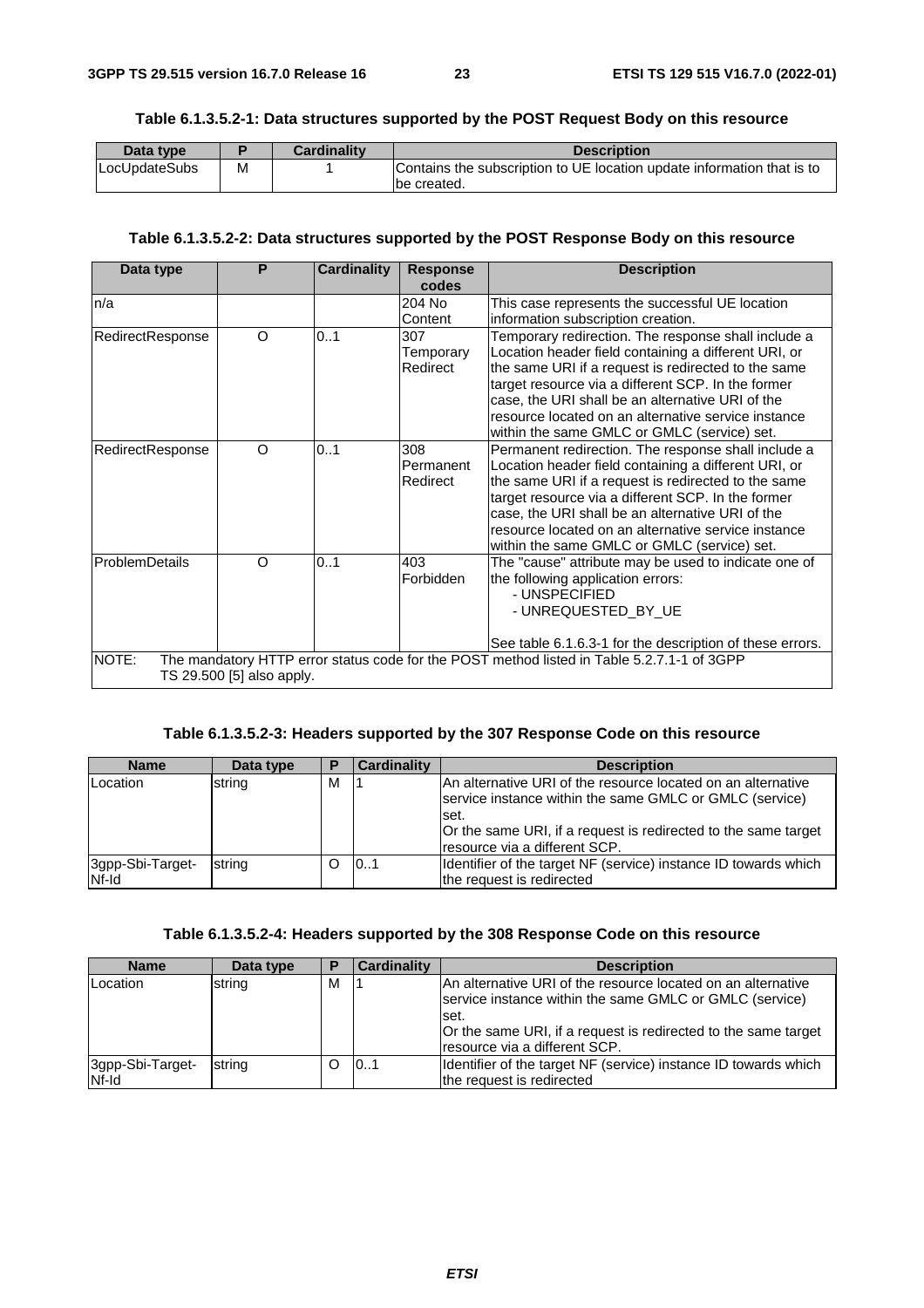**Table 6.1.3.5.2-1: Data structures supported by the POST Request Body on this resource**

| Data type | P | Cardinality | Description |
| --- | --- | --- | --- |
| LocUpdateSubs | M | 1 | Contains the subscription to UE location update information that is to be created. |

**Table 6.1.3.5.2-2: Data structures supported by the POST Response Body on this resource**

| Data type | P | Cardinality | Response codes | Description |
| --- | --- | --- | --- | --- |
| n/a | | | 204 No Content | This case represents the successful UE location information subscription creation. |
| RedirectResponse | O | 0..1 | 307 Temporary Redirect | Temporary redirection. The response shall include a Location header field containing a different URI, or the same URI if a request is redirected to the same target resource via a different SCP. In the former case, the URI shall be an alternative URI of the resource located on an alternative service instance within the same GMLC or GMLC (service) set. |
| RedirectResponse | O | 0..1 | 308 Permanent Redirect | Permanent redirection. The response shall include a Location header field containing a different URI, or the same URI if a request is redirected to the same target resource via a different SCP. In the former case, the URI shall be an alternative URI of the resource located on an alternative service instance within the same GMLC or GMLC (service) set. |
| ProblemDetails | O | 0..1 | 403 Forbidden | The "cause" attribute may be used to indicate one of the following application errors:<br>- UNSPECIFIED<br>- UNREQUESTED_BY_UE<br><br>See table 6.1.6.3-1 for the description of these errors. |
| NOTE: The mandatory HTTP error status code for the POST method listed in Table 5.2.7.1-1 of 3GPP TS 29.500 [5] also apply. | | | | |

**Table 6.1.3.5.2-3: Headers supported by the 307 Response Code on this resource**

| Name | Data type | P | Cardinality | Description |
| --- | --- | --- | --- | --- |
| Location | string | M | 1 | An alternative URI of the resource located on an alternative service instance within the same GMLC or GMLC (service) set.<br>Or the same URI, if a request is redirected to the same target resource via a different SCP. |
| 3gpp-Sbi-Target-Nf-Id | string | O | 0..1 | Identifier of the target NF (service) instance ID towards which the request is redirected |

**Table 6.1.3.5.2-4: Headers supported by the 308 Response Code on this resource**

| Name | Data type | P | Cardinality | Description |
| --- | --- | --- | --- | --- |
| Location | string | M | 1 | An alternative URI of the resource located on an alternative service instance within the same GMLC or GMLC (service) set.<br>Or the same URI, if a request is redirected to the same target resource via a different SCP. |
| 3gpp-Sbi-Target-Nf-Id | string | O | 0..1 | Identifier of the target NF (service) instance ID towards which the request is redirected |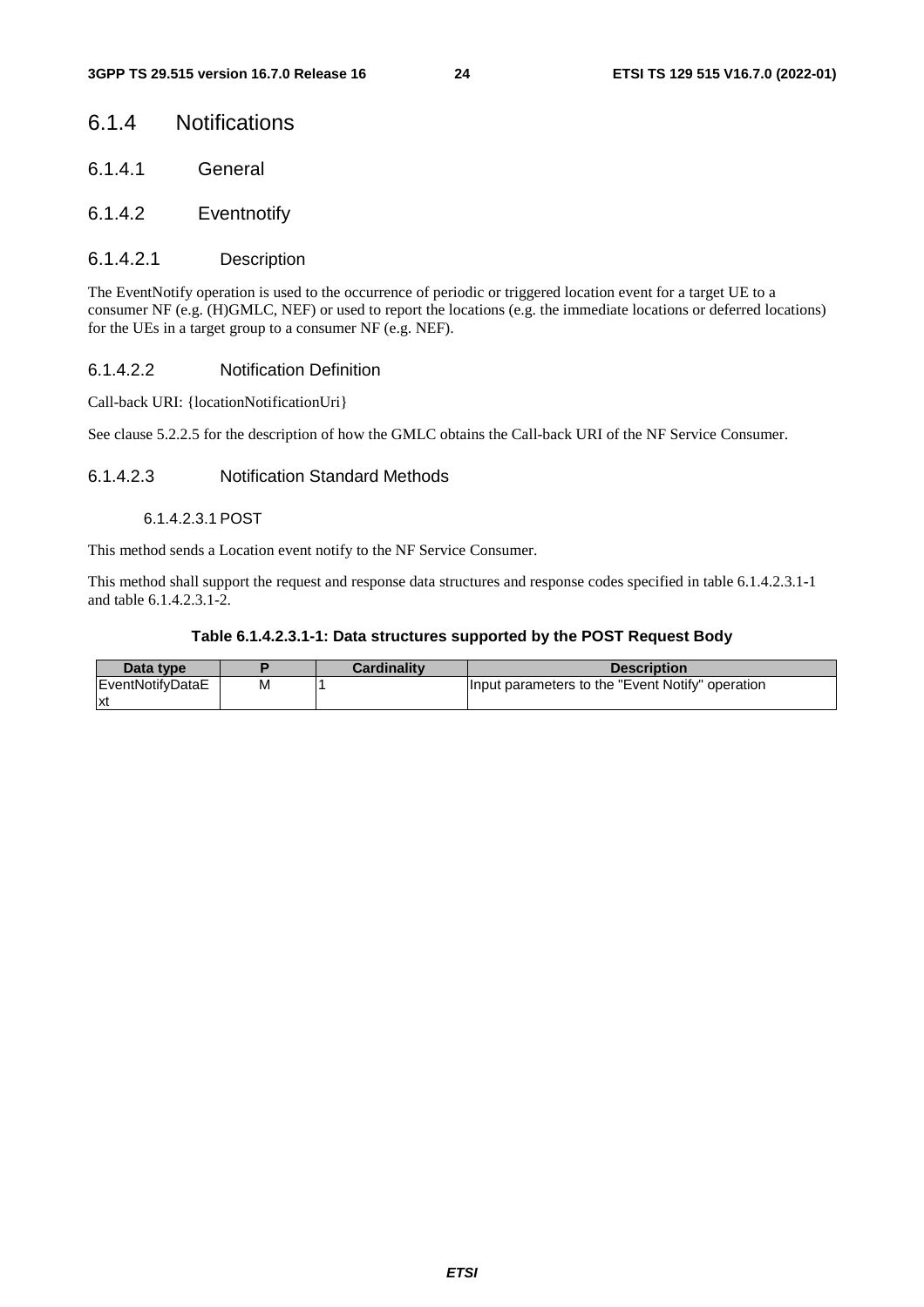## 6.1.4 Notifications

### 6.1.4.1 General

### 6.1.4.2 Eventnotify

#### 6.1.4.2.1 Description

The EventNotify operation is used to the occurrence of periodic or triggered location event for a target UE to a consumer NF (e.g. (H)GMLC, NEF) or used to report the locations (e.g. the immediate locations or deferred locations) for the UEs in a target group to a consumer NF (e.g. NEF).

#### 6.1.4.2.2 Notification Definition

Call-back URI: {locationNotificationUri}

See clause 5.2.2.5 for the description of how the GMLC obtains the Call-back URI of the NF Service Consumer.

#### 6.1.4.2.3 Notification Standard Methods

##### 6.1.4.2.3.1 POST

This method sends a Location event notify to the NF Service Consumer.

This method shall support the request and response data structures and response codes specified in table 6.1.4.2.3.1-1 and table 6.1.4.2.3.1-2.

**Table 6.1.4.2.3.1-1: Data structures supported by the POST Request Body**

| Data type | P | Cardinality | Description |
|---|---|---|---|
| EventNotifyDataExt | M | 1 | Input parameters to the "Event Notify" operation |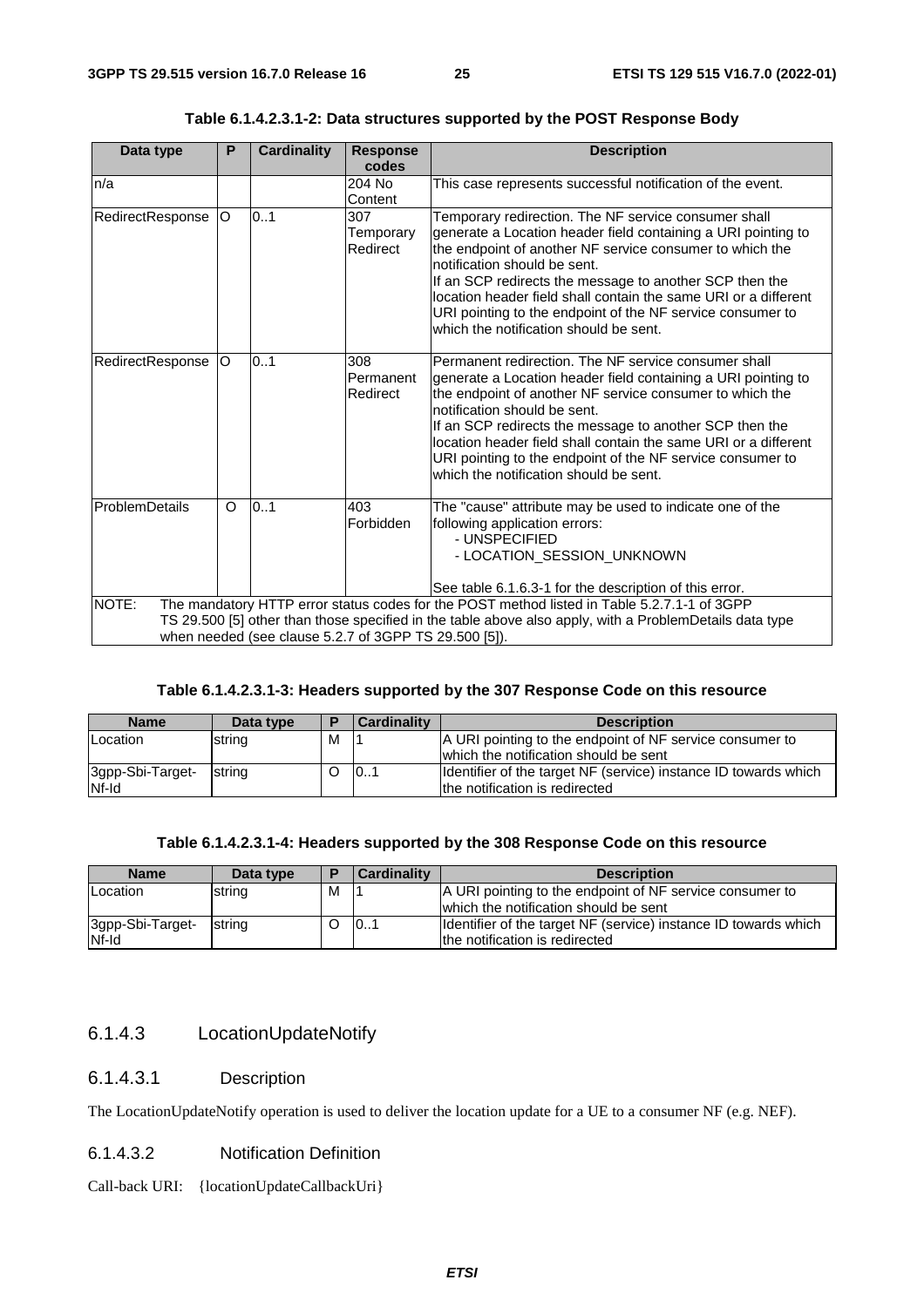**Table 6.1.4.2.3.1-2: Data structures supported by the POST Response Body**

| Data type | P | Cardinality | Response codes | Description |
|---|---|---|---|---|
| n/a | | | 204 No Content | This case represents successful notification of the event. |
| RedirectResponse | O | 0..1 | 307 Temporary Redirect | Temporary redirection. The NF service consumer shall generate a Location header field containing a URI pointing to the endpoint of another NF service consumer to which the notification should be sent.<br>If an SCP redirects the message to another SCP then the location header field shall contain the same URI or a different URI pointing to the endpoint of the NF service consumer to which the notification should be sent. |
| RedirectResponse | O | 0..1 | 308 Permanent Redirect | Permanent redirection. The NF service consumer shall generate a Location header field containing a URI pointing to the endpoint of another NF service consumer to which the notification should be sent.<br>If an SCP redirects the message to another SCP then the location header field shall contain the same URI or a different URI pointing to the endpoint of the NF service consumer to which the notification should be sent. |
| ProblemDetails | O | 0..1 | 403 Forbidden | The "cause" attribute may be used to indicate one of the following application errors:<br>- UNSPECIFIED<br>- LOCATION_SESSION_UNKNOWN<br><br>See table 6.1.6.3-1 for the description of this error. |
| NOTE: The mandatory HTTP error status codes for the POST method listed in Table 5.2.7.1-1 of 3GPP TS 29.500 [5] other than those specified in the table above also apply, with a ProblemDetails data type when needed (see clause 5.2.7 of 3GPP TS 29.500 [5]). | | | | |

**Table 6.1.4.2.3.1-3: Headers supported by the 307 Response Code on this resource**

| Name | Data type | P | Cardinality | Description |
|---|---|---|---|---|
| Location | string | M | 1 | A URI pointing to the endpoint of NF service consumer to which the notification should be sent |
| 3gpp-Sbi-Target-Nf-Id | string | O | 0..1 | Identifier of the target NF (service) instance ID towards which the notification is redirected |

**Table 6.1.4.2.3.1-4: Headers supported by the 308 Response Code on this resource**

| Name | Data type | P | Cardinality | Description |
|---|---|---|---|---|
| Location | string | M | 1 | A URI pointing to the endpoint of NF service consumer to which the notification should be sent |
| 3gpp-Sbi-Target-Nf-Id | string | O | 0..1 | Identifier of the target NF (service) instance ID towards which the notification is redirected |

### 6.1.4.3 LocationUpdateNotify

#### 6.1.4.3.1 Description

The LocationUpdateNotify operation is used to deliver the location update for a UE to a consumer NF (e.g. NEF).

#### 6.1.4.3.2 Notification Definition

Call-back URI: {locationUpdateCallbackUri}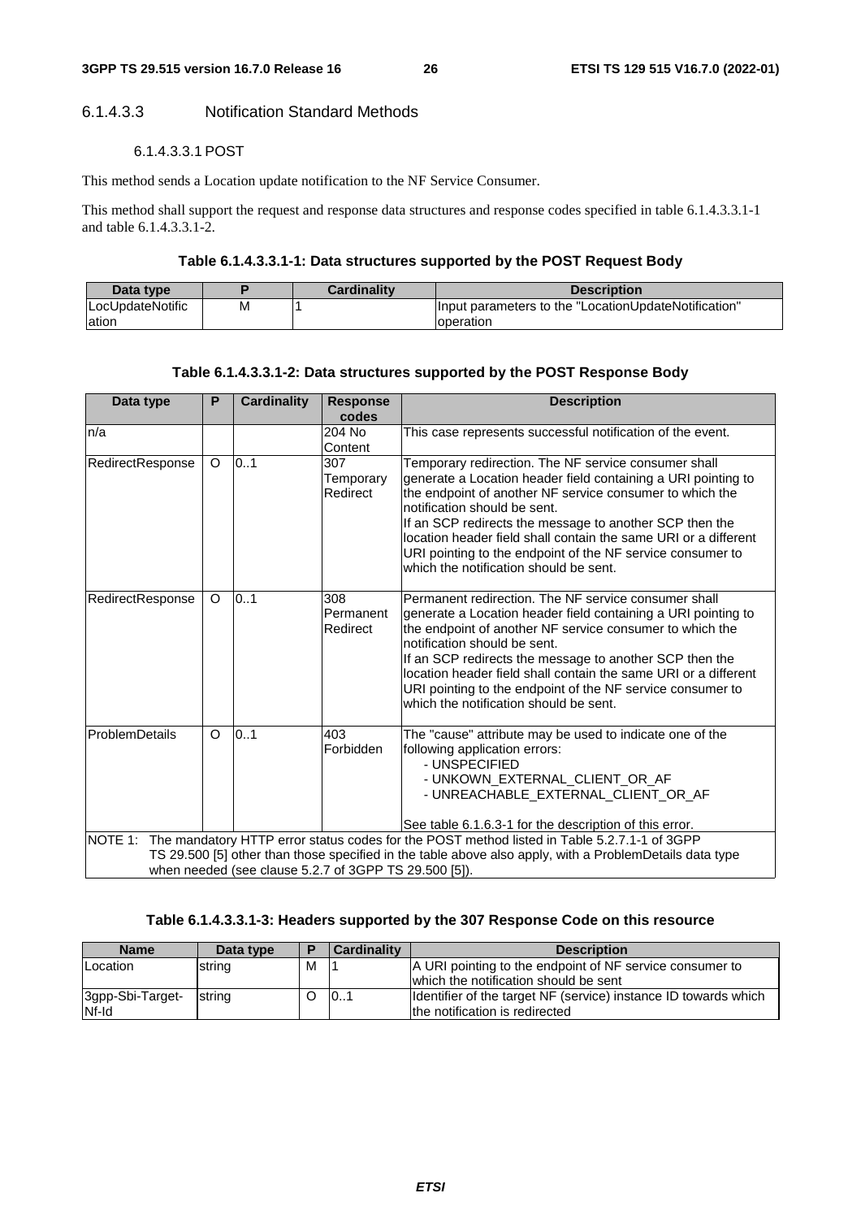#### 6.1.4.3.3 Notification Standard Methods

##### 6.1.4.3.3.1 POST

This method sends a Location update notification to the NF Service Consumer.

This method shall support the request and response data structures and response codes specified in table 6.1.4.3.3.1-1 and table 6.1.4.3.3.1-2.

**Table 6.1.4.3.3.1-1: Data structures supported by the POST Request Body**

| Data type | P | Cardinality | Description |
| --- | --- | --- | --- |
| LocUpdateNotification | M | 1 | Input parameters to the "LocationUpdateNotification" operation |

**Table 6.1.4.3.3.1-2: Data structures supported by the POST Response Body**

| Data type | P | Cardinality | Response codes | Description |
| --- | --- | --- | --- | --- |
| n/a | | | 204 No Content | This case represents successful notification of the event. |
| RedirectResponse | O | 0..1 | 307 Temporary Redirect | Temporary redirection. The NF service consumer shall generate a Location header field containing a URI pointing to the endpoint of another NF service consumer to which the notification should be sent.<br>If an SCP redirects the message to another SCP then the location header field shall contain the same URI or a different URI pointing to the endpoint of the NF service consumer to which the notification should be sent. |
| RedirectResponse | O | 0..1 | 308 Permanent Redirect | Permanent redirection. The NF service consumer shall generate a Location header field containing a URI pointing to the endpoint of another NF service consumer to which the notification should be sent.<br>If an SCP redirects the message to another SCP then the location header field shall contain the same URI or a different URI pointing to the endpoint of the NF service consumer to which the notification should be sent. |
| ProblemDetails | O | 0..1 | 403 Forbidden | The "cause" attribute may be used to indicate one of the following application errors:<br>- UNSPECIFIED<br>- UNKOWN_EXTERNAL_CLIENT_OR_AF<br>- UNREACHABLE_EXTERNAL_CLIENT_OR_AF<br><br>See table 6.1.6.3-1 for the description of this error. |
| NOTE 1: The mandatory HTTP error status codes for the POST method listed in Table 5.2.7.1-1 of 3GPP TS 29.500 [5] other than those specified in the table above also apply, with a ProblemDetails data type when needed (see clause 5.2.7 of 3GPP TS 29.500 [5]). | | | | |

**Table 6.1.4.3.3.1-3: Headers supported by the 307 Response Code on this resource**

| Name | Data type | P | Cardinality | Description |
| --- | --- | --- | --- | --- |
| Location | string | M | 1 | A URI pointing to the endpoint of NF service consumer to which the notification should be sent |
| 3gpp-Sbi-Target-Nf-Id | string | O | 0..1 | Identifier of the target NF (service) instance ID towards which the notification is redirected |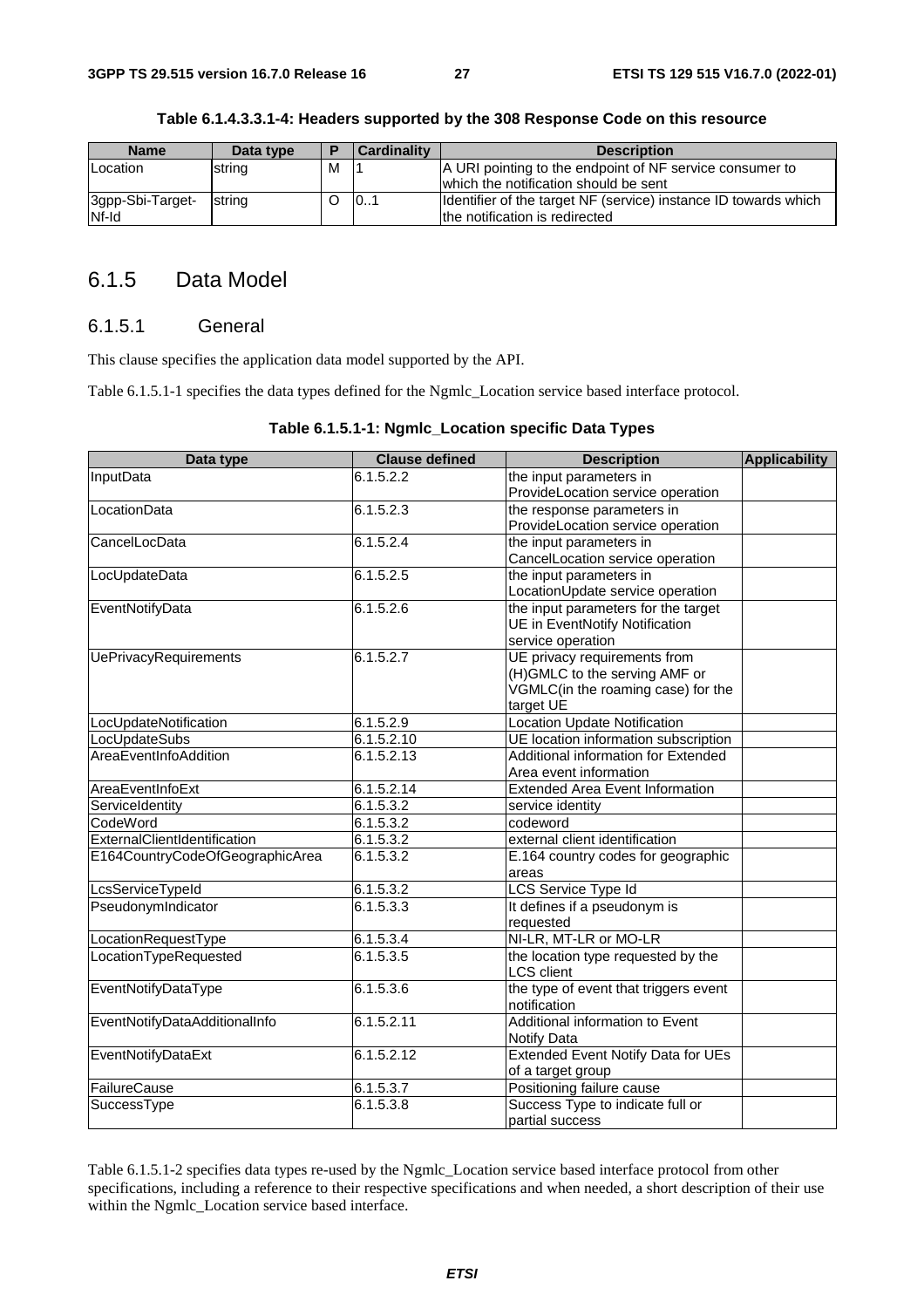**Table 6.1.4.3.3.1-4: Headers supported by the 308 Response Code on this resource**

| Name | Data type | P | Cardinality | Description |
|---|---|---|---|---|
| Location | string | M | 1 | A URI pointing to the endpoint of NF service consumer to which the notification should be sent |
| 3gpp-Sbi-Target-Nf-Id | string | O | 0..1 | Identifier of the target NF (service) instance ID towards which the notification is redirected |

## 6.1.5 Data Model

### 6.1.5.1 General

This clause specifies the application data model supported by the API.

Table 6.1.5.1-1 specifies the data types defined for the Ngmlc_Location service based interface protocol.

**Table 6.1.5.1-1: Ngmlc_Location specific Data Types**

| Data type | Clause defined | Description | Applicability |
|---|---|---|---|
| InputData | 6.1.5.2.2 | the input parameters in ProvideLocation service operation | |
| LocationData | 6.1.5.2.3 | the response parameters in ProvideLocation service operation | |
| CancelLocData | 6.1.5.2.4 | the input parameters in CancelLocation service operation | |
| LocUpdateData | 6.1.5.2.5 | the input parameters in LocationUpdate service operation | |
| EventNotifyData | 6.1.5.2.6 | the input parameters for the target UE in EventNotify Notification service operation | |
| UePrivacyRequirements | 6.1.5.2.7 | UE privacy requirements from (H)GMLC to the serving AMF or VGMLC(in the roaming case) for the target UE | |
| LocUpdateNotification | 6.1.5.2.9 | Location Update Notification | |
| LocUpdateSubs | 6.1.5.2.10 | UE location information subscription | |
| AreaEventInfoAddition | 6.1.5.2.13 | Additional information for Extended Area event information | |
| AreaEventInfoExt | 6.1.5.2.14 | Extended Area Event Information | |
| ServiceIdentity | 6.1.5.3.2 | service identity | |
| CodeWord | 6.1.5.3.2 | codeword | |
| ExternalClientIdentification | 6.1.5.3.2 | external client identification | |
| E164CountryCodeOfGeographicArea | 6.1.5.3.2 | E.164 country codes for geographic areas | |
| LcsServiceTypeId | 6.1.5.3.2 | LCS Service Type Id | |
| PseudonymIndicator | 6.1.5.3.3 | It defines if a pseudonym is requested | |
| LocationRequestType | 6.1.5.3.4 | NI-LR, MT-LR or MO-LR | |
| LocationTypeRequested | 6.1.5.3.5 | the location type requested by the LCS client | |
| EventNotifyDataType | 6.1.5.3.6 | the type of event that triggers event notification | |
| EventNotifyDataAdditionalInfo | 6.1.5.2.11 | Additional information to Event Notify Data | |
| EventNotifyDataExt | 6.1.5.2.12 | Extended Event Notify Data for UEs of a target group | |
| FailureCause | 6.1.5.3.7 | Positioning failure cause | |
| SuccessType | 6.1.5.3.8 | Success Type to indicate full or partial success | |

Table 6.1.5.1-2 specifies data types re-used by the Ngmlc_Location service based interface protocol from other specifications, including a reference to their respective specifications and when needed, a short description of their use within the Ngmlc_Location service based interface.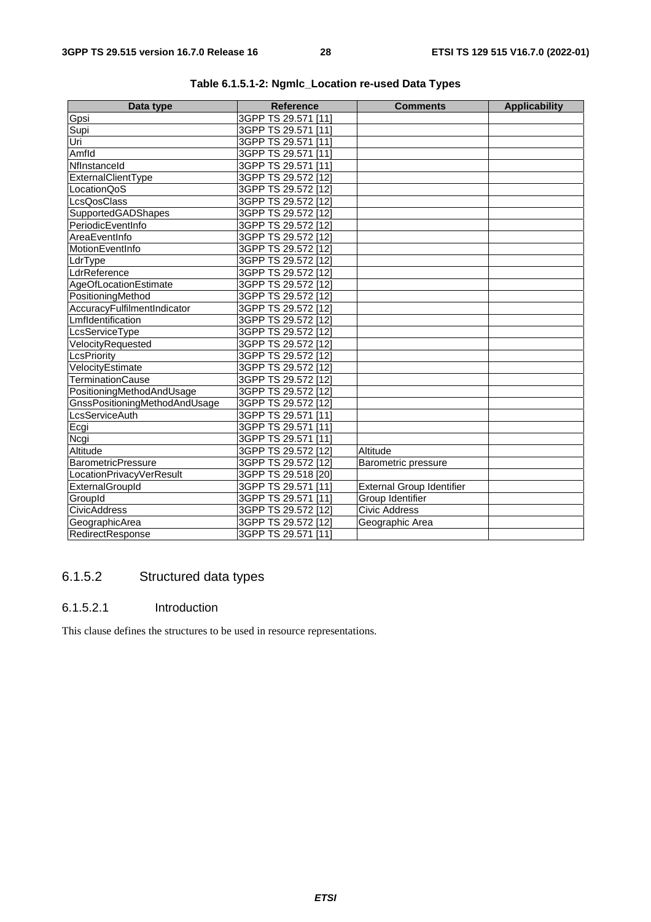**Table 6.1.5.1-2: Ngmlc_Location re-used Data Types**

| Data type | Reference | Comments | Applicability |
|---|---|---|---|
| Gpsi | 3GPP TS 29.571 [11] | | |
| Supi | 3GPP TS 29.571 [11] | | |
| Uri | 3GPP TS 29.571 [11] | | |
| AmfId | 3GPP TS 29.571 [11] | | |
| NfInstanceId | 3GPP TS 29.571 [11] | | |
| ExternalClientType | 3GPP TS 29.572 [12] | | |
| LocationQoS | 3GPP TS 29.572 [12] | | |
| LcsQosClass | 3GPP TS 29.572 [12] | | |
| SupportedGADShapes | 3GPP TS 29.572 [12] | | |
| PeriodicEventInfo | 3GPP TS 29.572 [12] | | |
| AreaEventInfo | 3GPP TS 29.572 [12] | | |
| MotionEventInfo | 3GPP TS 29.572 [12] | | |
| LdrType | 3GPP TS 29.572 [12] | | |
| LdrReference | 3GPP TS 29.572 [12] | | |
| AgeOfLocationEstimate | 3GPP TS 29.572 [12] | | |
| PositioningMethod | 3GPP TS 29.572 [12] | | |
| AccuracyFulfilmentIndicator | 3GPP TS 29.572 [12] | | |
| LmfIdentification | 3GPP TS 29.572 [12] | | |
| LcsServiceType | 3GPP TS 29.572 [12] | | |
| VelocityRequested | 3GPP TS 29.572 [12] | | |
| LcsPriority | 3GPP TS 29.572 [12] | | |
| VelocityEstimate | 3GPP TS 29.572 [12] | | |
| TerminationCause | 3GPP TS 29.572 [12] | | |
| PositioningMethodAndUsage | 3GPP TS 29.572 [12] | | |
| GnssPositioningMethodAndUsage | 3GPP TS 29.572 [12] | | |
| LcsServiceAuth | 3GPP TS 29.571 [11] | | |
| Ecgi | 3GPP TS 29.571 [11] | | |
| Ncgi | 3GPP TS 29.571 [11] | | |
| Altitude | 3GPP TS 29.572 [12] | Altitude | |
| BarometricPressure | 3GPP TS 29.572 [12] | Barometric pressure | |
| LocationPrivacyVerResult | 3GPP TS 29.518 [20] | | |
| ExternalGroupId | 3GPP TS 29.571 [11] | External Group Identifier | |
| GroupId | 3GPP TS 29.571 [11] | Group Identifier | |
| CivicAddress | 3GPP TS 29.572 [12] | Civic Address | |
| GeographicArea | 3GPP TS 29.572 [12] | Geographic Area | |
| RedirectResponse | 3GPP TS 29.571 [11] | | |

### 6.1.5.2 Structured data types

#### 6.1.5.2.1 Introduction

This clause defines the structures to be used in resource representations.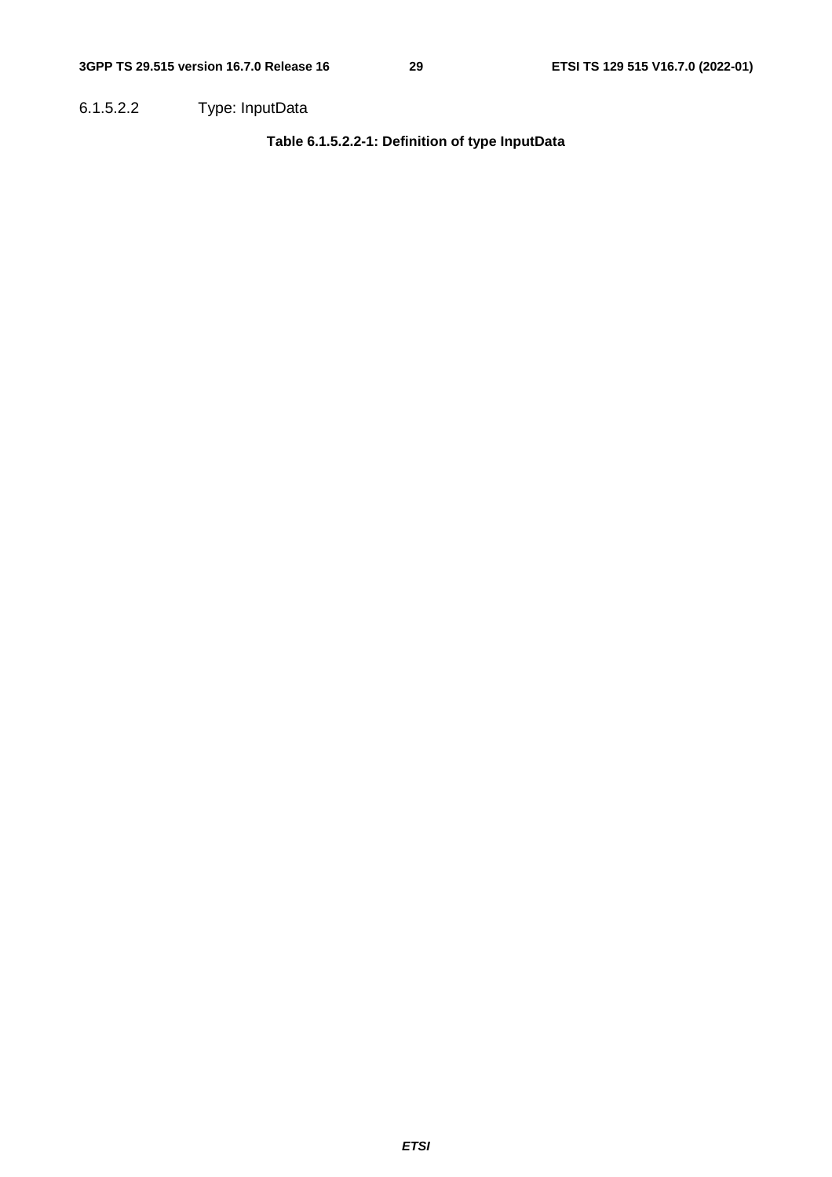#### 6.1.5.2.2 Type: InputData

**Table 6.1.5.2.2-1: Definition of type InputData**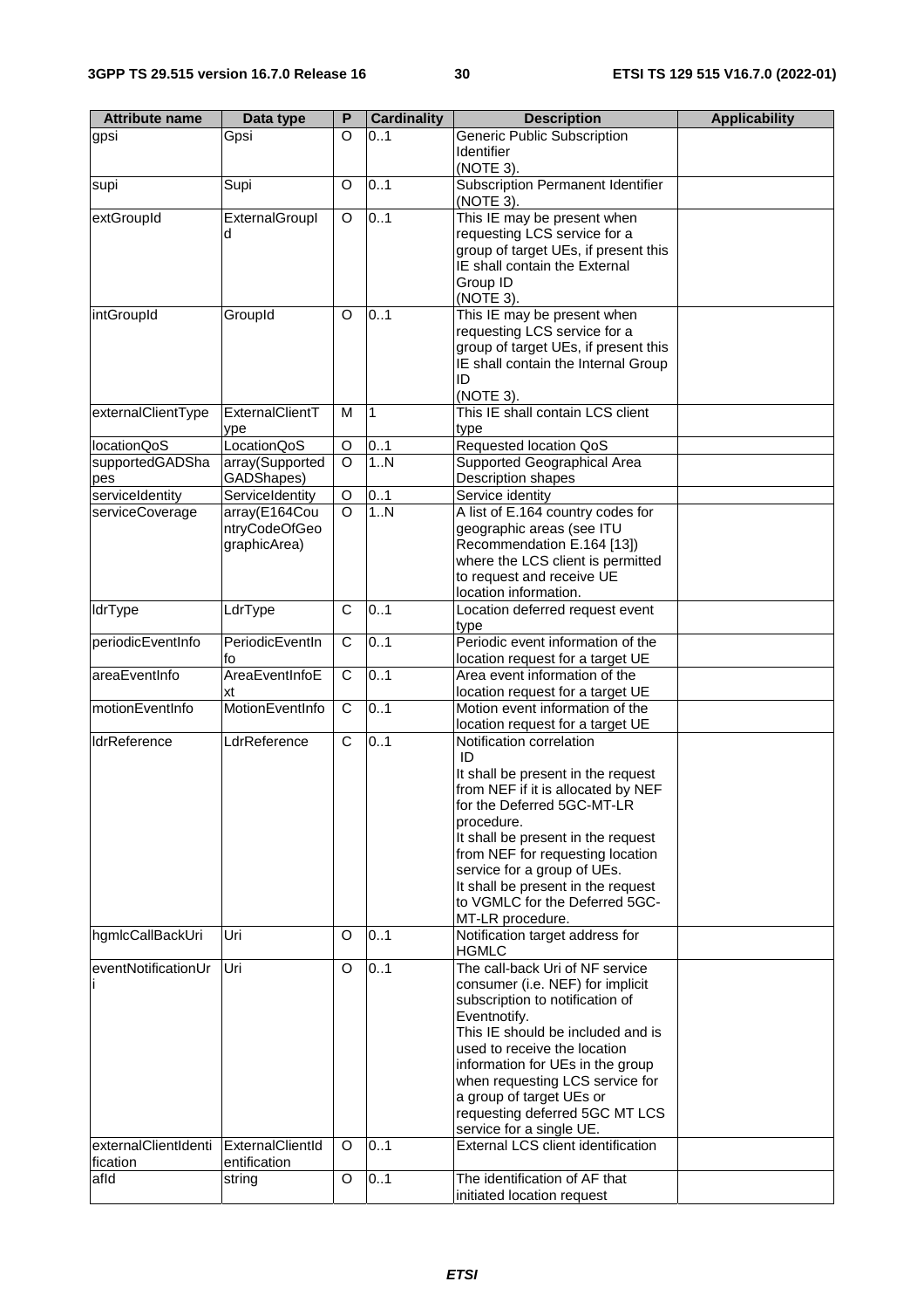| Attribute name | Data type | P | Cardinality | Description | Applicability |
|---|---|---|---|---|---|
| gpsi | Gpsi | O | 0..1 | Generic Public Subscription Identifier (NOTE 3). | |
| supi | Supi | O | 0..1 | Subscription Permanent Identifier (NOTE 3). | |
| extGroupId | ExternalGroupId | O | 0..1 | This IE may be present when requesting LCS service for a group of target UEs, if present this IE shall contain the External Group ID (NOTE 3). | |
| intGroupId | GroupId | O | 0..1 | This IE may be present when requesting LCS service for a group of target UEs, if present this IE shall contain the Internal Group ID (NOTE 3). | |
| externalClientType | ExternalClientType | M | 1 | This IE shall contain LCS client type | |
| locationQoS | LocationQoS | O | 0..1 | Requested location QoS | |
| supportedGADShapes | array(SupportedGADShapes) | O | 1..N | Supported Geographical Area Description shapes | |
| serviceIdentity | ServiceIdentity | O | 0..1 | Service identity | |
| serviceCoverage | array(E164CountryCodeOfGeographicArea) | O | 1..N | A list of E.164 country codes for geographic areas (see ITU Recommendation E.164 [13]) where the LCS client is permitted to request and receive UE location information. | |
| ldrType | LdrType | C | 0..1 | Location deferred request event type | |
| periodicEventInfo | PeriodicEventInfo | C | 0..1 | Periodic event information of the location request for a target UE | |
| areaEventInfo | AreaEventInfoExt | C | 0..1 | Area event information of the location request for a target UE | |
| motionEventInfo | MotionEventInfo | C | 0..1 | Motion event information of the location request for a target UE | |
| ldrReference | LdrReference | C | 0..1 | Notification correlation ID<br>It shall be present in the request from NEF if it is allocated by NEF for the Deferred 5GC-MT-LR procedure.<br>It shall be present in the request from NEF for requesting location service for a group of UEs.<br>It shall be present in the request to VGMLC for the Deferred 5GC-MT-LR procedure. | |
| hgmlcCallBackUri | Uri | O | 0..1 | Notification target address for HGMLC | |
| eventNotificationUri | Uri | O | 0..1 | The call-back Uri of NF service consumer (i.e. NEF) for implicit subscription to notification of Eventnotify.<br>This IE should be included and is used to receive the location information for UEs in the group when requesting LCS service for a group of target UEs or requesting deferred 5GC MT LCS service for a single UE. | |
| externalClientIdentification | ExternalClientIdentification | O | 0..1 | External LCS client identification | |
| afId | string | O | 0..1 | The identification of AF that initiated location request | |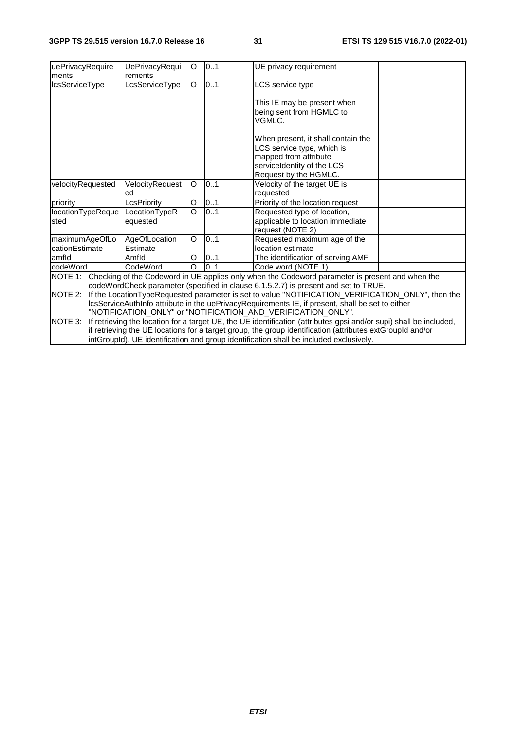| uePrivacyRequirements | UePrivacyRequirements | O | 0..1 | UE privacy requirement | |
|---|---|---|---|---|---|
| lcsServiceType | LcsServiceType | O | 0..1 | LCS service type<br><br>This IE may be present when being sent from HGMLC to VGMLC.<br><br>When present, it shall contain the LCS service type, which is mapped from attribute serviceIdentity of the LCS Request by the HGMLC. | |
| velocityRequested | VelocityRequested | O | 0..1 | Velocity of the target UE is requested | |
| priority | LcsPriority | O | 0..1 | Priority of the location request | |
| locationTypeRequested | LocationTypeRequested | O | 0..1 | Requested type of location, applicable to location immediate request (NOTE 2) | |
| maximumAgeOfLocationEstimate | AgeOfLocationEstimate | O | 0..1 | Requested maximum age of the location estimate | |
| amfId | AmfId | O | 0..1 | The identification of serving AMF | |
| codeWord | CodeWord | O | 0..1 | Code word (NOTE 1) | |
| NOTE 1: Checking of the Codeword in UE applies only when the Codeword parameter is present and when the codeWordCheck parameter (specified in clause 6.1.5.2.7) is present and set to TRUE. | | | | | |
| NOTE 2: If the LocationTypeRequested parameter is set to value "NOTIFICATION_VERIFICATION_ONLY", then the lcsServiceAuthInfo attribute in the uePrivacyRequirements IE, if present, shall be set to either "NOTIFICATION_ONLY" or "NOTIFICATION_AND_VERIFICATION_ONLY". | | | | | |
| NOTE 3: If retrieving the location for a target UE, the UE identification (attributes gpsi and/or supi) shall be included, if retrieving the UE locations for a target group, the group identification (attributes extGroupId and/or intGroupId), UE identification and group identification shall be included exclusively. | | | | | |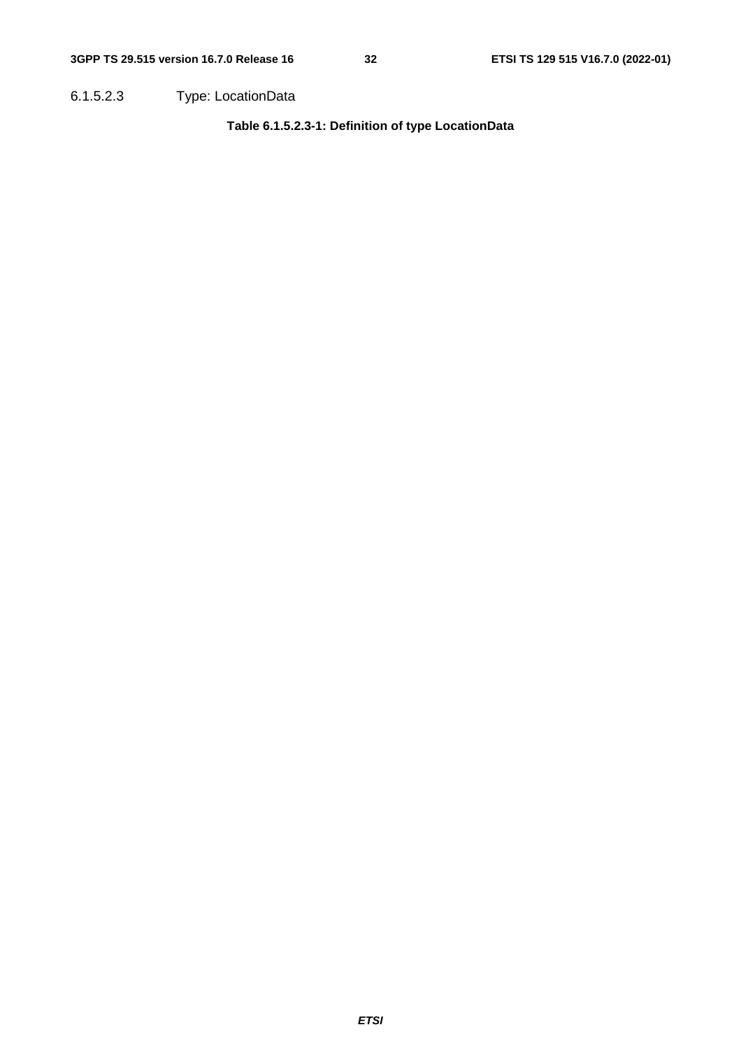###### 6.1.5.2.3 Type: LocationData

**Table 6.1.5.2.3-1: Definition of type LocationData**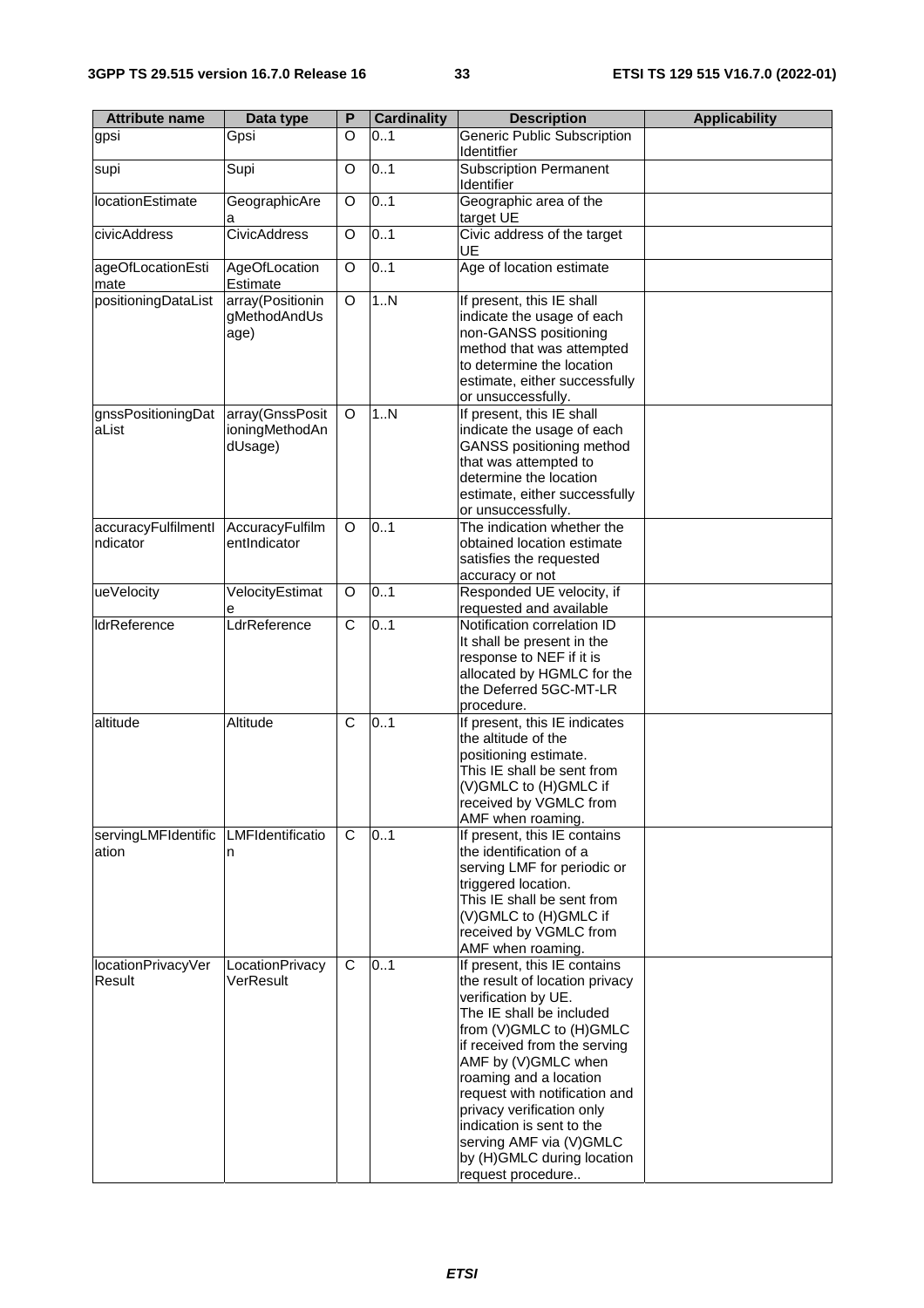| Attribute name | Data type | P | Cardinality | Description | Applicability |
| --- | --- | --- | --- | --- | --- |
| gpsi | Gpsi | O | 0..1 | Generic Public Subscription Identitfier | |
| supi | Supi | O | 0..1 | Subscription Permanent Identifier | |
| locationEstimate | GeographicArea | O | 0..1 | Geographic area of the target UE | |
| civicAddress | CivicAddress | O | 0..1 | Civic address of the target UE | |
| ageOfLocationEstimate | AgeOfLocationEstimate | O | 0..1 | Age of location estimate | |
| positioningDataList | array(PositioningMethodAndUsage) | O | 1..N | If present, this IE shall indicate the usage of each non-GANSS positioning method that was attempted to determine the location estimate, either successfully or unsuccessfully. | |
| gnssPositioningDataList | array(GnssPositioningMethodAndUsage) | O | 1..N | If present, this IE shall indicate the usage of each GANSS positioning method that was attempted to determine the location estimate, either successfully or unsuccessfully. | |
| accuracyFulfilmentIndicator | AccuracyFulfilmentIndicator | O | 0..1 | The indication whether the obtained location estimate satisfies the requested accuracy or not | |
| ueVelocity | VelocityEstimate | O | 0..1 | Responded UE velocity, if requested and available | |
| ldrReference | LdrReference | C | 0..1 | Notification correlation ID<br>It shall be present in the response to NEF if it is allocated by HGMLC for the the Deferred 5GC-MT-LR procedure. | |
| altitude | Altitude | C | 0..1 | If present, this IE indicates the altitude of the positioning estimate.<br>This IE shall be sent from (V)GMLC to (H)GMLC if received by VGMLC from AMF when roaming. | |
| servingLMFIdentification | LMFIdentification | C | 0..1 | If present, this IE contains the identification of a serving LMF for periodic or triggered location.<br>This IE shall be sent from (V)GMLC to (H)GMLC if received by VGMLC from AMF when roaming. | |
| locationPrivacyVerResult | LocationPrivacyVerResult | C | 0..1 | If present, this IE contains the result of location privacy verification by UE.<br>The IE shall be included from (V)GMLC to (H)GMLC if received from the serving AMF by (V)GMLC when roaming and a location request with notification and privacy verification only indication is sent to the serving AMF via (V)GMLC by (H)GMLC during location request procedure.. | |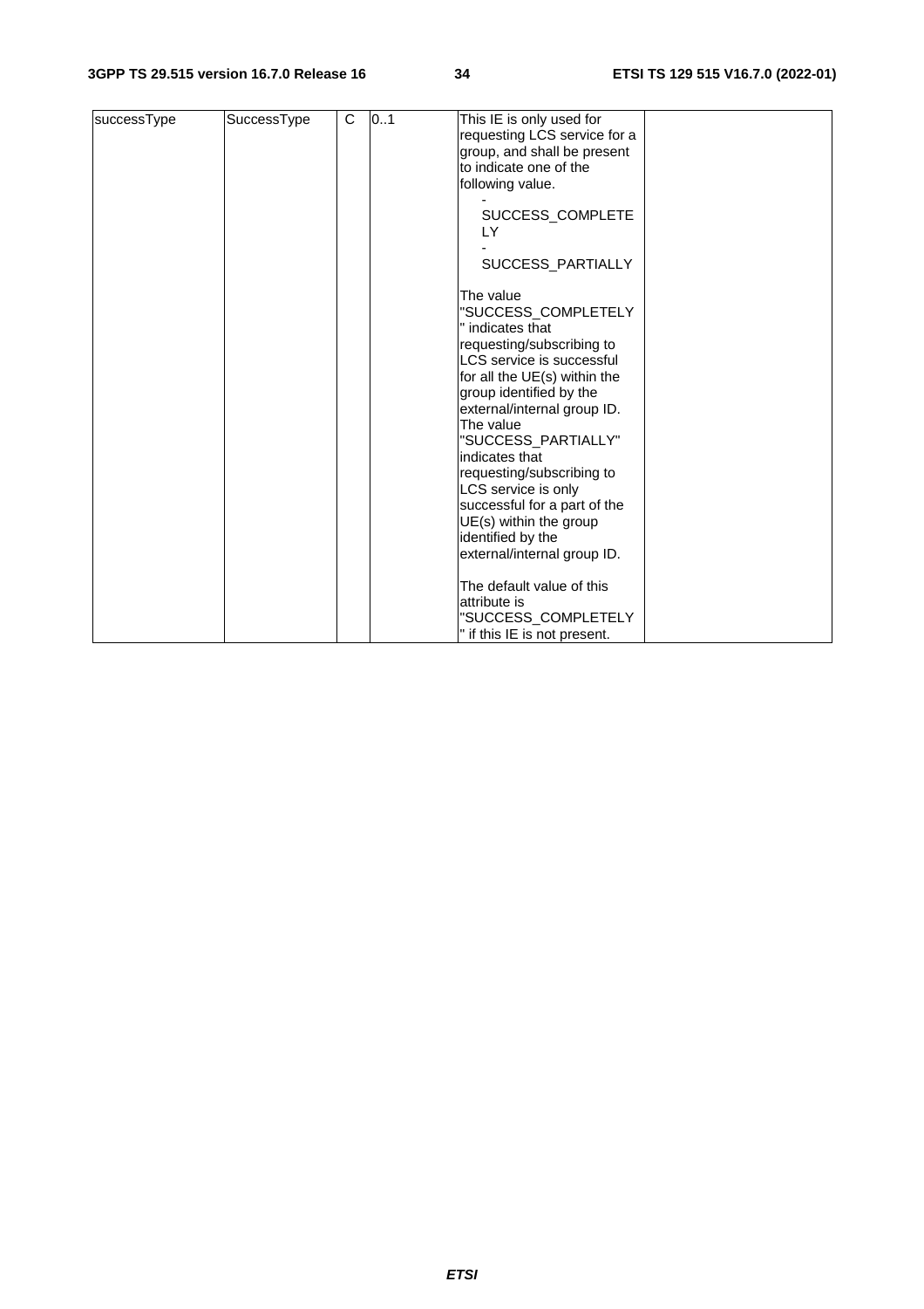| successType | SuccessType | C | 0..1 | This IE is only used for requesting LCS service for a group, and shall be present to indicate one of the following value.<br>- SUCCESS_COMPLETELY<br>- SUCCESS_PARTIALLY<br><br>The value "SUCCESS_COMPLETELY" indicates that requesting/subscribing to LCS service is successful for all the UE(s) within the group identified by the external/internal group ID.<br>The value "SUCCESS_PARTIALLY" indicates that requesting/subscribing to LCS service is only successful for a part of the UE(s) within the group identified by the external/internal group ID.<br><br>The default value of this attribute is "SUCCESS_COMPLETELY" if this IE is not present. | |
|---|---|---|---|---|---|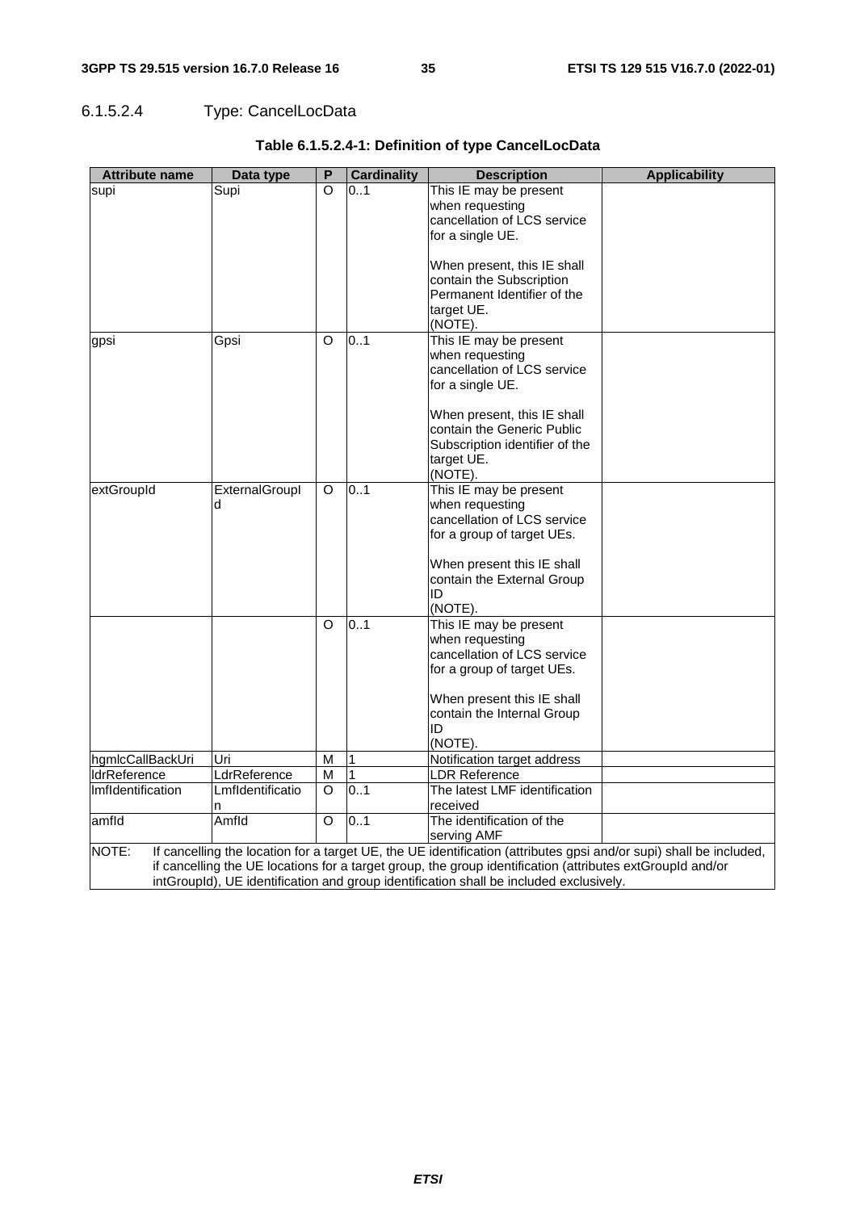#### 6.1.5.2.4 Type: CancelLocData

**Table 6.1.5.2.4-1: Definition of type CancelLocData**

| Attribute name | Data type | P | Cardinality | Description | Applicability |
|---|---|---|---|---|---|
| supi | Supi | O | 0..1 | This IE may be present when requesting cancellation of LCS service for a single UE.<br><br>When present, this IE shall contain the Subscription Permanent Identifier of the target UE.<br>(NOTE). | |
| gpsi | Gpsi | O | 0..1 | This IE may be present when requesting cancellation of LCS service for a single UE.<br><br>When present, this IE shall contain the Generic Public Subscription identifier of the target UE.<br>(NOTE). | |
| extGroupId | ExternalGroupId | O | 0..1 | This IE may be present when requesting cancellation of LCS service for a group of target UEs.<br><br>When present this IE shall contain the External Group ID<br>(NOTE). | |
| | | O | 0..1 | This IE may be present when requesting cancellation of LCS service for a group of target UEs.<br><br>When present this IE shall contain the Internal Group ID<br>(NOTE). | |
| hgmlcCallBackUri | Uri | M | 1 | Notification target address | |
| ldrReference | LdrReference | M | 1 | LDR Reference | |
| lmfIdentification | LmfIdentification | O | 0..1 | The latest LMF identification received | |
| amfId | AmfId | O | 0..1 | The identification of the serving AMF | |
| NOTE: If cancelling the location for a target UE, the UE identification (attributes gpsi and/or supi) shall be included, if cancelling the UE locations for a target group, the group identification (attributes extGroupId and/or intGroupId), UE identification and group identification shall be included exclusively. | | | | | |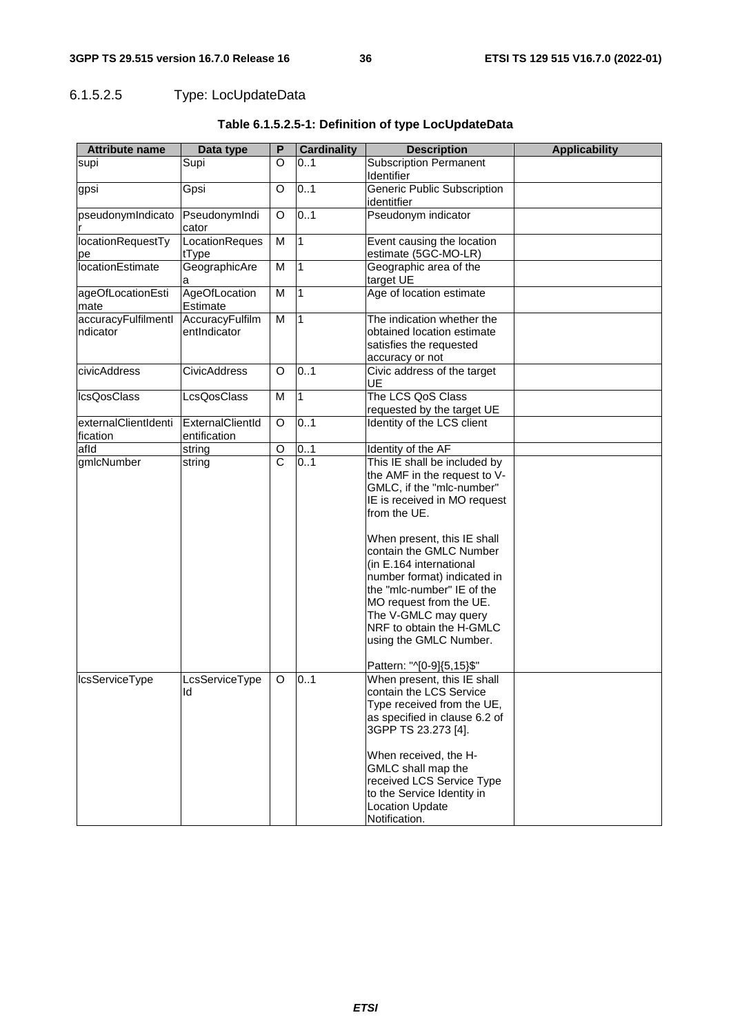#### 6.1.5.2.5 Type: LocUpdateData

**Table 6.1.5.2.5-1: Definition of type LocUpdateData**

| Attribute name | Data type | P | Cardinality | Description | Applicability |
| --- | --- | --- | --- | --- | --- |
| supi | Supi | O | 0..1 | Subscription Permanent Identifier | |
| gpsi | Gpsi | O | 0..1 | Generic Public Subscription identitfier | |
| pseudonymIndicator | PseudonymIndicator | O | 0..1 | Pseudonym indicator | |
| locationRequestType | LocationRequestType | M | 1 | Event causing the location estimate (5GC-MO-LR) | |
| locationEstimate | GeographicArea | M | 1 | Geographic area of the target UE | |
| ageOfLocationEstimate | AgeOfLocationEstimate | M | 1 | Age of location estimate | |
| accuracyFulfilmentIndicator | AccuracyFulfilmentIndicator | M | 1 | The indication whether the obtained location estimate satisfies the requested accuracy or not | |
| civicAddress | CivicAddress | O | 0..1 | Civic address of the target UE | |
| lcsQosClass | LcsQosClass | M | 1 | The LCS QoS Class requested by the target UE | |
| externalClientIdentification | ExternalClientIdentification | O | 0..1 | Identity of the LCS client | |
| afId | string | O | 0..1 | Identity of the AF | |
| gmlcNumber | string | C | 0..1 | This IE shall be included by the AMF in the request to V-GMLC, if the "mlc-number" IE is received in MO request from the UE.<br><br>When present, this IE shall contain the GMLC Number (in E.164 international number format) indicated in the "mlc-number" IE of the MO request from the UE. The V-GMLC may query NRF to obtain the H-GMLC using the GMLC Number.<br><br>Pattern: "^[0-9]{5,15}$" | |
| lcsServiceType | LcsServiceTypeId | O | 0..1 | When present, this IE shall contain the LCS Service Type received from the UE, as specified in clause 6.2 of 3GPP TS 23.273 [4].<br><br>When received, the H-GMLC shall map the received LCS Service Type to the Service Identity in Location Update Notification. | |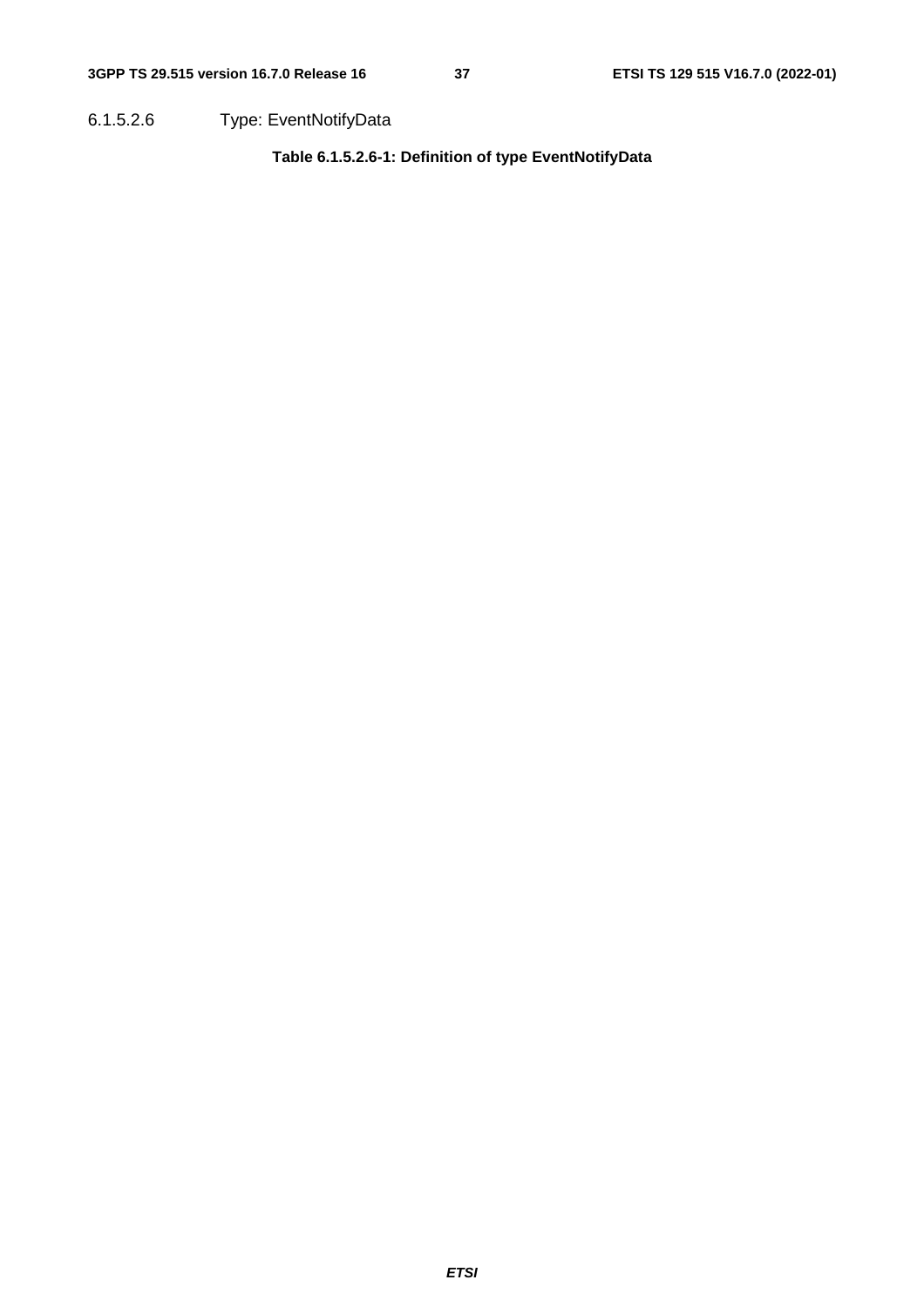#### 6.1.5.2.6 Type: EventNotifyData

**Table 6.1.5.2.6-1: Definition of type EventNotifyData**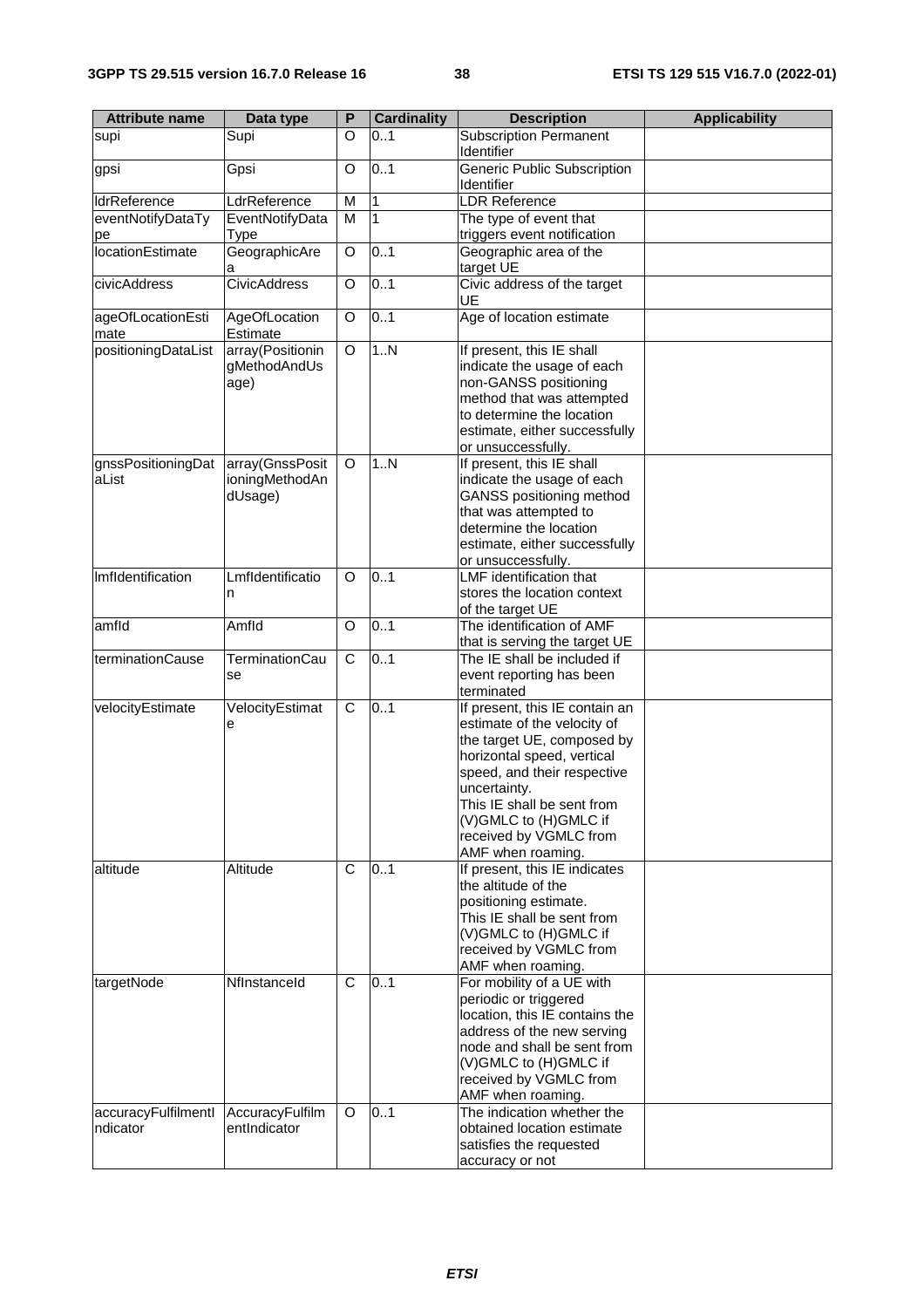| Attribute name | Data type | P | Cardinality | Description | Applicability |
|---|---|---|---|---|---|
| supi | Supi | O | 0..1 | Subscription Permanent Identifier | |
| gpsi | Gpsi | O | 0..1 | Generic Public Subscription Identifier | |
| ldrReference | LdrReference | M | 1 | LDR Reference | |
| eventNotifyDataType | EventNotifyDataType | M | 1 | The type of event that triggers event notification | |
| locationEstimate | GeographicArea | O | 0..1 | Geographic area of the target UE | |
| civicAddress | CivicAddress | O | 0..1 | Civic address of the target UE | |
| ageOfLocationEstimate | AgeOfLocationEstimate | O | 0..1 | Age of location estimate | |
| positioningDataList | array(PositioningMethodAndUsage) | O | 1..N | If present, this IE shall indicate the usage of each non-GANSS positioning method that was attempted to determine the location estimate, either successfully or unsuccessfully. | |
| gnssPositioningDataList | array(GnssPositioningMethodAndUsage) | O | 1..N | If present, this IE shall indicate the usage of each GANSS positioning method that was attempted to determine the location estimate, either successfully or unsuccessfully. | |
| lmfIdentification | LmfIdentification | O | 0..1 | LMF identification that stores the location context of the target UE | |
| amfId | AmfId | O | 0..1 | The identification of AMF that is serving the target UE | |
| terminationCause | TerminationCause | C | 0..1 | The IE shall be included if event reporting has been terminated | |
| velocityEstimate | VelocityEstimate | C | 0..1 | If present, this IE contain an estimate of the velocity of the target UE, composed by horizontal speed, vertical speed, and their respective uncertainty.<br>This IE shall be sent from (V)GMLC to (H)GMLC if received by VGMLC from AMF when roaming. | |
| altitude | Altitude | C | 0..1 | If present, this IE indicates the altitude of the positioning estimate.<br>This IE shall be sent from (V)GMLC to (H)GMLC if received by VGMLC from AMF when roaming. | |
| targetNode | NfInstanceId | C | 0..1 | For mobility of a UE with periodic or triggered location, this IE contains the address of the new serving node and shall be sent from (V)GMLC to (H)GMLC if received by VGMLC from AMF when roaming. | |
| accuracyFulfilmentIndicator | AccuracyFulfilmentIndicator | O | 0..1 | The indication whether the obtained location estimate satisfies the requested accuracy or not | |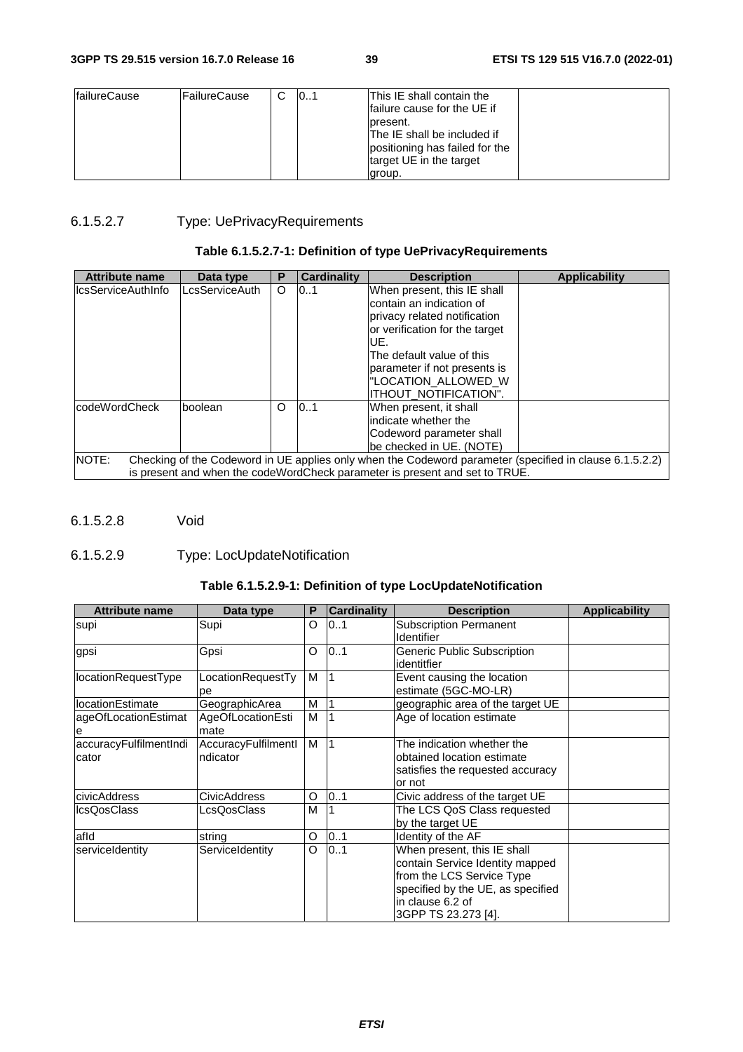| failureCause | FailureCause | C | 0..1 | This IE shall contain the failure cause for the UE if present. The IE shall be included if positioning has failed for the target UE in the target group. | |
|---|---|---|---|---|---|

#### 6.1.5.2.7 Type: UePrivacyRequirements

**Table 6.1.5.2.7-1: Definition of type UePrivacyRequirements**

| Attribute name | Data type | P | Cardinality | Description | Applicability |
|---|---|---|---|---|---|
| lcsServiceAuthInfo | LcsServiceAuth | O | 0..1 | When present, this IE shall contain an indication of privacy related notification or verification for the target UE. The default value of this parameter if not presents is "LOCATION_ALLOWED_WITHOUT_NOTIFICATION". | |
| codeWordCheck | boolean | O | 0..1 | When present, it shall indicate whether the Codeword parameter shall be checked in UE. (NOTE) | |
| NOTE: Checking of the Codeword in UE applies only when the Codeword parameter (specified in clause 6.1.5.2.2) is present and when the codeWordCheck parameter is present and set to TRUE. | | | | | |

#### 6.1.5.2.8 Void

#### 6.1.5.2.9 Type: LocUpdateNotification

**Table 6.1.5.2.9-1: Definition of type LocUpdateNotification**

| Attribute name | Data type | P | Cardinality | Description | Applicability |
|---|---|---|---|---|---|
| supi | Supi | O | 0..1 | Subscription Permanent Identifier | |
| gpsi | Gpsi | O | 0..1 | Generic Public Subscription identitfier | |
| locationRequestType | LocationRequestType | M | 1 | Event causing the location estimate (5GC-MO-LR) | |
| locationEstimate | GeographicArea | M | 1 | geographic area of the target UE | |
| ageOfLocationEstimate | AgeOfLocationEstimate | M | 1 | Age of location estimate | |
| accuracyFulfilmentIndicator | AccuracyFulfilmentIndicator | M | 1 | The indication whether the obtained location estimate satisfies the requested accuracy or not | |
| civicAddress | CivicAddress | O | 0..1 | Civic address of the target UE | |
| lcsQosClass | LcsQosClass | M | 1 | The LCS QoS Class requested by the target UE | |
| afId | string | O | 0..1 | Identity of the AF | |
| serviceIdentity | ServiceIdentity | O | 0..1 | When present, this IE shall contain Service Identity mapped from the LCS Service Type specified by the UE, as specified in clause 6.2 of 3GPP TS 23.273 [4]. | |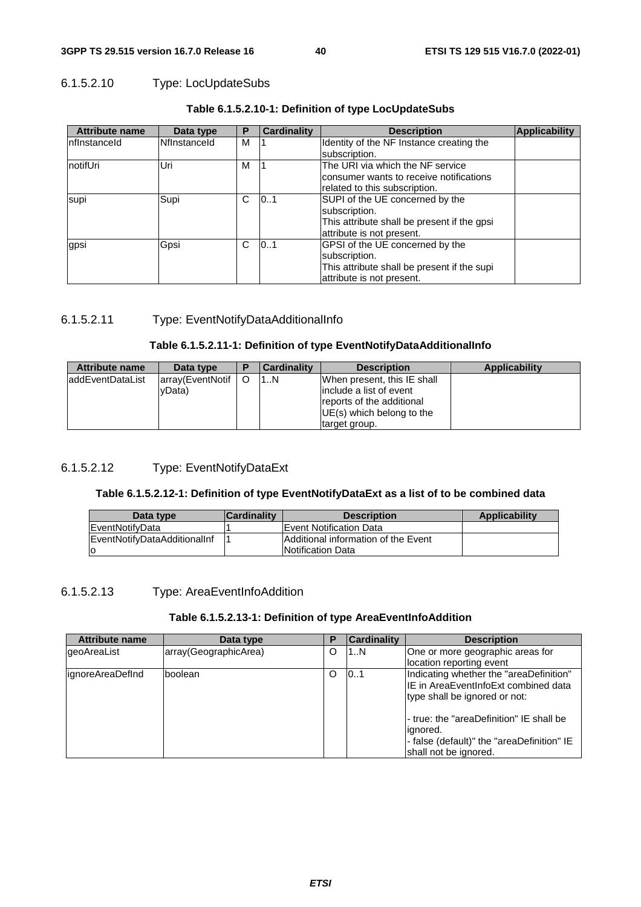#### 6.1.5.2.10 Type: LocUpdateSubs

**Table 6.1.5.2.10-1: Definition of type LocUpdateSubs**

| Attribute name | Data type | P | Cardinality | Description | Applicability |
|---|---|---|---|---|---|
| nfInstanceId | NfInstanceId | M | 1 | Identity of the NF Instance creating the subscription. | |
| notifUri | Uri | M | 1 | The URI via which the NF service consumer wants to receive notifications related to this subscription. | |
| supi | Supi | C | 0..1 | SUPI of the UE concerned by the subscription.<br>This attribute shall be present if the gpsi attribute is not present. | |
| gpsi | Gpsi | C | 0..1 | GPSI of the UE concerned by the subscription.<br>This attribute shall be present if the supi attribute is not present. | |

#### 6.1.5.2.11 Type: EventNotifyDataAdditionalInfo

**Table 6.1.5.2.11-1: Definition of type EventNotifyDataAdditionalInfo**

| Attribute name | Data type | P | Cardinality | Description | Applicability |
|---|---|---|---|---|---|
| addEventDataList | array(EventNotifyData) | O | 1..N | When present, this IE shall include a list of event reports of the additional UE(s) which belong to the target group. | |

#### 6.1.5.2.12 Type: EventNotifyDataExt

**Table 6.1.5.2.12-1: Definition of type EventNotifyDataExt as a list of to be combined data**

| Data type | Cardinality | Description | Applicability |
|---|---|---|---|
| EventNotifyData | 1 | Event Notification Data | |
| EventNotifyDataAdditionalInfo | 1 | Additional information of the Event Notification Data | |

#### 6.1.5.2.13 Type: AreaEventInfoAddition

**Table 6.1.5.2.13-1: Definition of type AreaEventInfoAddition**

| Attribute name | Data type | P | Cardinality | Description |
|---|---|---|---|---|
| geoAreaList | array(GeographicArea) | O | 1..N | One or more geographic areas for location reporting event |
| ignoreAreaDefInd | boolean | O | 0..1 | Indicating whether the "areaDefinition" IE in AreaEventInfoExt combined data type shall be ignored or not:<br><br>- true: the "areaDefinition" IE shall be ignored.<br>- false (default)" the "areaDefinition" IE shall not be ignored. |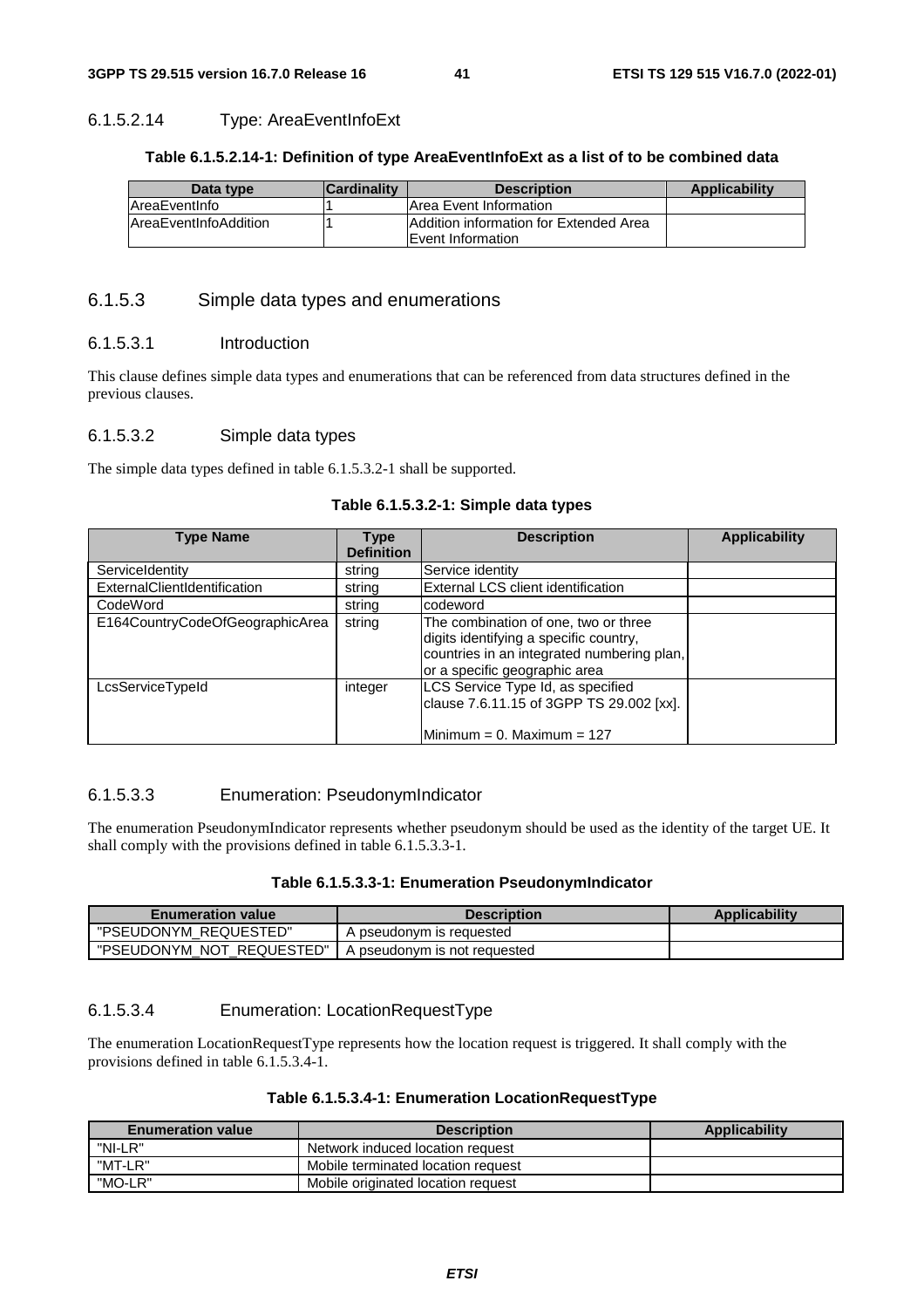#### 6.1.5.2.14 Type: AreaEventInfoExt

**Table 6.1.5.2.14-1: Definition of type AreaEventInfoExt as a list of to be combined data**

| Data type | Cardinality | Description | Applicability |
|---|---|---|---|
| AreaEventInfo | 1 | Area Event Information | |
| AreaEventInfoAddition | 1 | Addition information for Extended Area Event Information | |

### 6.1.5.3 Simple data types and enumerations

#### 6.1.5.3.1 Introduction

This clause defines simple data types and enumerations that can be referenced from data structures defined in the previous clauses.

#### 6.1.5.3.2 Simple data types

The simple data types defined in table 6.1.5.3.2-1 shall be supported.

**Table 6.1.5.3.2-1: Simple data types**

| Type Name | Type Definition | Description | Applicability |
|---|---|---|---|
| ServiceIdentity | string | Service identity | |
| ExternalClientIdentification | string | External LCS client identification | |
| CodeWord | string | codeword | |
| E164CountryCodeOfGeographicArea | string | The combination of one, two or three digits identifying a specific country, countries in an integrated numbering plan, or a specific geographic area | |
| LcsServiceTypeId | integer | LCS Service Type Id, as specified clause 7.6.11.15 of 3GPP TS 29.002 [xx].<br><br>Minimum = 0. Maximum = 127 | |

#### 6.1.5.3.3 Enumeration: PseudonymIndicator

The enumeration PseudonymIndicator represents whether pseudonym should be used as the identity of the target UE. It shall comply with the provisions defined in table 6.1.5.3.3-1.

**Table 6.1.5.3.3-1: Enumeration PseudonymIndicator**

| Enumeration value | Description | Applicability |
|---|---|---|
| "PSEUDONYM_REQUESTED" | A pseudonym is requested | |
| "PSEUDONYM_NOT_REQUESTED" | A pseudonym is not requested | |

#### 6.1.5.3.4 Enumeration: LocationRequestType

The enumeration LocationRequestType represents how the location request is triggered. It shall comply with the provisions defined in table 6.1.5.3.4-1.

**Table 6.1.5.3.4-1: Enumeration LocationRequestType**

| Enumeration value | Description | Applicability |
|---|---|---|
| "NI-LR" | Network induced location request | |
| "MT-LR" | Mobile terminated location request | |
| "MO-LR" | Mobile originated location request | |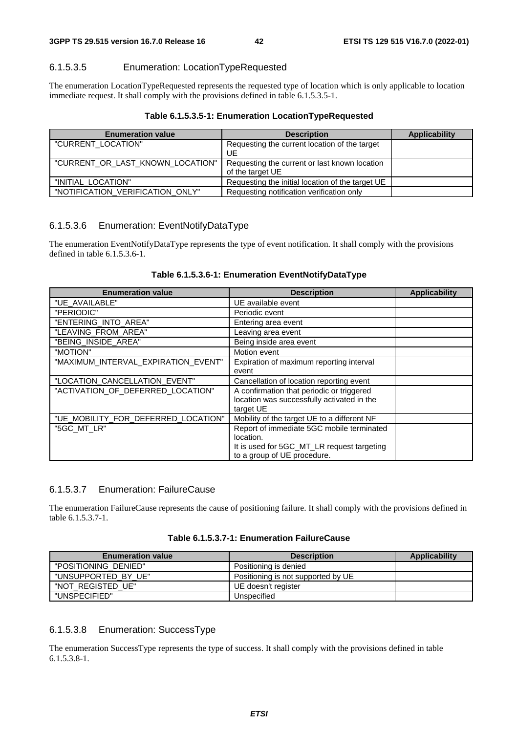#### 6.1.5.3.5 Enumeration: LocationTypeRequested

The enumeration LocationTypeRequested represents the requested type of location which is only applicable to location immediate request. It shall comply with the provisions defined in table 6.1.5.3.5-1.

**Table 6.1.5.3.5-1: Enumeration LocationTypeRequested**

| Enumeration value | Description | Applicability |
|---|---|---|
| "CURRENT_LOCATION" | Requesting the current location of the target UE | |
| "CURRENT_OR_LAST_KNOWN_LOCATION" | Requesting the current or last known location of the target UE | |
| "INITIAL_LOCATION" | Requesting the initial location of the target UE | |
| "NOTIFICATION_VERIFICATION_ONLY" | Requesting notification verification only | |

#### 6.1.5.3.6 Enumeration: EventNotifyDataType

The enumeration EventNotifyDataType represents the type of event notification. It shall comply with the provisions defined in table 6.1.5.3.6-1.

**Table 6.1.5.3.6-1: Enumeration EventNotifyDataType**

| Enumeration value | Description | Applicability |
|---|---|---|
| "UE_AVAILABLE" | UE available event | |
| "PERIODIC" | Periodic event | |
| "ENTERING_INTO_AREA" | Entering area event | |
| "LEAVING_FROM_AREA" | Leaving area event | |
| "BEING_INSIDE_AREA" | Being inside area event | |
| "MOTION" | Motion event | |
| "MAXIMUM_INTERVAL_EXPIRATION_EVENT" | Expiration of maximum reporting interval event | |
| "LOCATION_CANCELLATION_EVENT" | Cancellation of location reporting event | |
| "ACTIVATION_OF_DEFERRED_LOCATION" | A confirmation that periodic or triggered location was successfully activated in the target UE | |
| "UE_MOBILITY_FOR_DEFERRED_LOCATION" | Mobility of the target UE to a different NF | |
| "5GC_MT_LR" | Report of immediate 5GC mobile terminated location.<br>It is used for 5GC_MT_LR request targeting to a group of UE procedure. | |

#### 6.1.5.3.7 Enumeration: FailureCause

The enumeration FailureCause represents the cause of positioning failure. It shall comply with the provisions defined in table 6.1.5.3.7-1.

**Table 6.1.5.3.7-1: Enumeration FailureCause**

| Enumeration value | Description | Applicability |
|---|---|---|
| "POSITIONING_DENIED" | Positioning is denied | |
| "UNSUPPORTED_BY_UE" | Positioning is not supported by UE | |
| "NOT_REGISTED_UE" | UE doesn't register | |
| "UNSPECIFIED" | Unspecified | |

#### 6.1.5.3.8 Enumeration: SuccessType

The enumeration SuccessType represents the type of success. It shall comply with the provisions defined in table 6.1.5.3.8-1.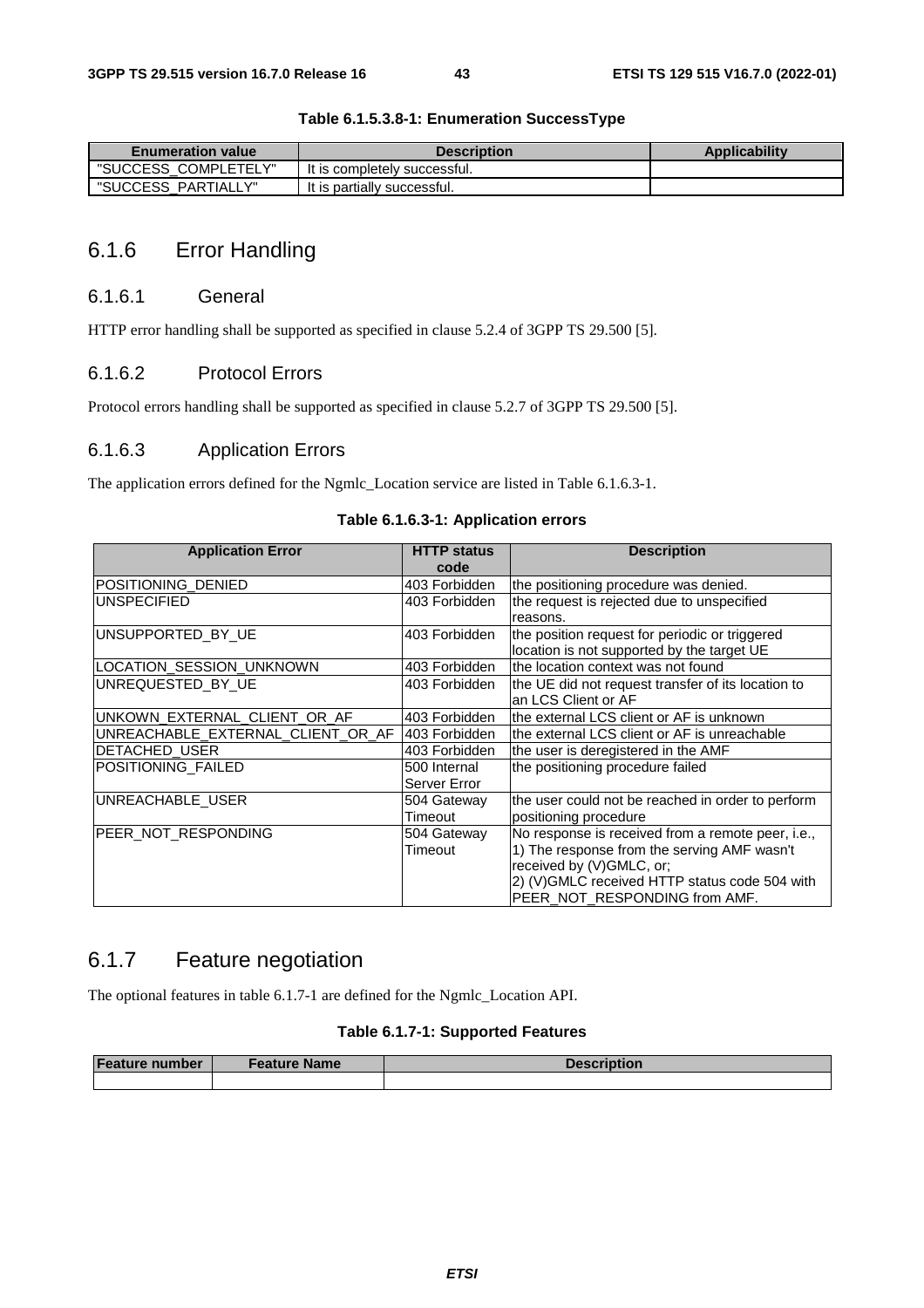**Table 6.1.5.3.8-1: Enumeration SuccessType**

| Enumeration value | Description | Applicability |
| --- | --- | --- |
| "SUCCESS_COMPLETELY" | It is completely successful. | |
| "SUCCESS_PARTIALLY" | It is partially successful. | |

## 6.1.6 Error Handling

### 6.1.6.1 General

HTTP error handling shall be supported as specified in clause 5.2.4 of 3GPP TS 29.500 [5].

### 6.1.6.2 Protocol Errors

Protocol errors handling shall be supported as specified in clause 5.2.7 of 3GPP TS 29.500 [5].

### 6.1.6.3 Application Errors

The application errors defined for the Ngmlc_Location service are listed in Table 6.1.6.3-1.

**Table 6.1.6.3-1: Application errors**

| Application Error | HTTP status code | Description |
| --- | --- | --- |
| POSITIONING_DENIED | 403 Forbidden | the positioning procedure was denied. |
| UNSPECIFIED | 403 Forbidden | the request is rejected due to unspecified reasons. |
| UNSUPPORTED_BY_UE | 403 Forbidden | the position request for periodic or triggered location is not supported by the target UE |
| LOCATION_SESSION_UNKNOWN | 403 Forbidden | the location context was not found |
| UNREQUESTED_BY_UE | 403 Forbidden | the UE did not request transfer of its location to an LCS Client or AF |
| UNKOWN_EXTERNAL_CLIENT_OR_AF | 403 Forbidden | the external LCS client or AF is unknown |
| UNREACHABLE_EXTERNAL_CLIENT_OR_AF | 403 Forbidden | the external LCS client or AF is unreachable |
| DETACHED_USER | 403 Forbidden | the user is deregistered in the AMF |
| POSITIONING_FAILED | 500 Internal Server Error | the positioning procedure failed |
| UNREACHABLE_USER | 504 Gateway Timeout | the user could not be reached in order to perform positioning procedure |
| PEER_NOT_RESPONDING | 504 Gateway Timeout | No response is received from a remote peer, i.e., 1) The response from the serving AMF wasn't received by (V)GMLC, or; 2) (V)GMLC received HTTP status code 504 with PEER_NOT_RESPONDING from AMF. |

## 6.1.7 Feature negotiation

The optional features in table 6.1.7-1 are defined for the Ngmlc_Location API.

**Table 6.1.7-1: Supported Features**

| Feature number | Feature Name | Description |
| --- | --- | --- |
| | | |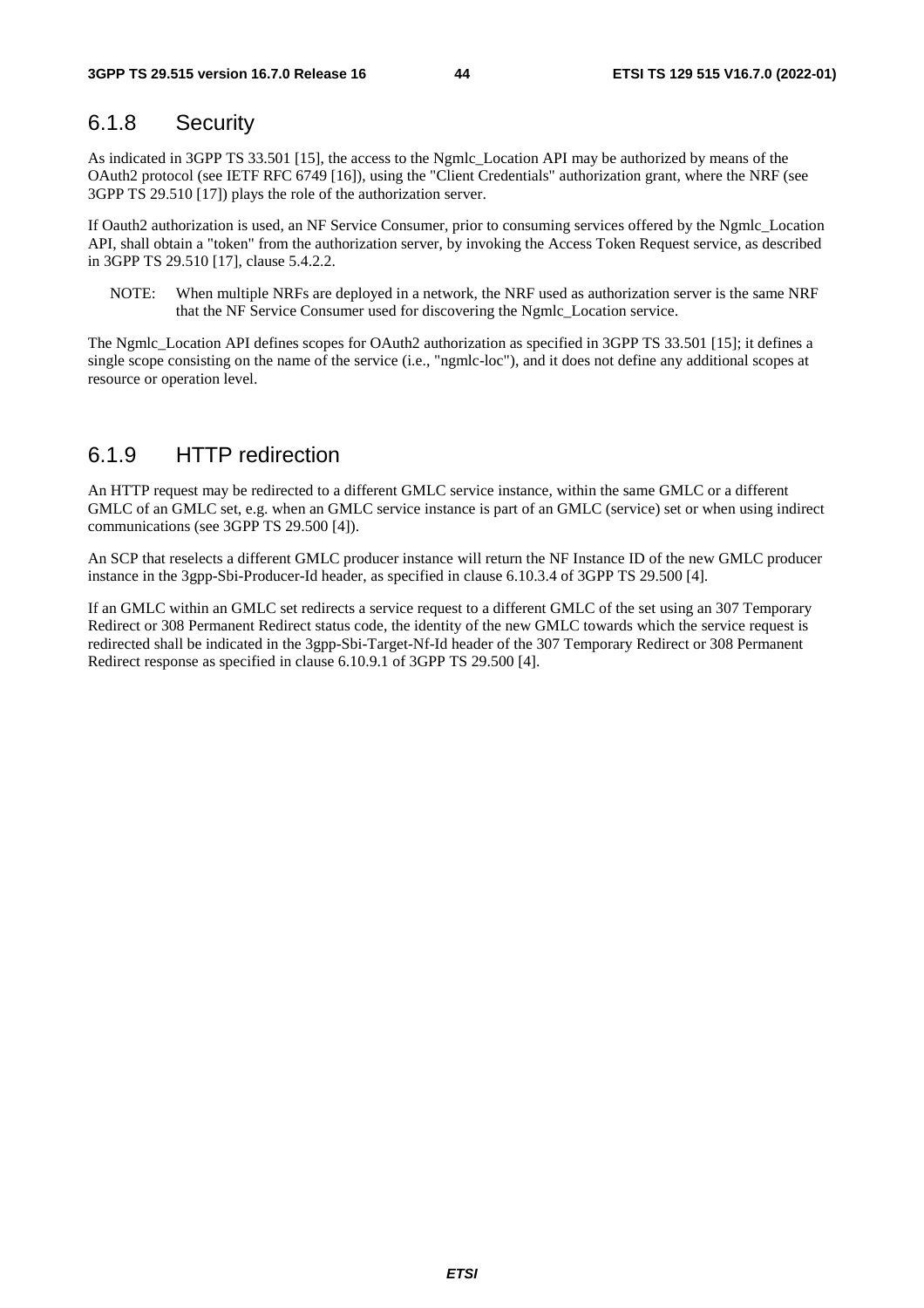### 6.1.8 Security

As indicated in 3GPP TS 33.501 [15], the access to the Ngmlc_Location API may be authorized by means of the OAuth2 protocol (see IETF RFC 6749 [16]), using the "Client Credentials" authorization grant, where the NRF (see 3GPP TS 29.510 [17]) plays the role of the authorization server.

If Oauth2 authorization is used, an NF Service Consumer, prior to consuming services offered by the Ngmlc_Location API, shall obtain a "token" from the authorization server, by invoking the Access Token Request service, as described in 3GPP TS 29.510 [17], clause 5.4.2.2.

NOTE: When multiple NRFs are deployed in a network, the NRF used as authorization server is the same NRF that the NF Service Consumer used for discovering the Ngmlc_Location service.

The Ngmlc_Location API defines scopes for OAuth2 authorization as specified in 3GPP TS 33.501 [15]; it defines a single scope consisting on the name of the service (i.e., "ngmlc-loc"), and it does not define any additional scopes at resource or operation level.

### 6.1.9 HTTP redirection

An HTTP request may be redirected to a different GMLC service instance, within the same GMLC or a different GMLC of an GMLC set, e.g. when an GMLC service instance is part of an GMLC (service) set or when using indirect communications (see 3GPP TS 29.500 [4]).

An SCP that reselects a different GMLC producer instance will return the NF Instance ID of the new GMLC producer instance in the 3gpp-Sbi-Producer-Id header, as specified in clause 6.10.3.4 of 3GPP TS 29.500 [4].

If an GMLC within an GMLC set redirects a service request to a different GMLC of the set using an 307 Temporary Redirect or 308 Permanent Redirect status code, the identity of the new GMLC towards which the service request is redirected shall be indicated in the 3gpp-Sbi-Target-Nf-Id header of the 307 Temporary Redirect or 308 Permanent Redirect response as specified in clause 6.10.9.1 of 3GPP TS 29.500 [4].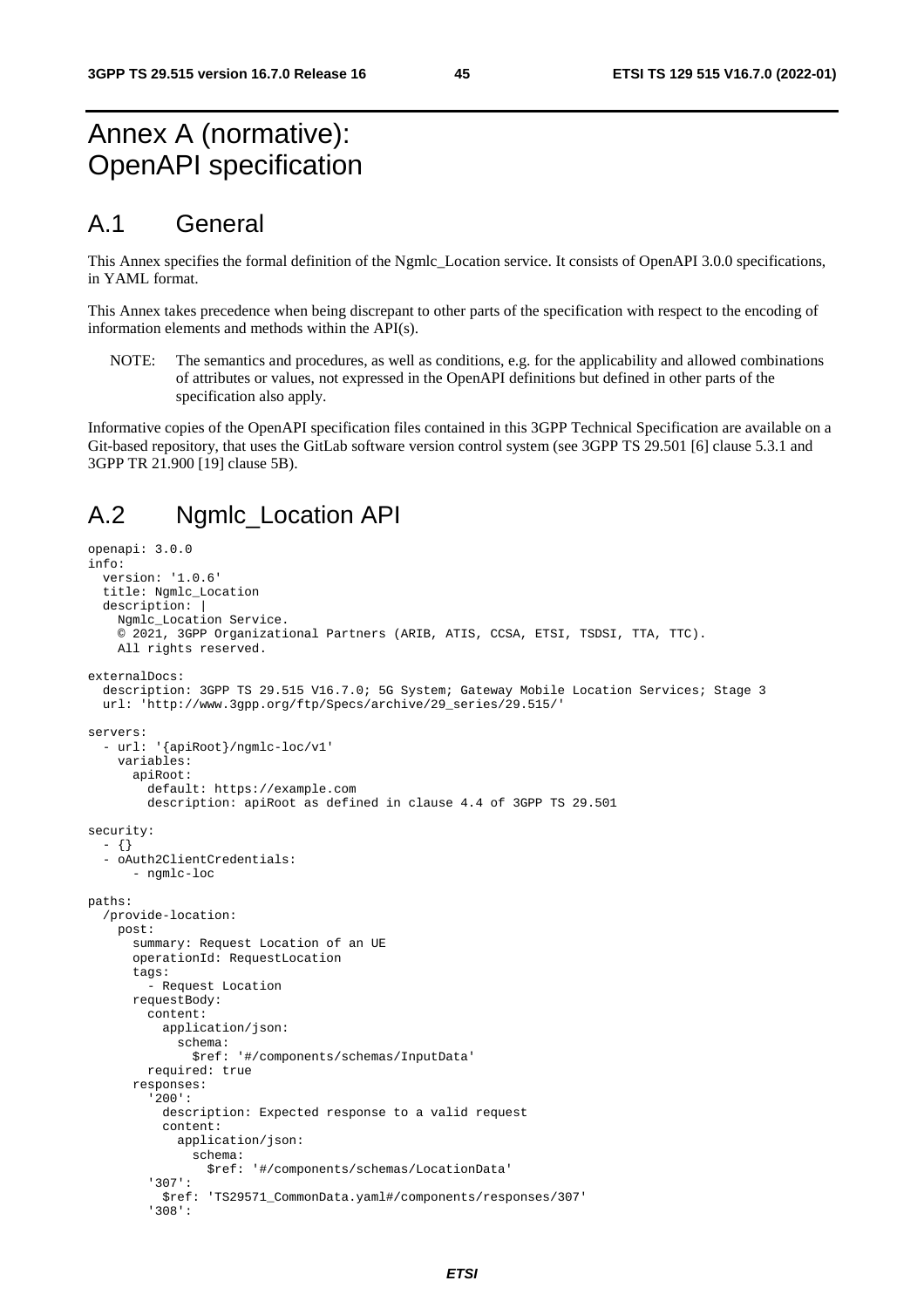# Annex A (normative): OpenAPI specification

## A.1 General

This Annex specifies the formal definition of the Ngmlc_Location service. It consists of OpenAPI 3.0.0 specifications, in YAML format.

This Annex takes precedence when being discrepant to other parts of the specification with respect to the encoding of information elements and methods within the API(s).

NOTE: The semantics and procedures, as well as conditions, e.g. for the applicability and allowed combinations of attributes or values, not expressed in the OpenAPI definitions but defined in other parts of the specification also apply.

Informative copies of the OpenAPI specification files contained in this 3GPP Technical Specification are available on a Git-based repository, that uses the GitLab software version control system (see 3GPP TS 29.501 [6] clause 5.3.1 and 3GPP TR 21.900 [19] clause 5B).

## A.2 Ngmlc_Location API

```
openapi: 3.0.0
info:
  version: '1.0.6'
  title: Ngmlc_Location
  description: |
    Ngmlc_Location Service.
    © 2021, 3GPP Organizational Partners (ARIB, ATIS, CCSA, ETSI, TSDSI, TTA, TTC).
    All rights reserved.

externalDocs:
  description: 3GPP TS 29.515 V16.7.0; 5G System; Gateway Mobile Location Services; Stage 3
  url: 'http://www.3gpp.org/ftp/Specs/archive/29_series/29.515/'

servers:
  - url: '{apiRoot}/ngmlc-loc/v1'
    variables:
      apiRoot:
        default: https://example.com
        description: apiRoot as defined in clause 4.4 of 3GPP TS 29.501

security:
  - {}
  - oAuth2ClientCredentials:
      - ngmlc-loc

paths:
  /provide-location:
    post:
      summary: Request Location of an UE
      operationId: RequestLocation
      tags:
        - Request Location
      requestBody:
        content:
          application/json:
            schema:
              $ref: '#/components/schemas/InputData'
        required: true
      responses:
        '200':
          description: Expected response to a valid request
          content:
            application/json:
              schema:
                $ref: '#/components/schemas/LocationData'
        '307':
          $ref: 'TS29571_CommonData.yaml#/components/responses/307'
        '308':
```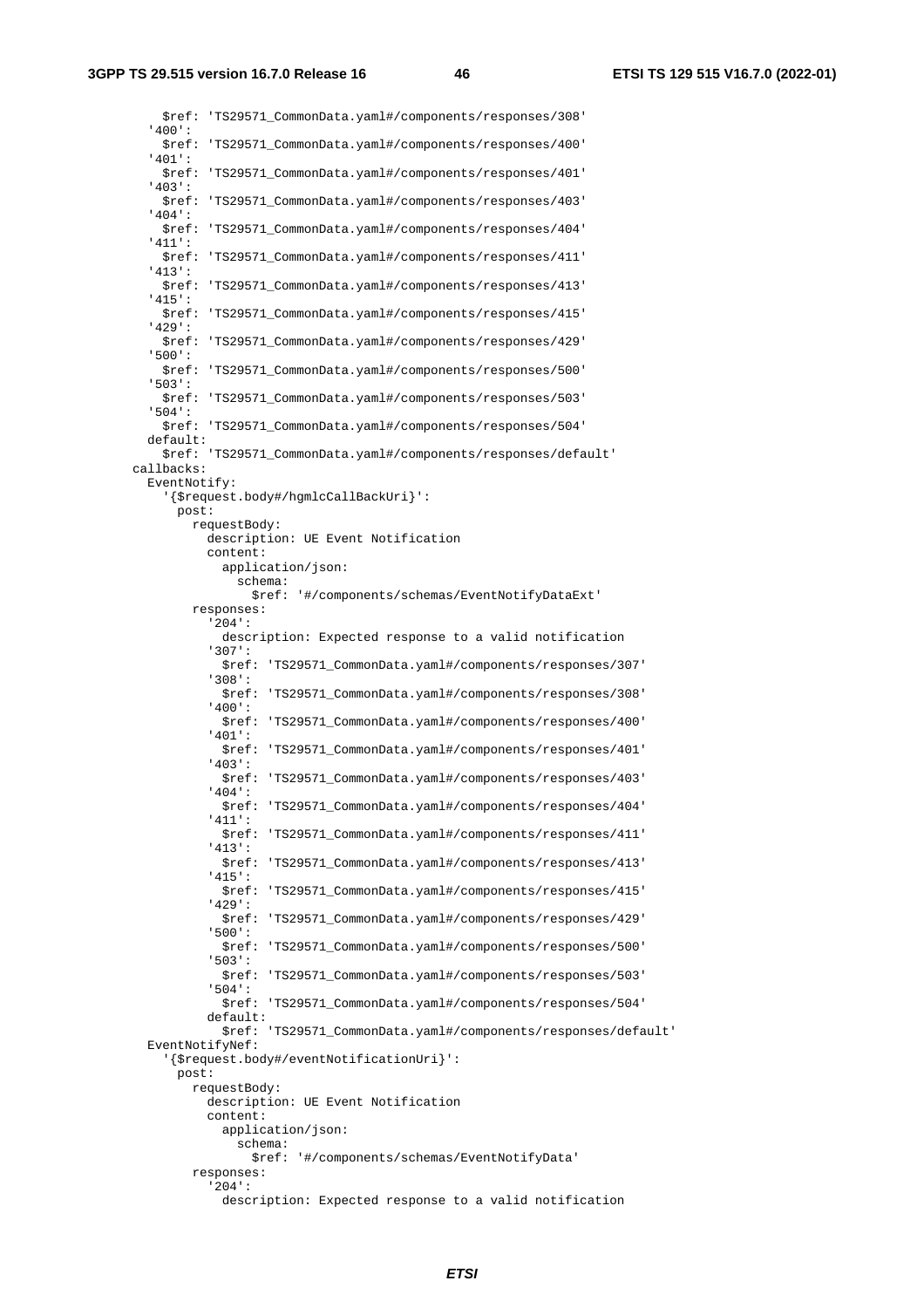```
            $ref: 'TS29571_CommonData.yaml#/components/responses/308'
          '400':
            $ref: 'TS29571_CommonData.yaml#/components/responses/400'
          '401':
            $ref: 'TS29571_CommonData.yaml#/components/responses/401'
          '403':
            $ref: 'TS29571_CommonData.yaml#/components/responses/403'
          '404':
            $ref: 'TS29571_CommonData.yaml#/components/responses/404'
          '411':
            $ref: 'TS29571_CommonData.yaml#/components/responses/411'
          '413':
            $ref: 'TS29571_CommonData.yaml#/components/responses/413'
          '415':
            $ref: 'TS29571_CommonData.yaml#/components/responses/415'
          '429':
            $ref: 'TS29571_CommonData.yaml#/components/responses/429'
          '500':
            $ref: 'TS29571_CommonData.yaml#/components/responses/500'
          '503':
            $ref: 'TS29571_CommonData.yaml#/components/responses/503'
          '504':
            $ref: 'TS29571_CommonData.yaml#/components/responses/504'
          default:
            $ref: 'TS29571_CommonData.yaml#/components/responses/default'
      callbacks:
        EventNotify:
          '{$request.body#/hgmlcCallBackUri}':
            post:
              requestBody:
                description: UE Event Notification
                content:
                  application/json:
                    schema:
                      $ref: '#/components/schemas/EventNotifyDataExt'
              responses:
                '204':
                  description: Expected response to a valid notification
                '307':
                  $ref: 'TS29571_CommonData.yaml#/components/responses/307'
                '308':
                  $ref: 'TS29571_CommonData.yaml#/components/responses/308'
                '400':
                  $ref: 'TS29571_CommonData.yaml#/components/responses/400'
                '401':
                  $ref: 'TS29571_CommonData.yaml#/components/responses/401'
                '403':
                  $ref: 'TS29571_CommonData.yaml#/components/responses/403'
                '404':
                  $ref: 'TS29571_CommonData.yaml#/components/responses/404'
                '411':
                  $ref: 'TS29571_CommonData.yaml#/components/responses/411'
                '413':
                  $ref: 'TS29571_CommonData.yaml#/components/responses/413'
                '415':
                  $ref: 'TS29571_CommonData.yaml#/components/responses/415'
                '429':
                  $ref: 'TS29571_CommonData.yaml#/components/responses/429'
                '500':
                  $ref: 'TS29571_CommonData.yaml#/components/responses/500'
                '503':
                  $ref: 'TS29571_CommonData.yaml#/components/responses/503'
                '504':
                  $ref: 'TS29571_CommonData.yaml#/components/responses/504'
                default:
                  $ref: 'TS29571_CommonData.yaml#/components/responses/default'
        EventNotifyNef:
          '{$request.body#/eventNotificationUri}':
            post:
              requestBody:
                description: UE Event Notification
                content:
                  application/json:
                    schema:
                      $ref: '#/components/schemas/EventNotifyData'
              responses:
                '204':
                  description: Expected response to a valid notification
```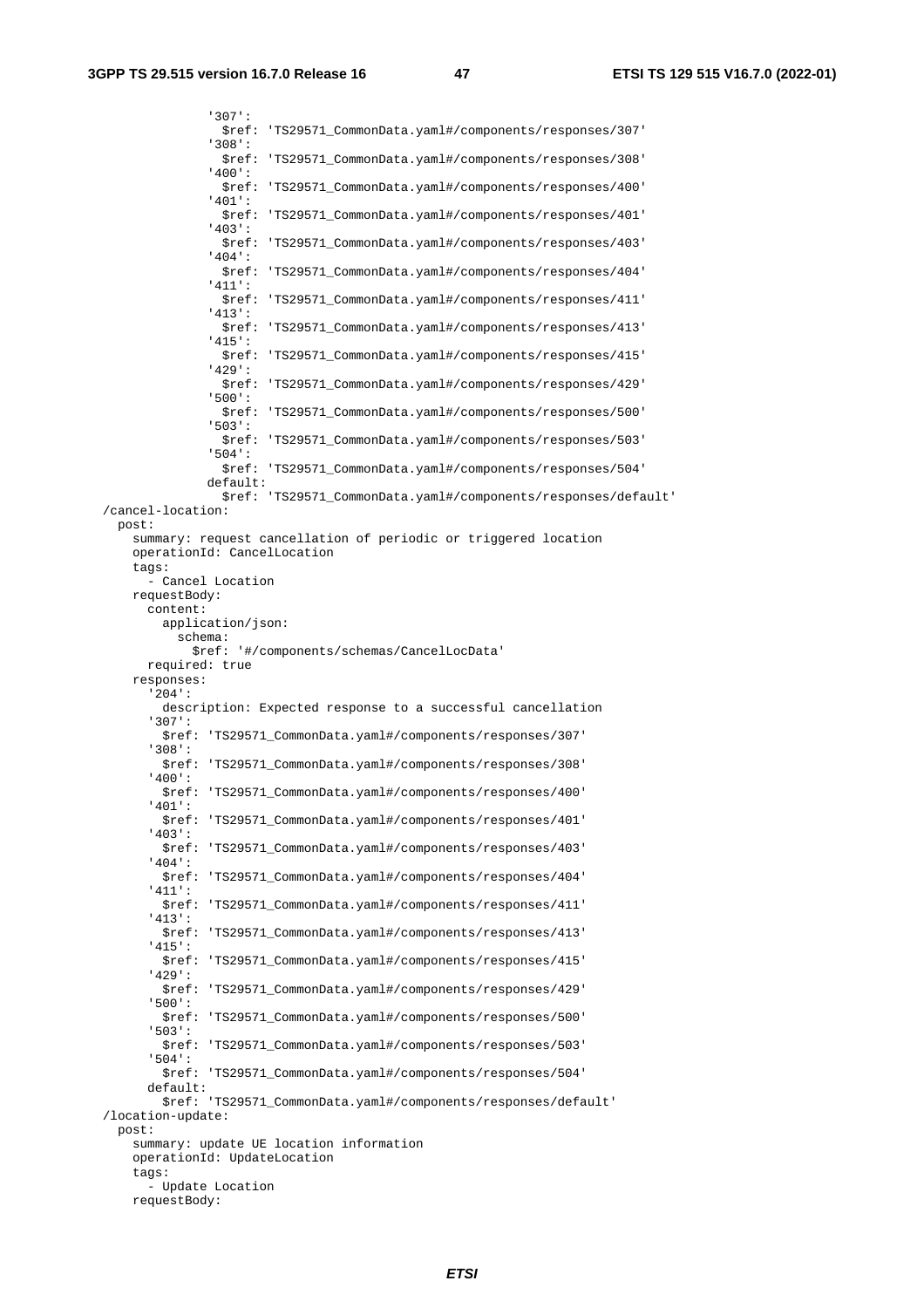```
              '307':
                $ref: 'TS29571_CommonData.yaml#/components/responses/307'
              '308':
                $ref: 'TS29571_CommonData.yaml#/components/responses/308'
              '400':
                $ref: 'TS29571_CommonData.yaml#/components/responses/400'
              '401':
                $ref: 'TS29571_CommonData.yaml#/components/responses/401'
              '403':
                $ref: 'TS29571_CommonData.yaml#/components/responses/403'
              '404':
                $ref: 'TS29571_CommonData.yaml#/components/responses/404'
              '411':
                $ref: 'TS29571_CommonData.yaml#/components/responses/411'
              '413':
                $ref: 'TS29571_CommonData.yaml#/components/responses/413'
              '415':
                $ref: 'TS29571_CommonData.yaml#/components/responses/415'
              '429':
                $ref: 'TS29571_CommonData.yaml#/components/responses/429'
              '500':
                $ref: 'TS29571_CommonData.yaml#/components/responses/500'
              '503':
                $ref: 'TS29571_CommonData.yaml#/components/responses/503'
              '504':
                $ref: 'TS29571_CommonData.yaml#/components/responses/504'
              default:
                $ref: 'TS29571_CommonData.yaml#/components/responses/default'
  /cancel-location:
    post:
      summary: request cancellation of periodic or triggered location
      operationId: CancelLocation
      tags:
        - Cancel Location
      requestBody:
        content:
          application/json:
            schema:
              $ref: '#/components/schemas/CancelLocData'
        required: true
      responses:
        '204':
          description: Expected response to a successful cancellation
        '307':
          $ref: 'TS29571_CommonData.yaml#/components/responses/307'
        '308':
          $ref: 'TS29571_CommonData.yaml#/components/responses/308'
        '400':
          $ref: 'TS29571_CommonData.yaml#/components/responses/400'
        '401':
          $ref: 'TS29571_CommonData.yaml#/components/responses/401'
        '403':
          $ref: 'TS29571_CommonData.yaml#/components/responses/403'
        '404':
          $ref: 'TS29571_CommonData.yaml#/components/responses/404'
        '411':
          $ref: 'TS29571_CommonData.yaml#/components/responses/411'
        '413':
          $ref: 'TS29571_CommonData.yaml#/components/responses/413'
        '415':
          $ref: 'TS29571_CommonData.yaml#/components/responses/415'
        '429':
          $ref: 'TS29571_CommonData.yaml#/components/responses/429'
        '500':
          $ref: 'TS29571_CommonData.yaml#/components/responses/500'
        '503':
          $ref: 'TS29571_CommonData.yaml#/components/responses/503'
        '504':
          $ref: 'TS29571_CommonData.yaml#/components/responses/504'
        default:
          $ref: 'TS29571_CommonData.yaml#/components/responses/default'
  /location-update:
    post:
      summary: update UE location information
      operationId: UpdateLocation
      tags:
        - Update Location
      requestBody:
```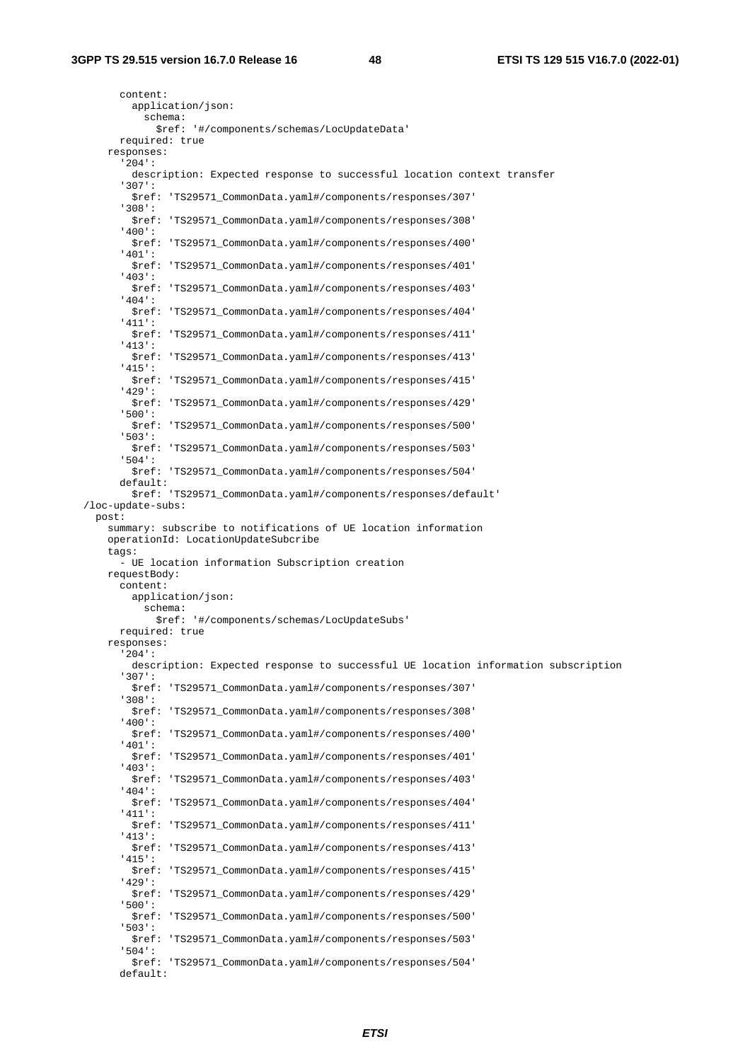```
        content:
          application/json:
            schema:
              $ref: '#/components/schemas/LocUpdateData'
        required: true
      responses:
        '204':
          description: Expected response to successful location context transfer
        '307':
          $ref: 'TS29571_CommonData.yaml#/components/responses/307'
        '308':
          $ref: 'TS29571_CommonData.yaml#/components/responses/308'
        '400':
          $ref: 'TS29571_CommonData.yaml#/components/responses/400'
        '401':
          $ref: 'TS29571_CommonData.yaml#/components/responses/401'
        '403':
          $ref: 'TS29571_CommonData.yaml#/components/responses/403'
        '404':
          $ref: 'TS29571_CommonData.yaml#/components/responses/404'
        '411':
          $ref: 'TS29571_CommonData.yaml#/components/responses/411'
        '413':
          $ref: 'TS29571_CommonData.yaml#/components/responses/413'
        '415':
          $ref: 'TS29571_CommonData.yaml#/components/responses/415'
        '429':
          $ref: 'TS29571_CommonData.yaml#/components/responses/429'
        '500':
          $ref: 'TS29571_CommonData.yaml#/components/responses/500'
        '503':
          $ref: 'TS29571_CommonData.yaml#/components/responses/503'
        '504':
          $ref: 'TS29571_CommonData.yaml#/components/responses/504'
        default:
          $ref: 'TS29571_CommonData.yaml#/components/responses/default'
  /loc-update-subs:
    post:
      summary: subscribe to notifications of UE location information
      operationId: LocationUpdateSubcribe
      tags:
        - UE location information Subscription creation
      requestBody:
        content:
          application/json:
            schema:
              $ref: '#/components/schemas/LocUpdateSubs'
        required: true
      responses:
        '204':
          description: Expected response to successful UE location information subscription
        '307':
          $ref: 'TS29571_CommonData.yaml#/components/responses/307'
        '308':
          $ref: 'TS29571_CommonData.yaml#/components/responses/308'
        '400':
          $ref: 'TS29571_CommonData.yaml#/components/responses/400'
        '401':
          $ref: 'TS29571_CommonData.yaml#/components/responses/401'
        '403':
          $ref: 'TS29571_CommonData.yaml#/components/responses/403'
        '404':
          $ref: 'TS29571_CommonData.yaml#/components/responses/404'
        '411':
          $ref: 'TS29571_CommonData.yaml#/components/responses/411'
        '413':
          $ref: 'TS29571_CommonData.yaml#/components/responses/413'
        '415':
          $ref: 'TS29571_CommonData.yaml#/components/responses/415'
        '429':
          $ref: 'TS29571_CommonData.yaml#/components/responses/429'
        '500':
          $ref: 'TS29571_CommonData.yaml#/components/responses/500'
        '503':
          $ref: 'TS29571_CommonData.yaml#/components/responses/503'
        '504':
          $ref: 'TS29571_CommonData.yaml#/components/responses/504'
        default:
```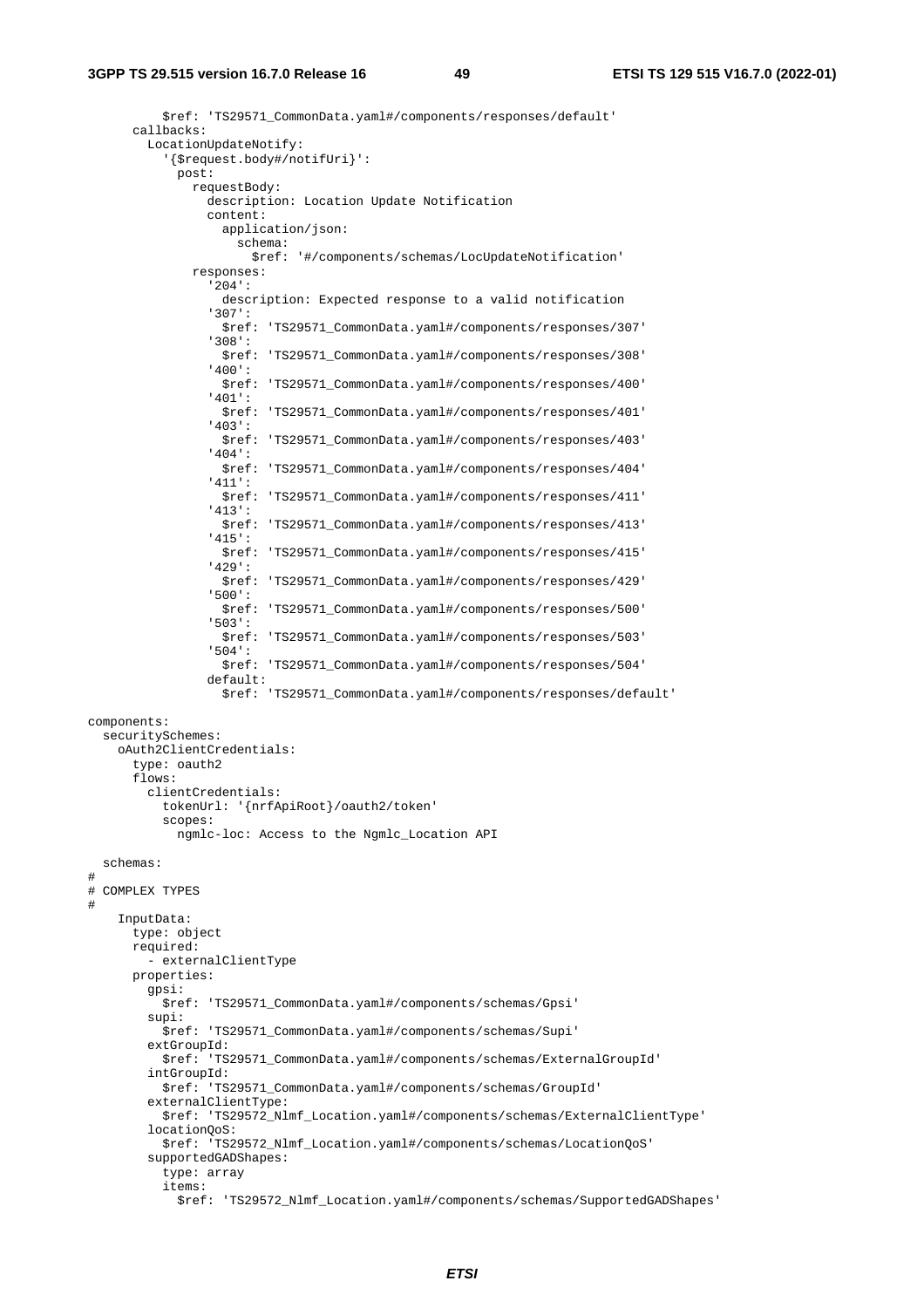```
          $ref: 'TS29571_CommonData.yaml#/components/responses/default'
      callbacks:
        LocationUpdateNotify:
          '{$request.body#/notifUri}':
            post:
              requestBody:
                description: Location Update Notification
                content:
                  application/json:
                    schema:
                      $ref: '#/components/schemas/LocUpdateNotification'
              responses:
                '204':
                  description: Expected response to a valid notification
                '307':
                  $ref: 'TS29571_CommonData.yaml#/components/responses/307'
                '308':
                  $ref: 'TS29571_CommonData.yaml#/components/responses/308'
                '400':
                  $ref: 'TS29571_CommonData.yaml#/components/responses/400'
                '401':
                  $ref: 'TS29571_CommonData.yaml#/components/responses/401'
                '403':
                  $ref: 'TS29571_CommonData.yaml#/components/responses/403'
                '404':
                  $ref: 'TS29571_CommonData.yaml#/components/responses/404'
                '411':
                  $ref: 'TS29571_CommonData.yaml#/components/responses/411'
                '413':
                  $ref: 'TS29571_CommonData.yaml#/components/responses/413'
                '415':
                  $ref: 'TS29571_CommonData.yaml#/components/responses/415'
                '429':
                  $ref: 'TS29571_CommonData.yaml#/components/responses/429'
                '500':
                  $ref: 'TS29571_CommonData.yaml#/components/responses/500'
                '503':
                  $ref: 'TS29571_CommonData.yaml#/components/responses/503'
                '504':
                  $ref: 'TS29571_CommonData.yaml#/components/responses/504'
                default:
                  $ref: 'TS29571_CommonData.yaml#/components/responses/default'

components:
  securitySchemes:
    oAuth2ClientCredentials:
      type: oauth2
      flows:
        clientCredentials:
          tokenUrl: '{nrfApiRoot}/oauth2/token'
          scopes:
            ngmlc-loc: Access to the Ngmlc_Location API

  schemas:
#
# COMPLEX TYPES
#
    InputData:
      type: object
      required:
        - externalClientType
      properties:
        gpsi:
          $ref: 'TS29571_CommonData.yaml#/components/schemas/Gpsi'
        supi:
          $ref: 'TS29571_CommonData.yaml#/components/schemas/Supi'
        extGroupId:
          $ref: 'TS29571_CommonData.yaml#/components/schemas/ExternalGroupId'
        intGroupId:
          $ref: 'TS29571_CommonData.yaml#/components/schemas/GroupId'
        externalClientType:
          $ref: 'TS29572_Nlmf_Location.yaml#/components/schemas/ExternalClientType'
        locationQoS:
          $ref: 'TS29572_Nlmf_Location.yaml#/components/schemas/LocationQoS'
        supportedGADShapes:
          type: array
          items:
            $ref: 'TS29572_Nlmf_Location.yaml#/components/schemas/SupportedGADShapes'
```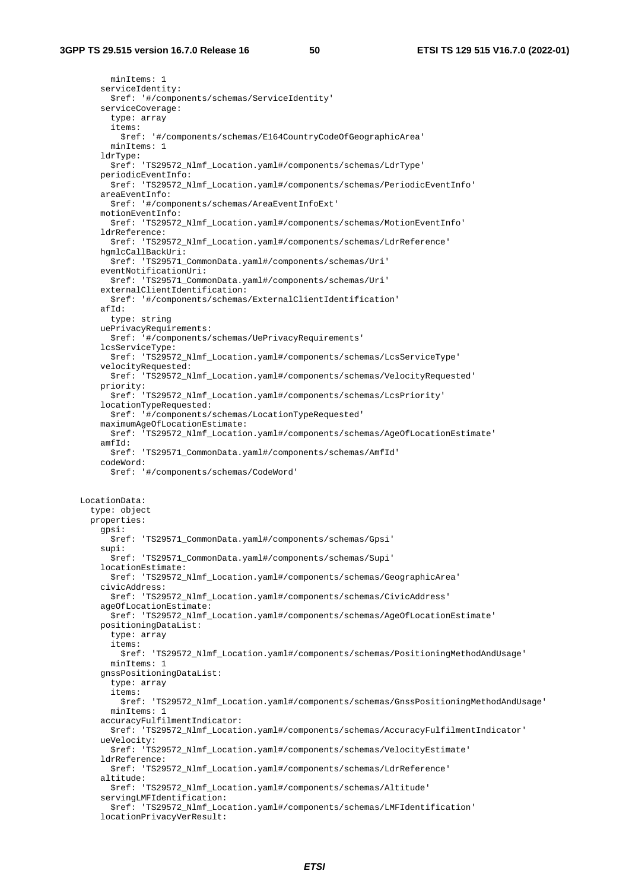```
          minItems: 1
        serviceIdentity:
          $ref: '#/components/schemas/ServiceIdentity'
        serviceCoverage:
          type: array
          items:
            $ref: '#/components/schemas/E164CountryCodeOfGeographicArea'
          minItems: 1
        ldrType:
          $ref: 'TS29572_Nlmf_Location.yaml#/components/schemas/LdrType'
        periodicEventInfo:
          $ref: 'TS29572_Nlmf_Location.yaml#/components/schemas/PeriodicEventInfo'
        areaEventInfo:
          $ref: '#/components/schemas/AreaEventInfoExt'
        motionEventInfo:
          $ref: 'TS29572_Nlmf_Location.yaml#/components/schemas/MotionEventInfo'
        ldrReference:
          $ref: 'TS29572_Nlmf_Location.yaml#/components/schemas/LdrReference'
        hgmlcCallBackUri:
          $ref: 'TS29571_CommonData.yaml#/components/schemas/Uri'
        eventNotificationUri:
          $ref: 'TS29571_CommonData.yaml#/components/schemas/Uri'
        externalClientIdentification:
          $ref: '#/components/schemas/ExternalClientIdentification'
        afId:
          type: string
        uePrivacyRequirements:
          $ref: '#/components/schemas/UePrivacyRequirements'
        lcsServiceType:
          $ref: 'TS29572_Nlmf_Location.yaml#/components/schemas/LcsServiceType'
        velocityRequested:
          $ref: 'TS29572_Nlmf_Location.yaml#/components/schemas/VelocityRequested'
        priority:
          $ref: 'TS29572_Nlmf_Location.yaml#/components/schemas/LcsPriority'
        locationTypeRequested:
          $ref: '#/components/schemas/LocationTypeRequested'
        maximumAgeOfLocationEstimate:
          $ref: 'TS29572_Nlmf_Location.yaml#/components/schemas/AgeOfLocationEstimate'
        amfId:
          $ref: 'TS29571_CommonData.yaml#/components/schemas/AmfId'
        codeWord:
          $ref: '#/components/schemas/CodeWord'


    LocationData:
      type: object
      properties:
        gpsi:
          $ref: 'TS29571_CommonData.yaml#/components/schemas/Gpsi'
        supi:
          $ref: 'TS29571_CommonData.yaml#/components/schemas/Supi'
        locationEstimate:
          $ref: 'TS29572_Nlmf_Location.yaml#/components/schemas/GeographicArea'
        civicAddress:
          $ref: 'TS29572_Nlmf_Location.yaml#/components/schemas/CivicAddress'
        ageOfLocationEstimate:
          $ref: 'TS29572_Nlmf_Location.yaml#/components/schemas/AgeOfLocationEstimate'
        positioningDataList:
          type: array
          items:
            $ref: 'TS29572_Nlmf_Location.yaml#/components/schemas/PositioningMethodAndUsage'
          minItems: 1
        gnssPositioningDataList:
          type: array
          items:
            $ref: 'TS29572_Nlmf_Location.yaml#/components/schemas/GnssPositioningMethodAndUsage'
          minItems: 1
        accuracyFulfilmentIndicator:
          $ref: 'TS29572_Nlmf_Location.yaml#/components/schemas/AccuracyFulfilmentIndicator'
        ueVelocity:
          $ref: 'TS29572_Nlmf_Location.yaml#/components/schemas/VelocityEstimate'
        ldrReference:
          $ref: 'TS29572_Nlmf_Location.yaml#/components/schemas/LdrReference'
        altitude:
          $ref: 'TS29572_Nlmf_Location.yaml#/components/schemas/Altitude'
        servingLMFIdentification:
          $ref: 'TS29572_Nlmf_Location.yaml#/components/schemas/LMFIdentification'
        locationPrivacyVerResult:
```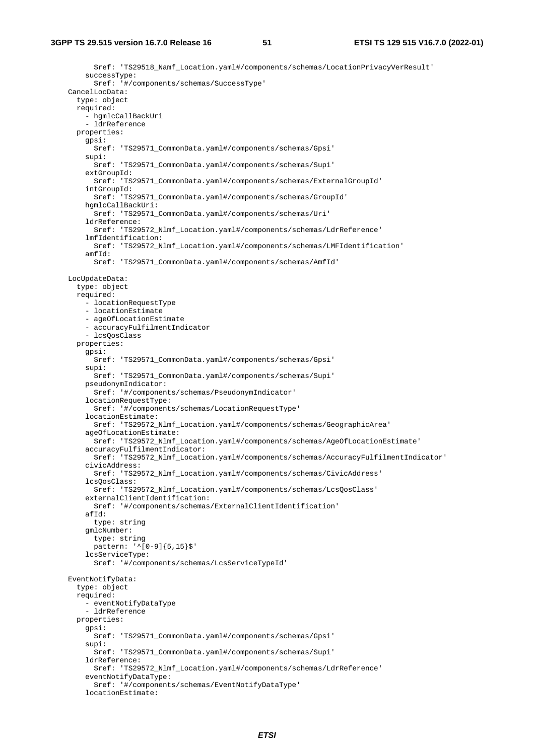```
          $ref: 'TS29518_Namf_Location.yaml#/components/schemas/LocationPrivacyVerResult'
        successType:
          $ref: '#/components/schemas/SuccessType'
    CancelLocData:
      type: object
      required:
        - hgmlcCallBackUri
        - ldrReference
      properties:
        gpsi:
          $ref: 'TS29571_CommonData.yaml#/components/schemas/Gpsi'
        supi:
          $ref: 'TS29571_CommonData.yaml#/components/schemas/Supi'
        extGroupId:
          $ref: 'TS29571_CommonData.yaml#/components/schemas/ExternalGroupId'
        intGroupId:
          $ref: 'TS29571_CommonData.yaml#/components/schemas/GroupId'
        hgmlcCallBackUri:
          $ref: 'TS29571_CommonData.yaml#/components/schemas/Uri'
        ldrReference:
          $ref: 'TS29572_Nlmf_Location.yaml#/components/schemas/LdrReference'
        lmfIdentification:
          $ref: 'TS29572_Nlmf_Location.yaml#/components/schemas/LMFIdentification'
        amfId:
          $ref: 'TS29571_CommonData.yaml#/components/schemas/AmfId'

    LocUpdateData:
      type: object
      required:
        - locationRequestType
        - locationEstimate
        - ageOfLocationEstimate
        - accuracyFulfilmentIndicator
        - lcsQosClass
      properties:
        gpsi:
          $ref: 'TS29571_CommonData.yaml#/components/schemas/Gpsi'
        supi:
          $ref: 'TS29571_CommonData.yaml#/components/schemas/Supi'
        pseudonymIndicator:
          $ref: '#/components/schemas/PseudonymIndicator'
        locationRequestType:
          $ref: '#/components/schemas/LocationRequestType'
        locationEstimate:
          $ref: 'TS29572_Nlmf_Location.yaml#/components/schemas/GeographicArea'
        ageOfLocationEstimate:
          $ref: 'TS29572_Nlmf_Location.yaml#/components/schemas/AgeOfLocationEstimate'
        accuracyFulfilmentIndicator:
          $ref: 'TS29572_Nlmf_Location.yaml#/components/schemas/AccuracyFulfilmentIndicator'
        civicAddress:
          $ref: 'TS29572_Nlmf_Location.yaml#/components/schemas/CivicAddress'
        lcsQosClass:
          $ref: 'TS29572_Nlmf_Location.yaml#/components/schemas/LcsQosClass'
        externalClientIdentification:
          $ref: '#/components/schemas/ExternalClientIdentification'
        afId:
          type: string
        gmlcNumber:
          type: string
          pattern: '^[0-9]{5,15}$'
        lcsServiceType:
          $ref: '#/components/schemas/LcsServiceTypeId'

    EventNotifyData:
      type: object
      required:
        - eventNotifyDataType
        - ldrReference
      properties:
        gpsi:
          $ref: 'TS29571_CommonData.yaml#/components/schemas/Gpsi'
        supi:
          $ref: 'TS29571_CommonData.yaml#/components/schemas/Supi'
        ldrReference:
          $ref: 'TS29572_Nlmf_Location.yaml#/components/schemas/LdrReference'
        eventNotifyDataType:
          $ref: '#/components/schemas/EventNotifyDataType'
        locationEstimate:
```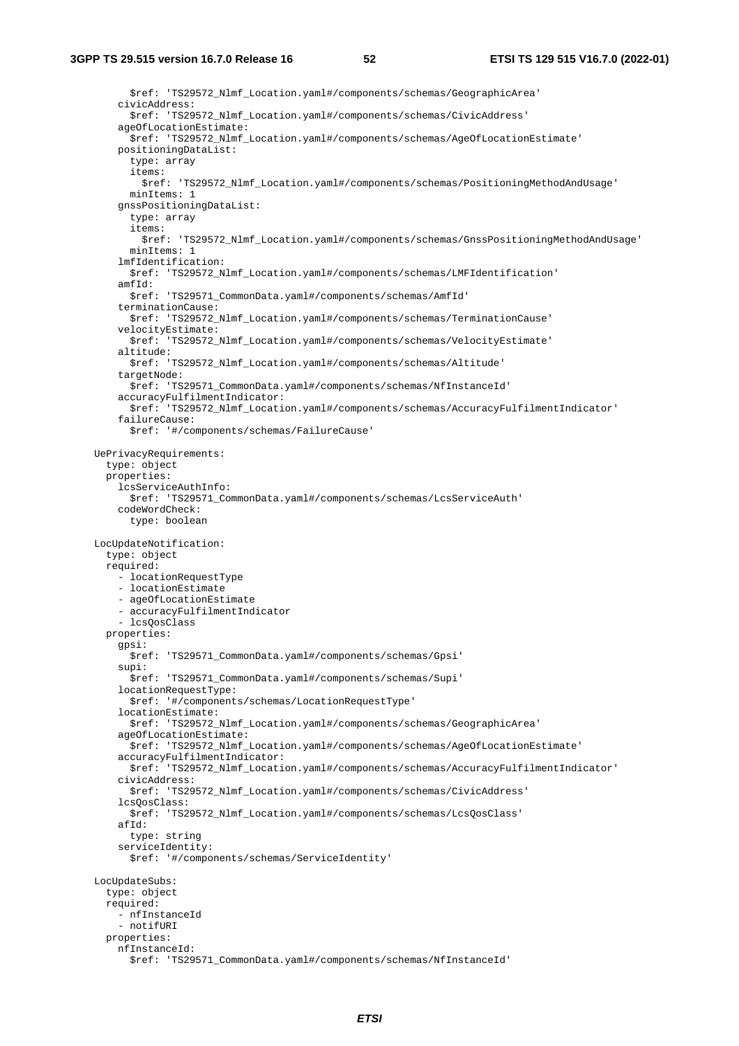```
          $ref: 'TS29572_Nlmf_Location.yaml#/components/schemas/GeographicArea'
        civicAddress:
          $ref: 'TS29572_Nlmf_Location.yaml#/components/schemas/CivicAddress'
        ageOfLocationEstimate:
          $ref: 'TS29572_Nlmf_Location.yaml#/components/schemas/AgeOfLocationEstimate'
        positioningDataList:
          type: array
          items:
            $ref: 'TS29572_Nlmf_Location.yaml#/components/schemas/PositioningMethodAndUsage'
          minItems: 1
        gnssPositioningDataList:
          type: array
          items:
            $ref: 'TS29572_Nlmf_Location.yaml#/components/schemas/GnssPositioningMethodAndUsage'
          minItems: 1
        lmfIdentification:
          $ref: 'TS29572_Nlmf_Location.yaml#/components/schemas/LMFIdentification'
        amfId:
          $ref: 'TS29571_CommonData.yaml#/components/schemas/AmfId'
        terminationCause:
          $ref: 'TS29572_Nlmf_Location.yaml#/components/schemas/TerminationCause'
        velocityEstimate:
          $ref: 'TS29572_Nlmf_Location.yaml#/components/schemas/VelocityEstimate'
        altitude:
          $ref: 'TS29572_Nlmf_Location.yaml#/components/schemas/Altitude'
        targetNode:
          $ref: 'TS29571_CommonData.yaml#/components/schemas/NfInstanceId'
        accuracyFulfilmentIndicator:
          $ref: 'TS29572_Nlmf_Location.yaml#/components/schemas/AccuracyFulfilmentIndicator'
        failureCause:
          $ref: '#/components/schemas/FailureCause'

    UePrivacyRequirements:
      type: object
      properties:
        lcsServiceAuthInfo:
          $ref: 'TS29571_CommonData.yaml#/components/schemas/LcsServiceAuth'
        codeWordCheck:
          type: boolean

    LocUpdateNotification:
      type: object
      required:
        - locationRequestType
        - locationEstimate
        - ageOfLocationEstimate
        - accuracyFulfilmentIndicator
        - lcsQosClass
      properties:
        gpsi:
          $ref: 'TS29571_CommonData.yaml#/components/schemas/Gpsi'
        supi:
          $ref: 'TS29571_CommonData.yaml#/components/schemas/Supi'
        locationRequestType:
          $ref: '#/components/schemas/LocationRequestType'
        locationEstimate:
          $ref: 'TS29572_Nlmf_Location.yaml#/components/schemas/GeographicArea'
        ageOfLocationEstimate:
          $ref: 'TS29572_Nlmf_Location.yaml#/components/schemas/AgeOfLocationEstimate'
        accuracyFulfilmentIndicator:
          $ref: 'TS29572_Nlmf_Location.yaml#/components/schemas/AccuracyFulfilmentIndicator'
        civicAddress:
          $ref: 'TS29572_Nlmf_Location.yaml#/components/schemas/CivicAddress'
        lcsQosClass:
          $ref: 'TS29572_Nlmf_Location.yaml#/components/schemas/LcsQosClass'
        afId:
          type: string
        serviceIdentity:
          $ref: '#/components/schemas/ServiceIdentity'

    LocUpdateSubs:
      type: object
      required:
        - nfInstanceId
        - notifURI
      properties:
        nfInstanceId:
          $ref: 'TS29571_CommonData.yaml#/components/schemas/NfInstanceId'
```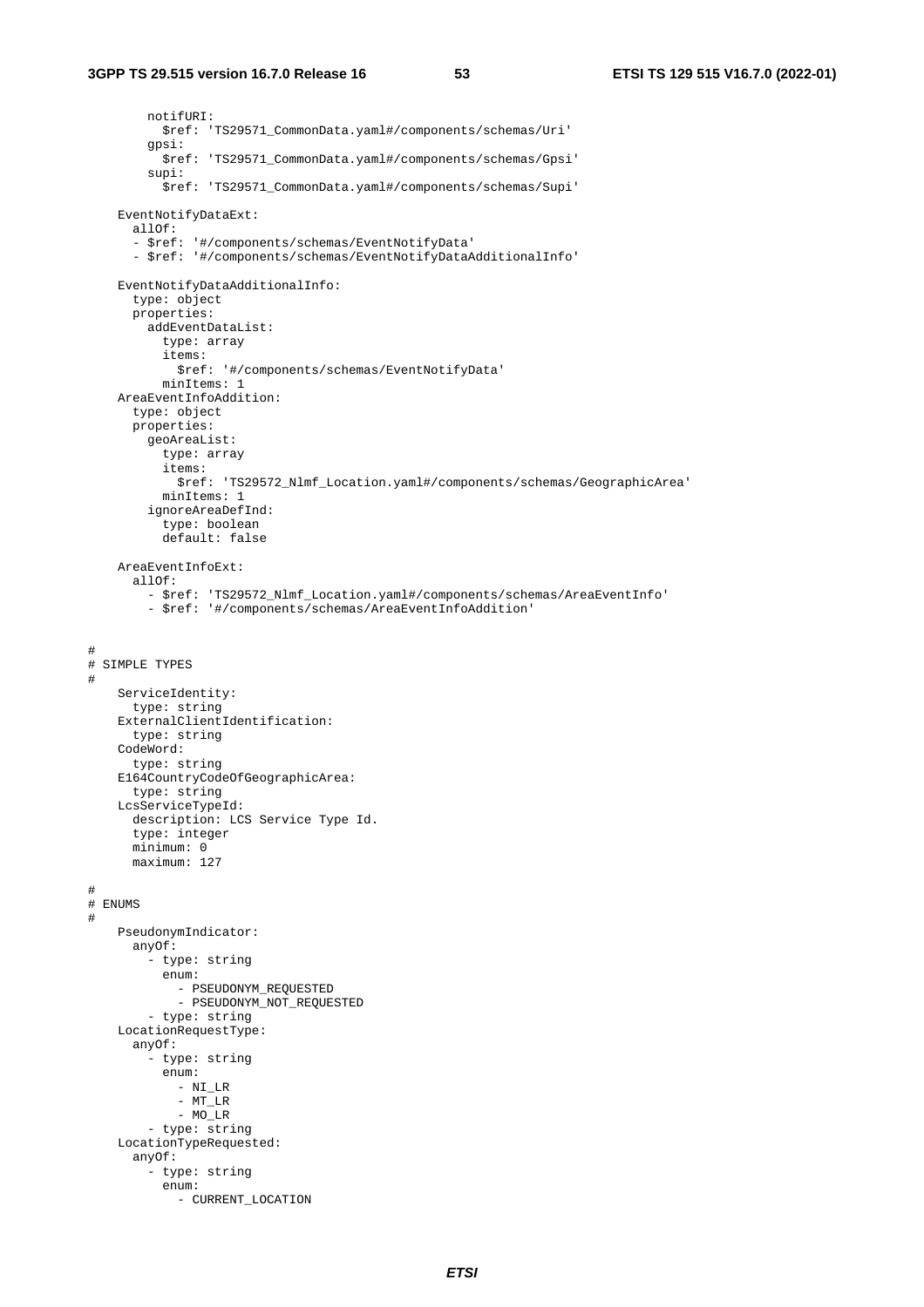```
        notifURI:
          $ref: 'TS29571_CommonData.yaml#/components/schemas/Uri'
        gpsi:
          $ref: 'TS29571_CommonData.yaml#/components/schemas/Gpsi'
        supi:
          $ref: 'TS29571_CommonData.yaml#/components/schemas/Supi'

    EventNotifyDataExt:
      allOf:
      - $ref: '#/components/schemas/EventNotifyData'
      - $ref: '#/components/schemas/EventNotifyDataAdditionalInfo'

    EventNotifyDataAdditionalInfo:
      type: object
      properties:
        addEventDataList:
          type: array
          items:
            $ref: '#/components/schemas/EventNotifyData'
          minItems: 1
    AreaEventInfoAddition:
      type: object
      properties:
        geoAreaList:
          type: array
          items:
            $ref: 'TS29572_Nlmf_Location.yaml#/components/schemas/GeographicArea'
          minItems: 1
        ignoreAreaDefInd:
          type: boolean
          default: false

    AreaEventInfoExt:
      allOf:
        - $ref: 'TS29572_Nlmf_Location.yaml#/components/schemas/AreaEventInfo'
        - $ref: '#/components/schemas/AreaEventInfoAddition'


#
# SIMPLE TYPES
#
    ServiceIdentity:
      type: string
    ExternalClientIdentification:
      type: string
    CodeWord:
      type: string
    E164CountryCodeOfGeographicArea:
      type: string
    LcsServiceTypeId:
      description: LCS Service Type Id.
      type: integer
      minimum: 0
      maximum: 127

#
# ENUMS
#
    PseudonymIndicator:
      anyOf:
        - type: string
          enum:
            - PSEUDONYM_REQUESTED
            - PSEUDONYM_NOT_REQUESTED
        - type: string
    LocationRequestType:
      anyOf:
        - type: string
          enum:
            - NI_LR
            - MT_LR
            - MO_LR
        - type: string
    LocationTypeRequested:
      anyOf:
        - type: string
          enum:
            - CURRENT_LOCATION
```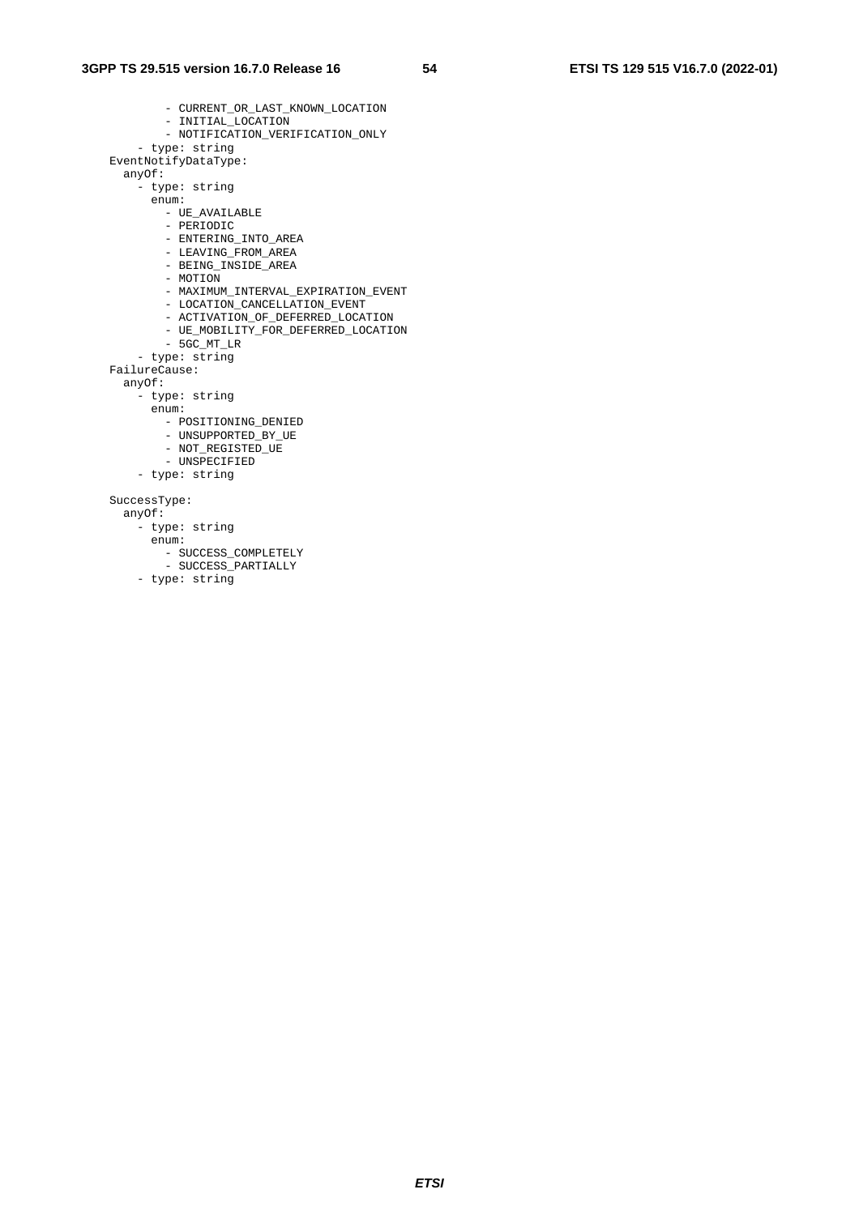```
          - CURRENT_OR_LAST_KNOWN_LOCATION
          - INITIAL_LOCATION
          - NOTIFICATION_VERIFICATION_ONLY
      - type: string
    EventNotifyDataType:
      anyOf:
      - type: string
        enum:
          - UE_AVAILABLE
          - PERIODIC
          - ENTERING_INTO_AREA
          - LEAVING_FROM_AREA
          - BEING_INSIDE_AREA
          - MOTION
          - MAXIMUM_INTERVAL_EXPIRATION_EVENT
          - LOCATION_CANCELLATION_EVENT
          - ACTIVATION_OF_DEFERRED_LOCATION
          - UE_MOBILITY_FOR_DEFERRED_LOCATION
          - 5GC_MT_LR
      - type: string
    FailureCause:
      anyOf:
      - type: string
        enum:
          - POSITIONING_DENIED
          - UNSUPPORTED_BY_UE
          - NOT_REGISTED_UE
          - UNSPECIFIED
      - type: string

    SuccessType:
      anyOf:
      - type: string
        enum:
          - SUCCESS_COMPLETELY
          - SUCCESS_PARTIALLY
      - type: string
```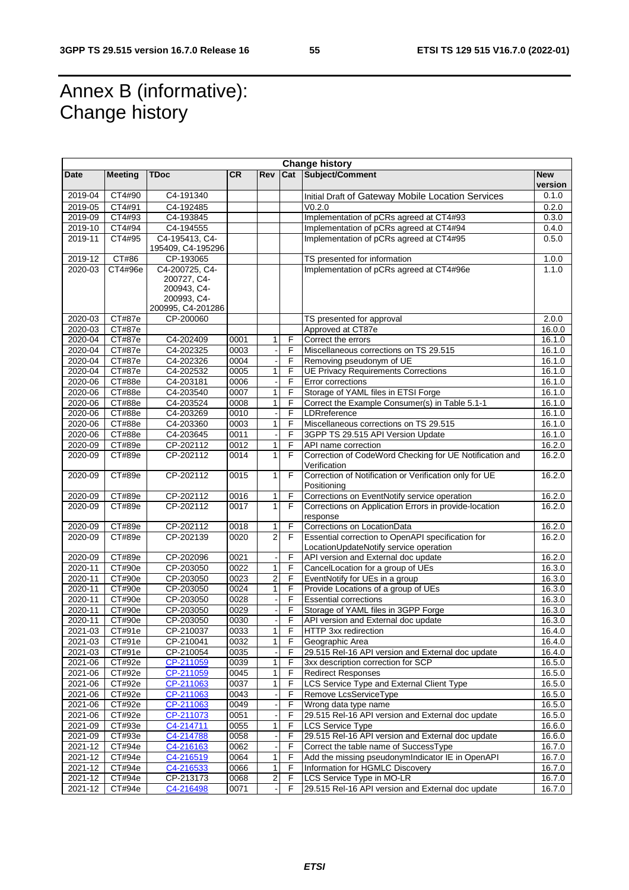# Annex B (informative): Change history

| Change history | | | | | | | |
|---|---|---|---|---|---|---|---|
| **Date** | **Meeting** | **TDoc** | **CR** | **Rev** | **Cat** | **Subject/Comment** | **New version** |
| 2019-04 | CT4#90 | C4-191340 | | | | Initial Draft of Gateway Mobile Location Services | 0.1.0 |
| 2019-05 | CT4#91 | C4-192485 | | | | V0.2.0 | 0.2.0 |
| 2019-09 | CT4#93 | C4-193845 | | | | Implementation of pCRs agreed at CT4#93 | 0.3.0 |
| 2019-10 | CT4#94 | C4-194555 | | | | Implementation of pCRs agreed at CT4#94 | 0.4.0 |
| 2019-11 | CT4#95 | C4-195413, C4-195409, C4-195296 | | | | Implementation of pCRs agreed at CT4#95 | 0.5.0 |
| 2019-12 | CT#86 | CP-193065 | | | | TS presented for information | 1.0.0 |
| 2020-03 | CT4#96e | C4-200725, C4-200727, C4-200943, C4-200993, C4-200995, C4-201286 | | | | Implementation of pCRs agreed at CT4#96e | 1.1.0 |
| 2020-03 | CT#87e | CP-200060 | | | | TS presented for approval | 2.0.0 |
| 2020-03 | CT#87e | | | | | Approved at CT87e | 16.0.0 |
| 2020-04 | CT#87e | C4-202409 | 0001 | 1 | F | Correct the errors | 16.1.0 |
| 2020-04 | CT#87e | C4-202325 | 0003 | - | F | Miscellaneous corrections on TS 29.515 | 16.1.0 |
| 2020-04 | CT#87e | C4-202326 | 0004 | - | F | Removing pseudonym of UE | 16.1.0 |
| 2020-04 | CT#87e | C4-202532 | 0005 | 1 | F | UE Privacy Requirements Corrections | 16.1.0 |
| 2020-06 | CT#88e | C4-203181 | 0006 | - | F | Error corrections | 16.1.0 |
| 2020-06 | CT#88e | C4-203540 | 0007 | 1 | F | Storage of YAML files in ETSI Forge | 16.1.0 |
| 2020-06 | CT#88e | C4-203524 | 0008 | 1 | F | Correct the Example Consumer(s) in Table 5.1-1 | 16.1.0 |
| 2020-06 | CT#88e | C4-203269 | 0010 | - | F | LDRreference | 16.1.0 |
| 2020-06 | CT#88e | C4-203360 | 0003 | 1 | F | Miscellaneous corrections on TS 29.515 | 16.1.0 |
| 2020-06 | CT#88e | C4-203645 | 0011 | - | F | 3GPP TS 29.515 API Version Update | 16.1.0 |
| 2020-09 | CT#89e | CP-202112 | 0012 | 1 | F | API name correction | 16.2.0 |
| 2020-09 | CT#89e | CP-202112 | 0014 | 1 | F | Correction of CodeWord Checking for UE Notification and Verification | 16.2.0 |
| 2020-09 | CT#89e | CP-202112 | 0015 | 1 | F | Correction of Notification or Verification only for UE Positioning | 16.2.0 |
| 2020-09 | CT#89e | CP-202112 | 0016 | 1 | F | Corrections on EventNotify service operation | 16.2.0 |
| 2020-09 | CT#89e | CP-202112 | 0017 | 1 | F | Corrections on Application Errors in provide-location response | 16.2.0 |
| 2020-09 | CT#89e | CP-202112 | 0018 | 1 | F | Corrections on LocationData | 16.2.0 |
| 2020-09 | CT#89e | CP-202139 | 0020 | 2 | F | Essential correction to OpenAPI specification for LocationUpdateNotify service operation | 16.2.0 |
| 2020-09 | CT#89e | CP-202096 | 0021 | - | F | API version and External doc update | 16.2.0 |
| 2020-11 | CT#90e | CP-203050 | 0022 | 1 | F | CancelLocation for a group of UEs | 16.3.0 |
| 2020-11 | CT#90e | CP-203050 | 0023 | 2 | F | EventNotify for UEs in a group | 16.3.0 |
| 2020-11 | CT#90e | CP-203050 | 0024 | 1 | F | Provide Locations of a group of UEs | 16.3.0 |
| 2020-11 | CT#90e | CP-203050 | 0028 | - | F | Essential corrections | 16.3.0 |
| 2020-11 | CT#90e | CP-203050 | 0029 | - | F | Storage of YAML files in 3GPP Forge | 16.3.0 |
| 2020-11 | CT#90e | CP-203050 | 0030 | - | F | API version and External doc update | 16.3.0 |
| 2021-03 | CT#91e | CP-210037 | 0033 | 1 | F | HTTP 3xx redirection | 16.4.0 |
| 2021-03 | CT#91e | CP-210041 | 0032 | 1 | F | Geographic Area | 16.4.0 |
| 2021-03 | CT#91e | CP-210054 | 0035 | - | F | 29.515 Rel-16 API version and External doc update | 16.4.0 |
| 2021-06 | CT#92e | CP-211059 | 0039 | 1 | F | 3xx description correction for SCP | 16.5.0 |
| 2021-06 | CT#92e | CP-211059 | 0045 | 1 | F | Redirect Responses | 16.5.0 |
| 2021-06 | CT#92e | CP-211063 | 0037 | 1 | F | LCS Service Type and External Client Type | 16.5.0 |
| 2021-06 | CT#92e | CP-211063 | 0043 | - | F | Remove LcsServiceType | 16.5.0 |
| 2021-06 | CT#92e | CP-211063 | 0049 | - | F | Wrong data type name | 16.5.0 |
| 2021-06 | CT#92e | CP-211073 | 0051 | - | F | 29.515 Rel-16 API version and External doc update | 16.5.0 |
| 2021-09 | CT#93e | C4-214711 | 0055 | 1 | F | LCS Service Type | 16.6.0 |
| 2021-09 | CT#93e | C4-214788 | 0058 | - | F | 29.515 Rel-16 API version and External doc update | 16.6.0 |
| 2021-12 | CT#94e | C4-216163 | 0062 | - | F | Correct the table name of SuccessType | 16.7.0 |
| 2021-12 | CT#94e | C4-216519 | 0064 | 1 | F | Add the missing pseudonymIndicator IE in OpenAPI | 16.7.0 |
| 2021-12 | CT#94e | C4-216533 | 0066 | 1 | F | Information for HGMLC Discovery | 16.7.0 |
| 2021-12 | CT#94e | CP-213173 | 0068 | 2 | F | LCS Service Type in MO-LR | 16.7.0 |
| 2021-12 | CT#94e | C4-216498 | 0071 | - | F | 29.515 Rel-16 API version and External doc update | 16.7.0 |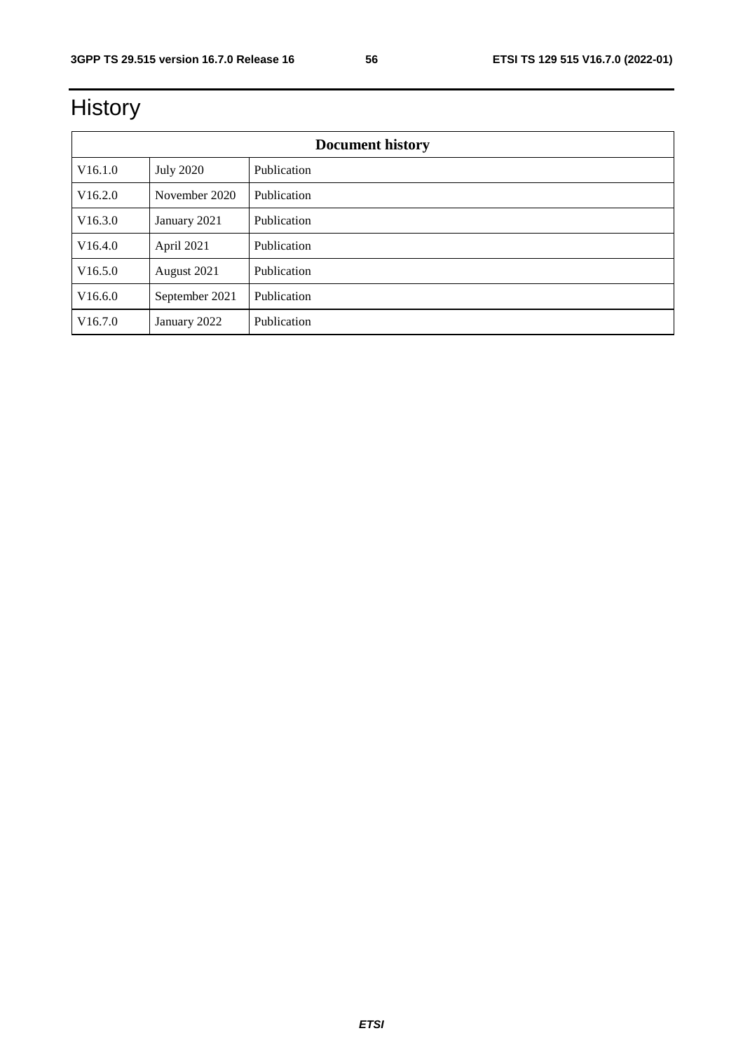# History

| Document history | | |
|---|---|---|
| V16.1.0 | July 2020 | Publication |
| V16.2.0 | November 2020 | Publication |
| V16.3.0 | January 2021 | Publication |
| V16.4.0 | April 2021 | Publication |
| V16.5.0 | August 2021 | Publication |
| V16.6.0 | September 2021 | Publication |
| V16.7.0 | January 2022 | Publication |